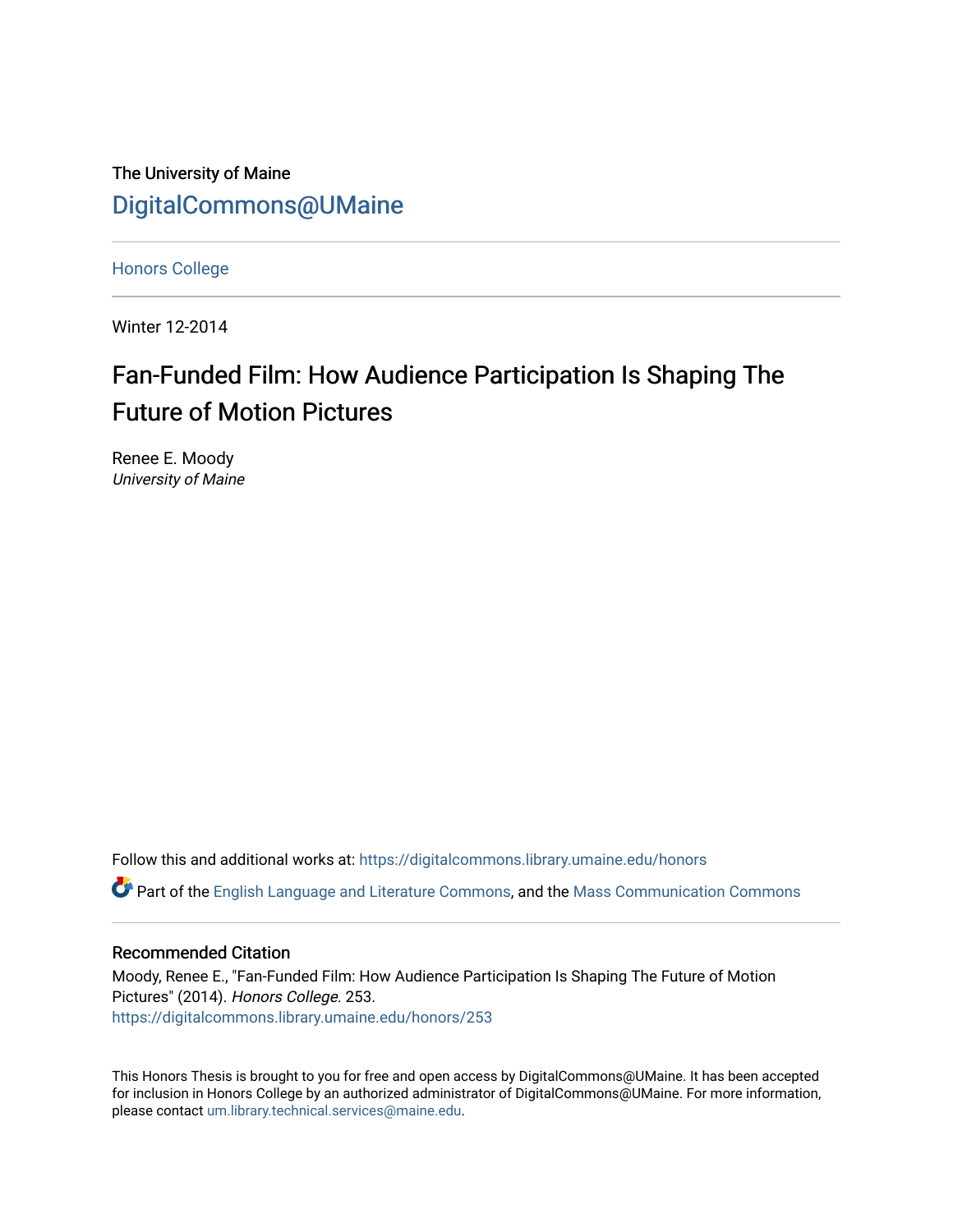The University of Maine

[DigitalCommons@UMaine](https://digitalcommons.library.umaine.edu/)

Honors College

Winter 12-2014

# Fan-Funded Film: How Audience Participation Is Shaping The Future of Motion Pictures

Renee E. Moody
*University of Maine*

Follow this and additional works at: https://digitalcommons.library.umaine.edu/honors

Part of the English Language and Literature Commons, and the Mass Communication Commons

## Recommended Citation

Moody, Renee E., "Fan-Funded Film: How Audience Participation Is Shaping The Future of Motion Pictures" (2014). *Honors College*. 253.
https://digitalcommons.library.umaine.edu/honors/253

This Honors Thesis is brought to you for free and open access by DigitalCommons@UMaine. It has been accepted for inclusion in Honors College by an authorized administrator of DigitalCommons@UMaine. For more information, please contact um.library.technical.services@maine.edu.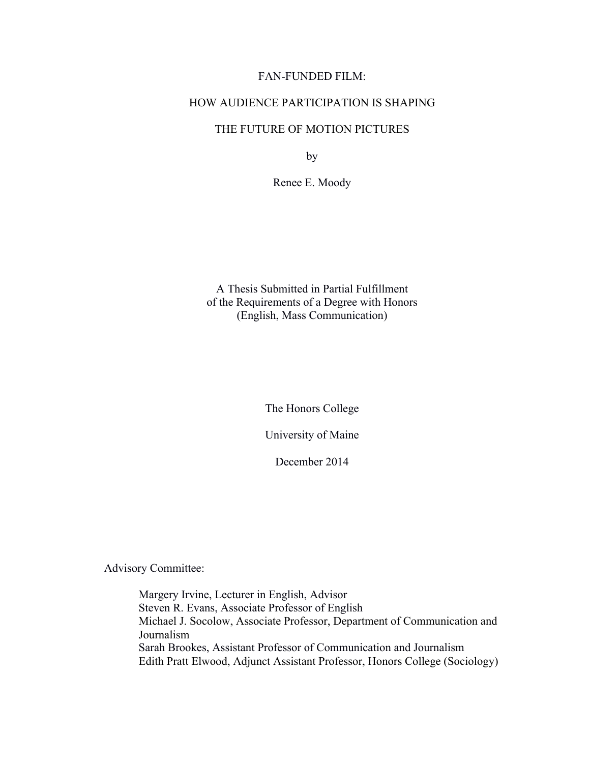# FAN-FUNDED FILM:

# HOW AUDIENCE PARTICIPATION IS SHAPING

# THE FUTURE OF MOTION PICTURES

by

Renee E. Moody

A Thesis Submitted in Partial Fulfillment
of the Requirements of a Degree with Honors
(English, Mass Communication)

The Honors College

University of Maine

December 2014

Advisory Committee:

Margery Irvine, Lecturer in English, Advisor
Steven R. Evans, Associate Professor of English
Michael J. Socolow, Associate Professor, Department of Communication and Journalism
Sarah Brookes, Assistant Professor of Communication and Journalism
Edith Pratt Elwood, Adjunct Assistant Professor, Honors College (Sociology)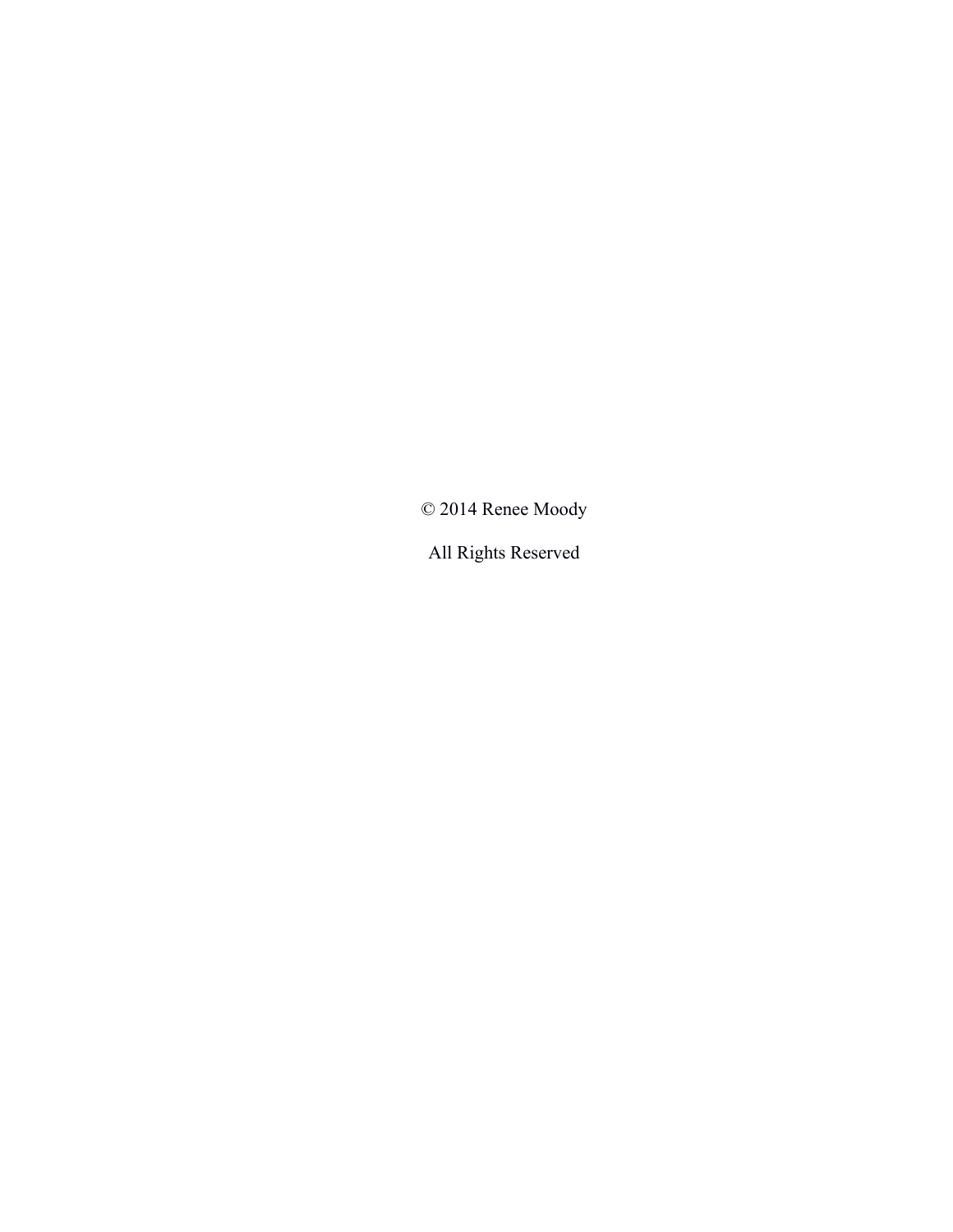© 2014 Renee Moody

All Rights Reserved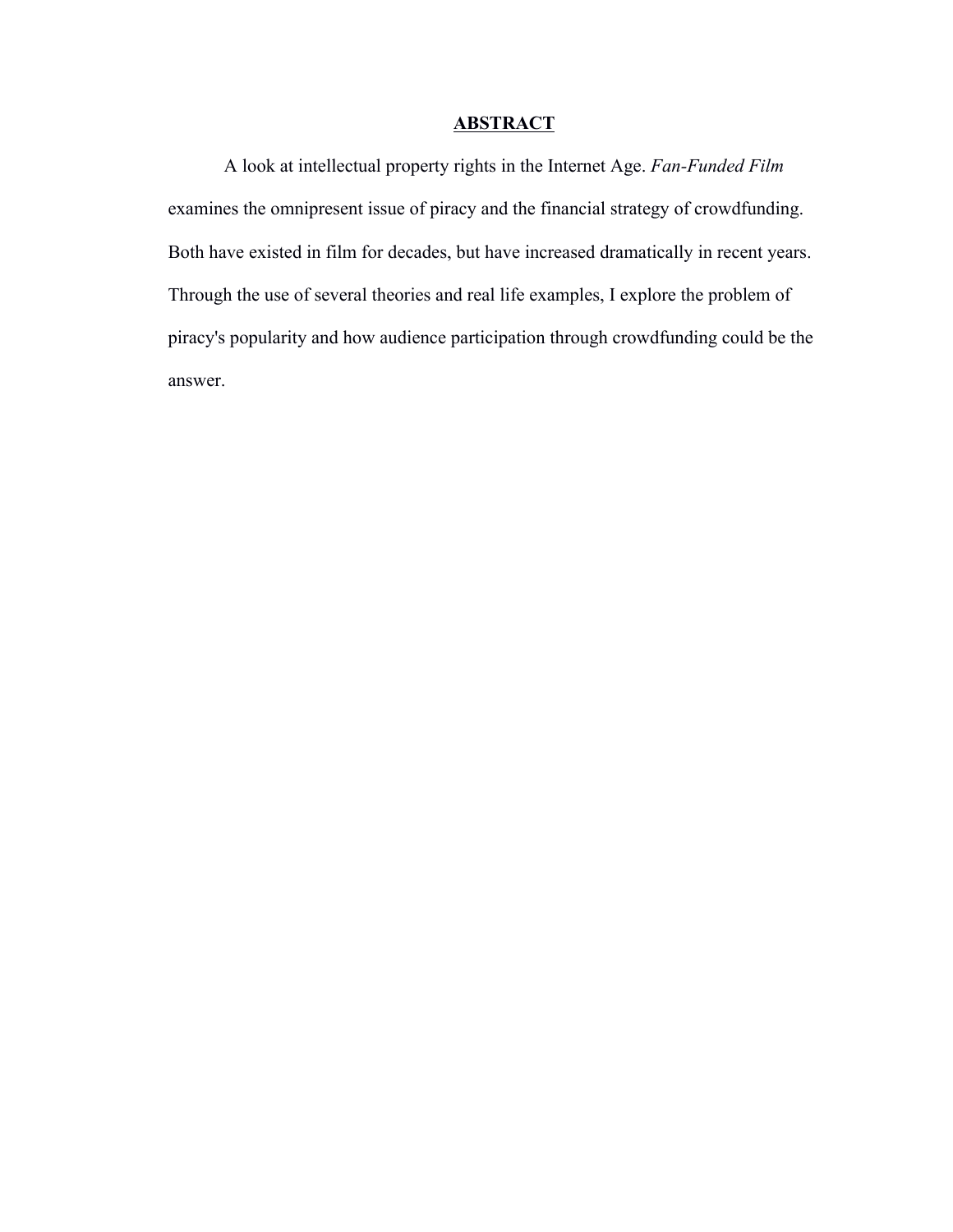## ABSTRACT

A look at intellectual property rights in the Internet Age. *Fan-Funded Film* examines the omnipresent issue of piracy and the financial strategy of crowdfunding. Both have existed in film for decades, but have increased dramatically in recent years. Through the use of several theories and real life examples, I explore the problem of piracy's popularity and how audience participation through crowdfunding could be the answer.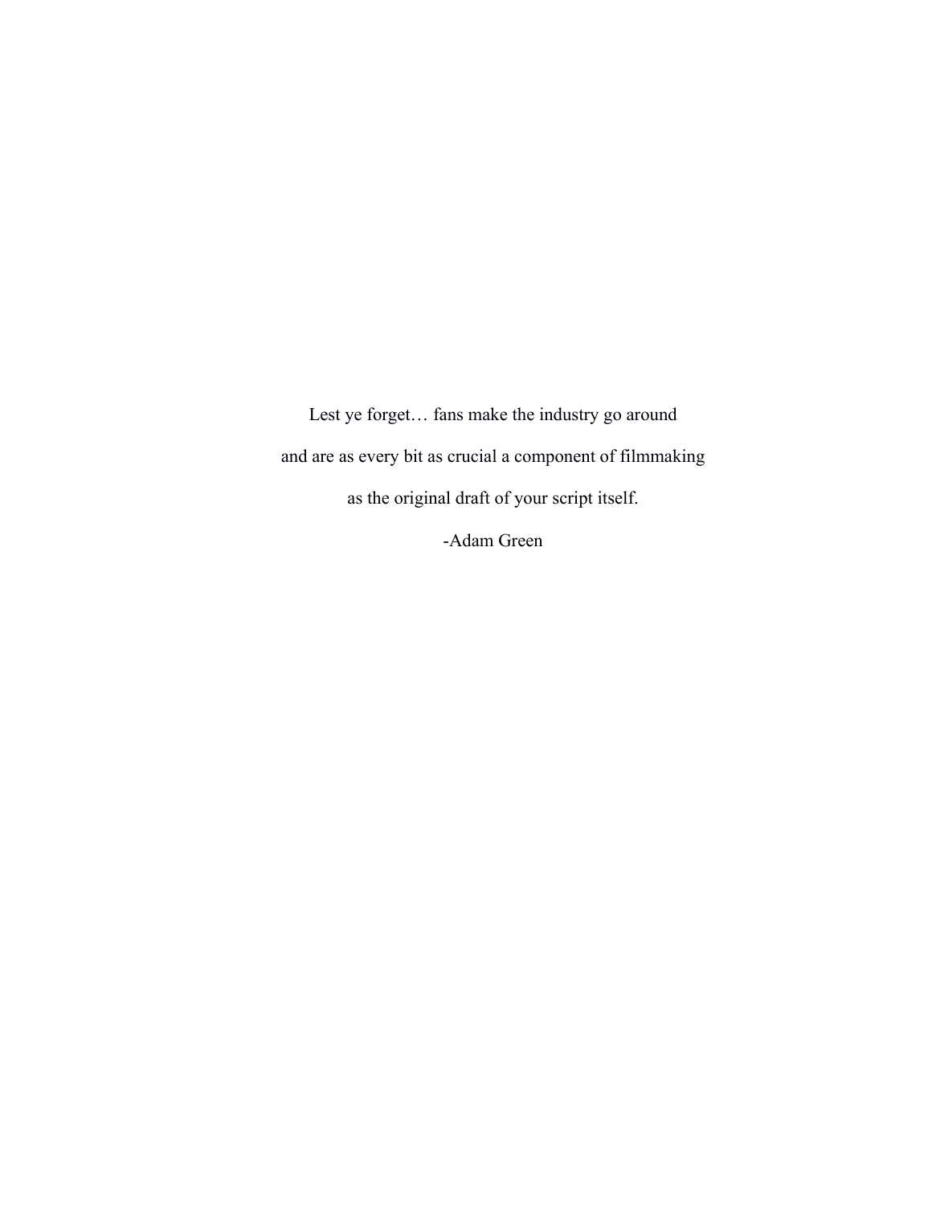Lest ye forget… fans make the industry go around

and are as every bit as crucial a component of filmmaking

as the original draft of your script itself.

-Adam Green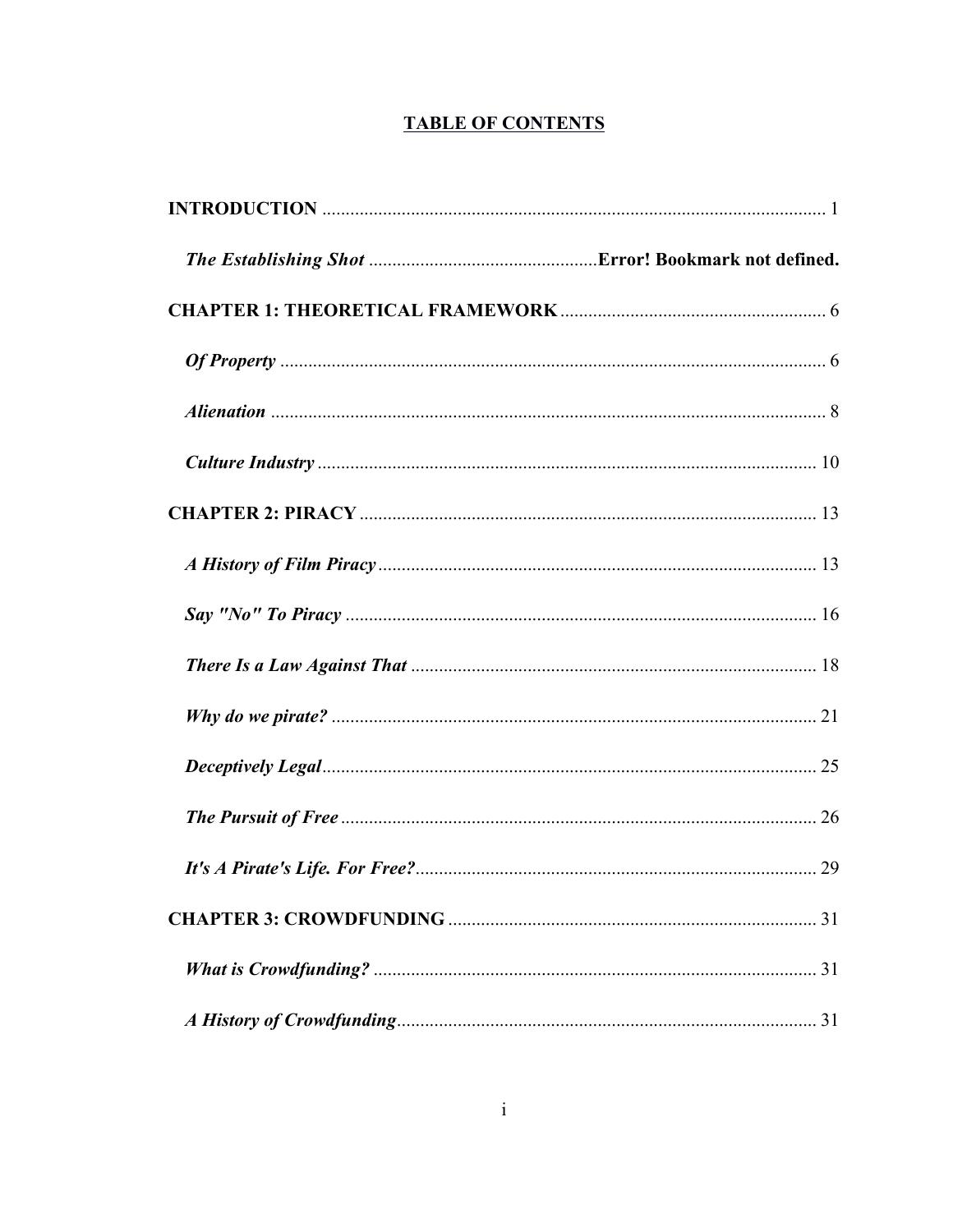## TABLE OF CONTENTS

**INTRODUCTION** ............................................................ 1

*The Establishing Shot* ............................................................ **Error! Bookmark not defined.**

**CHAPTER 1: THEORETICAL FRAMEWORK** ............................................................ 6

*Of Property* ............................................................ 6

*Alienation* ............................................................ 8

*Culture Industry* ............................................................ 10

**CHAPTER 2: PIRACY** ............................................................ 13

*A History of Film Piracy* ............................................................ 13

*Say "No" To Piracy* ............................................................ 16

*There Is a Law Against That* ............................................................ 18

*Why do we pirate?* ............................................................ 21

*Deceptively Legal* ............................................................ 25

*The Pursuit of Free* ............................................................ 26

*It's A Pirate's Life. For Free?* ............................................................ 29

**CHAPTER 3: CROWDFUNDING** ............................................................ 31

*What is Crowdfunding?* ............................................................ 31

*A History of Crowdfunding* ............................................................ 31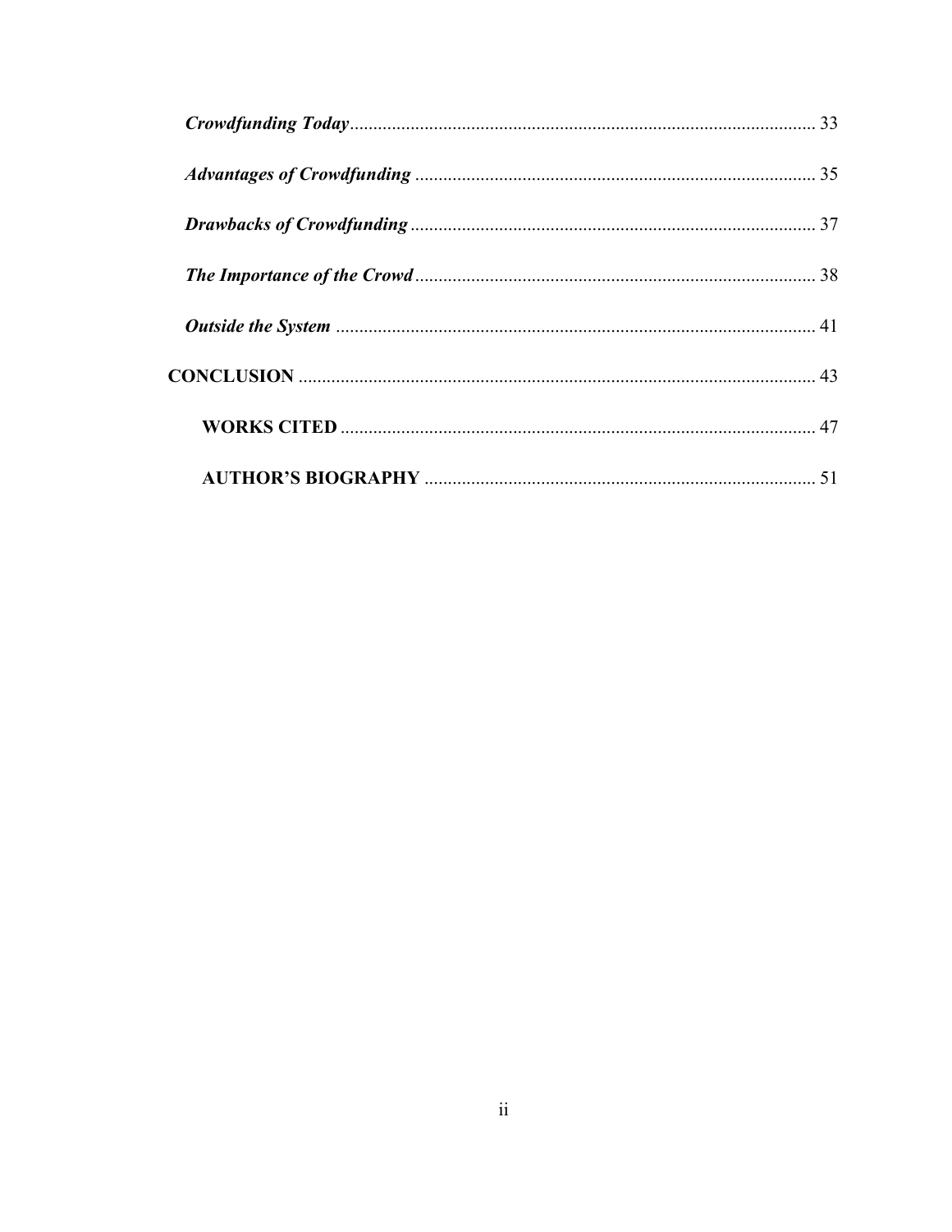***Crowdfunding Today*** .................................................................................................. 33

***Advantages of Crowdfunding*** ...................................................................................... 35

***Drawbacks of Crowdfunding*** ....................................................................................... 37

***The Importance of the Crowd*** ...................................................................................... 38

***Outside the System*** ....................................................................................................... 41

**CONCLUSION** ............................................................................................................... 43

**WORKS CITED** ...................................................................................................... 47

**AUTHOR'S BIOGRAPHY** .................................................................................... 51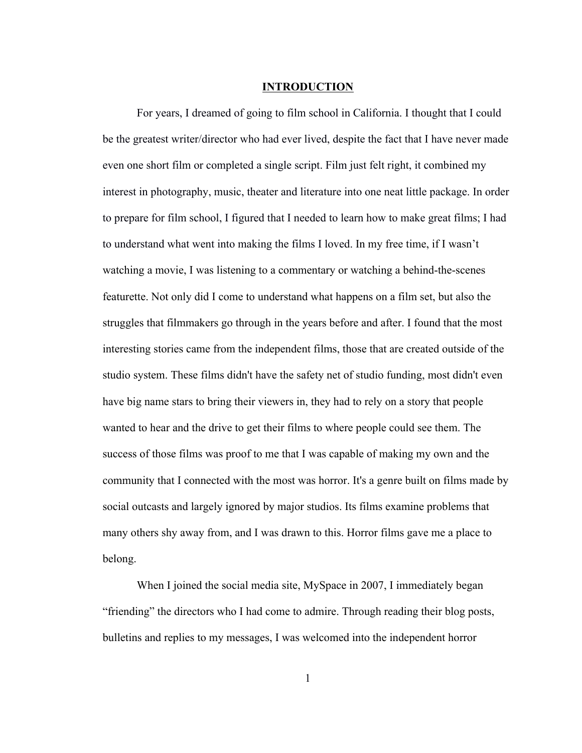# INTRODUCTION

For years, I dreamed of going to film school in California. I thought that I could be the greatest writer/director who had ever lived, despite the fact that I have never made even one short film or completed a single script. Film just felt right, it combined my interest in photography, music, theater and literature into one neat little package. In order to prepare for film school, I figured that I needed to learn how to make great films; I had to understand what went into making the films I loved. In my free time, if I wasn't watching a movie, I was listening to a commentary or watching a behind-the-scenes featurette. Not only did I come to understand what happens on a film set, but also the struggles that filmmakers go through in the years before and after. I found that the most interesting stories came from the independent films, those that are created outside of the studio system. These films didn't have the safety net of studio funding, most didn't even have big name stars to bring their viewers in, they had to rely on a story that people wanted to hear and the drive to get their films to where people could see them. The success of those films was proof to me that I was capable of making my own and the community that I connected with the most was horror. It's a genre built on films made by social outcasts and largely ignored by major studios. Its films examine problems that many others shy away from, and I was drawn to this. Horror films gave me a place to belong.

When I joined the social media site, MySpace in 2007, I immediately began "friending" the directors who I had come to admire. Through reading their blog posts, bulletins and replies to my messages, I was welcomed into the independent horror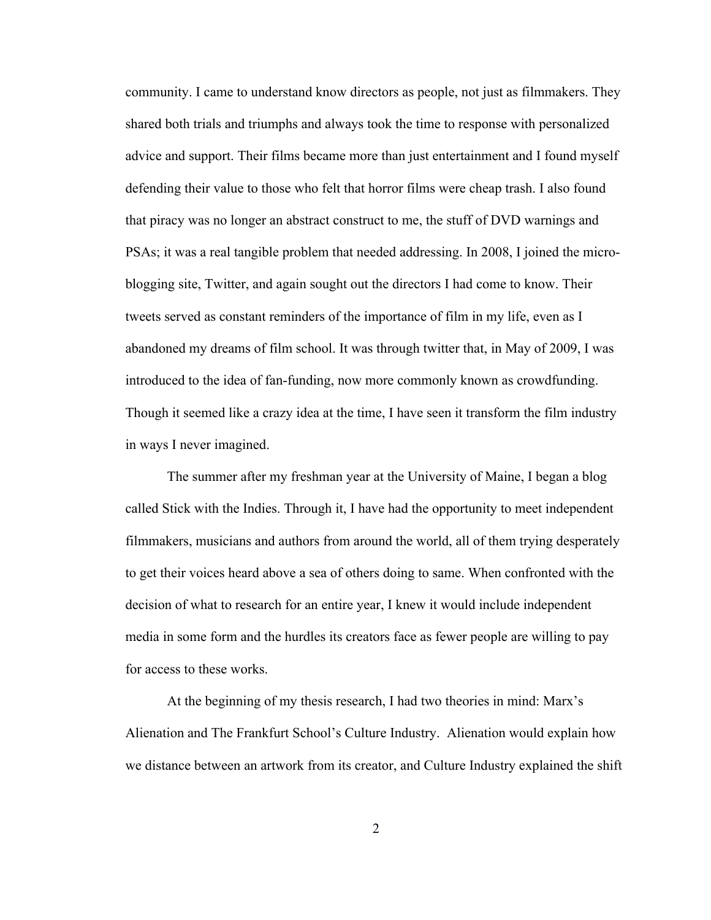community. I came to understand know directors as people, not just as filmmakers. They shared both trials and triumphs and always took the time to response with personalized advice and support. Their films became more than just entertainment and I found myself defending their value to those who felt that horror films were cheap trash. I also found that piracy was no longer an abstract construct to me, the stuff of DVD warnings and PSAs; it was a real tangible problem that needed addressing. In 2008, I joined the micro-blogging site, Twitter, and again sought out the directors I had come to know. Their tweets served as constant reminders of the importance of film in my life, even as I abandoned my dreams of film school. It was through twitter that, in May of 2009, I was introduced to the idea of fan-funding, now more commonly known as crowdfunding. Though it seemed like a crazy idea at the time, I have seen it transform the film industry in ways I never imagined.

The summer after my freshman year at the University of Maine, I began a blog called Stick with the Indies. Through it, I have had the opportunity to meet independent filmmakers, musicians and authors from around the world, all of them trying desperately to get their voices heard above a sea of others doing to same. When confronted with the decision of what to research for an entire year, I knew it would include independent media in some form and the hurdles its creators face as fewer people are willing to pay for access to these works.

At the beginning of my thesis research, I had two theories in mind: Marx's Alienation and The Frankfurt School's Culture Industry. Alienation would explain how we distance between an artwork from its creator, and Culture Industry explained the shift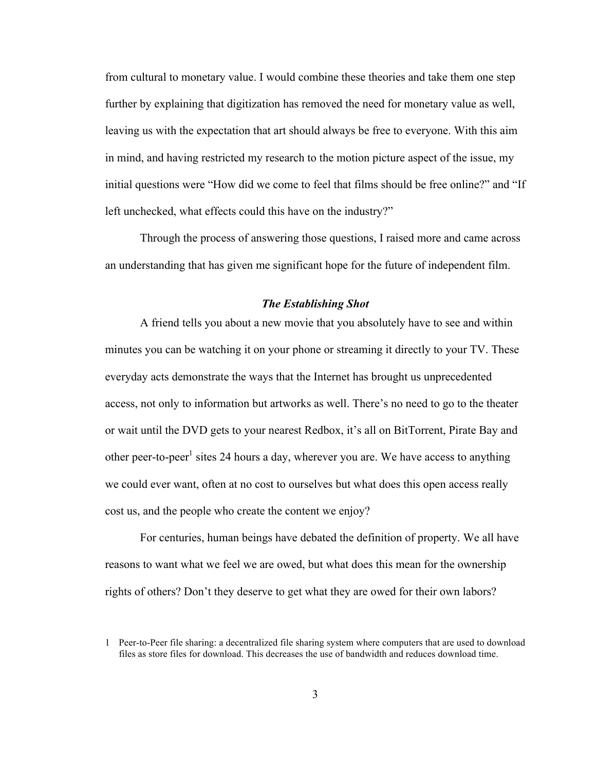from cultural to monetary value. I would combine these theories and take them one step further by explaining that digitization has removed the need for monetary value as well, leaving us with the expectation that art should always be free to everyone. With this aim in mind, and having restricted my research to the motion picture aspect of the issue, my initial questions were "How did we come to feel that films should be free online?" and "If left unchecked, what effects could this have on the industry?"

Through the process of answering those questions, I raised more and came across an understanding that has given me significant hope for the future of independent film.

### ***The Establishing Shot***

A friend tells you about a new movie that you absolutely have to see and within minutes you can be watching it on your phone or streaming it directly to your TV. These everyday acts demonstrate the ways that the Internet has brought us unprecedented access, not only to information but artworks as well. There's no need to go to the theater or wait until the DVD gets to your nearest Redbox, it's all on BitTorrent, Pirate Bay and other peer-to-peer[1] sites 24 hours a day, wherever you are. We have access to anything we could ever want, often at no cost to ourselves but what does this open access really cost us, and the people who create the content we enjoy?

For centuries, human beings have debated the definition of property. We all have reasons to want what we feel we are owed, but what does this mean for the ownership rights of others? Don't they deserve to get what they are owed for their own labors?

1 Peer-to-Peer file sharing: a decentralized file sharing system where computers that are used to download files as store files for download. This decreases the use of bandwidth and reduces download time.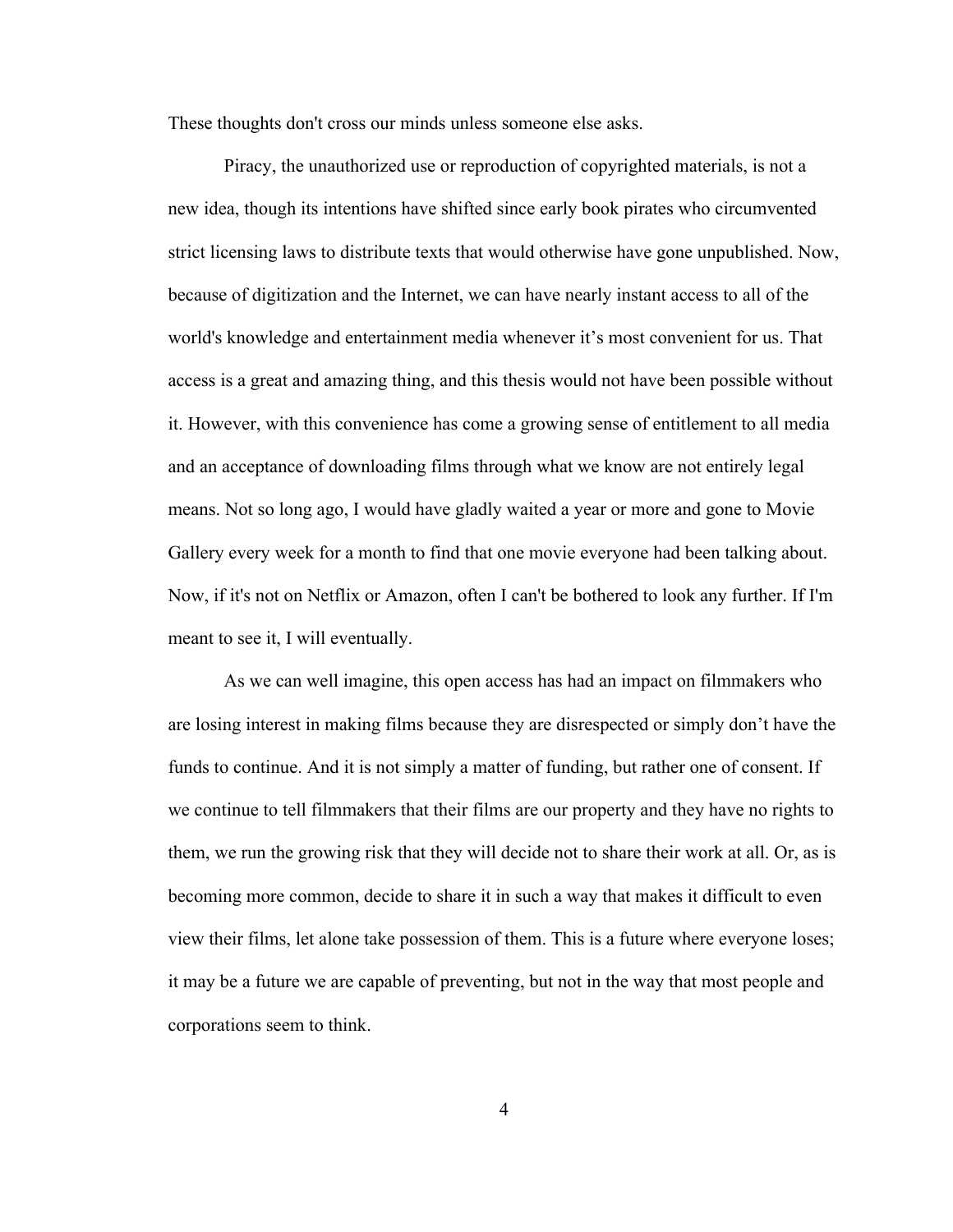These thoughts don't cross our minds unless someone else asks.

Piracy, the unauthorized use or reproduction of copyrighted materials, is not a new idea, though its intentions have shifted since early book pirates who circumvented strict licensing laws to distribute texts that would otherwise have gone unpublished. Now, because of digitization and the Internet, we can have nearly instant access to all of the world's knowledge and entertainment media whenever it's most convenient for us. That access is a great and amazing thing, and this thesis would not have been possible without it. However, with this convenience has come a growing sense of entitlement to all media and an acceptance of downloading films through what we know are not entirely legal means. Not so long ago, I would have gladly waited a year or more and gone to Movie Gallery every week for a month to find that one movie everyone had been talking about. Now, if it's not on Netflix or Amazon, often I can't be bothered to look any further. If I'm meant to see it, I will eventually.

As we can well imagine, this open access has had an impact on filmmakers who are losing interest in making films because they are disrespected or simply don't have the funds to continue. And it is not simply a matter of funding, but rather one of consent. If we continue to tell filmmakers that their films are our property and they have no rights to them, we run the growing risk that they will decide not to share their work at all. Or, as is becoming more common, decide to share it in such a way that makes it difficult to even view their films, let alone take possession of them. This is a future where everyone loses; it may be a future we are capable of preventing, but not in the way that most people and corporations seem to think.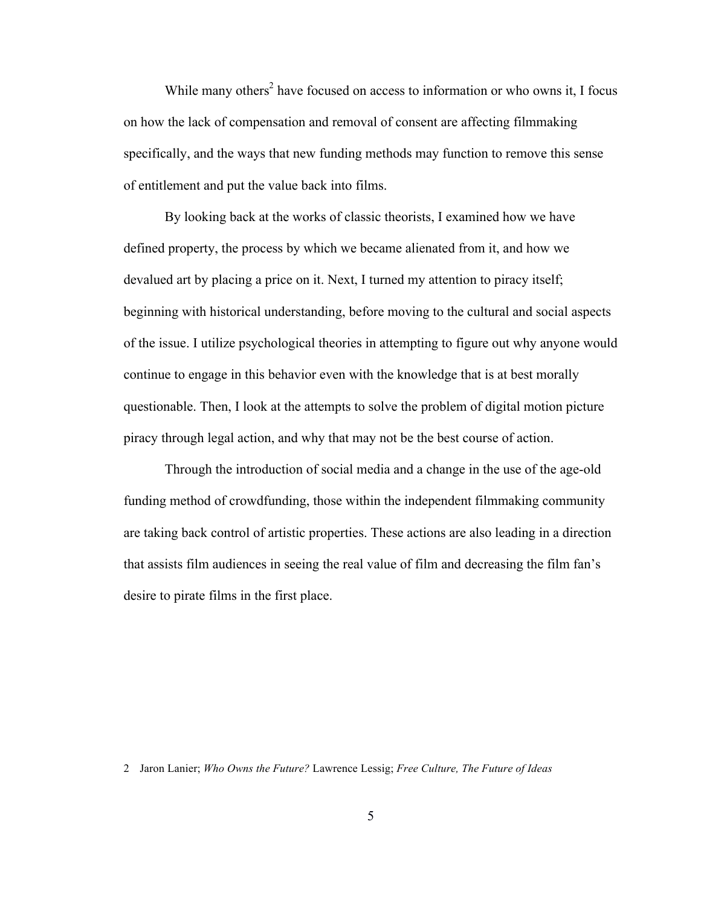While many others[2] have focused on access to information or who owns it, I focus on how the lack of compensation and removal of consent are affecting filmmaking specifically, and the ways that new funding methods may function to remove this sense of entitlement and put the value back into films.

By looking back at the works of classic theorists, I examined how we have defined property, the process by which we became alienated from it, and how we devalued art by placing a price on it. Next, I turned my attention to piracy itself; beginning with historical understanding, before moving to the cultural and social aspects of the issue. I utilize psychological theories in attempting to figure out why anyone would continue to engage in this behavior even with the knowledge that is at best morally questionable. Then, I look at the attempts to solve the problem of digital motion picture piracy through legal action, and why that may not be the best course of action.

Through the introduction of social media and a change in the use of the age-old funding method of crowdfunding, those within the independent filmmaking community are taking back control of artistic properties. These actions are also leading in a direction that assists film audiences in seeing the real value of film and decreasing the film fan's desire to pirate films in the first place.

2 Jaron Lanier; *Who Owns the Future?* Lawrence Lessig; *Free Culture, The Future of Ideas*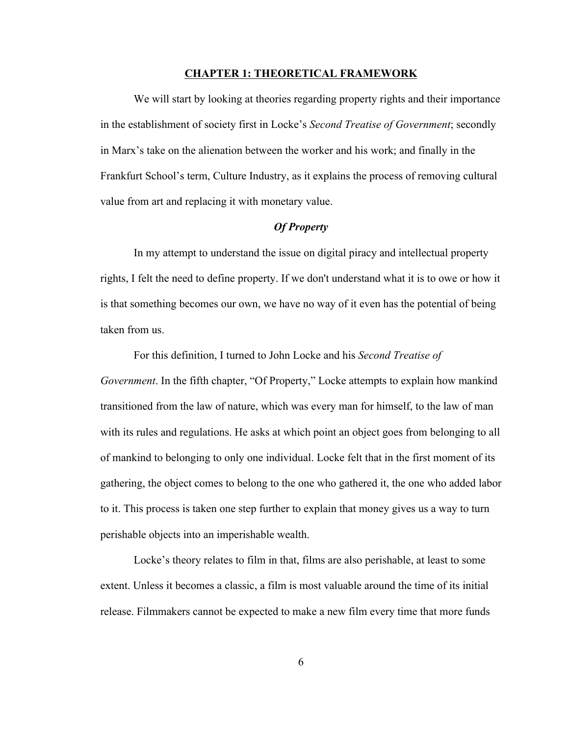# CHAPTER 1: THEORETICAL FRAMEWORK

We will start by looking at theories regarding property rights and their importance in the establishment of society first in Locke's *Second Treatise of Government*; secondly in Marx's take on the alienation between the worker and his work; and finally in the Frankfurt School's term, Culture Industry, as it explains the process of removing cultural value from art and replacing it with monetary value.

### *Of Property*

In my attempt to understand the issue on digital piracy and intellectual property rights, I felt the need to define property. If we don't understand what it is to owe or how it is that something becomes our own, we have no way of it even has the potential of being taken from us.

For this definition, I turned to John Locke and his *Second Treatise of Government*. In the fifth chapter, "Of Property," Locke attempts to explain how mankind transitioned from the law of nature, which was every man for himself, to the law of man with its rules and regulations. He asks at which point an object goes from belonging to all of mankind to belonging to only one individual. Locke felt that in the first moment of its gathering, the object comes to belong to the one who gathered it, the one who added labor to it. This process is taken one step further to explain that money gives us a way to turn perishable objects into an imperishable wealth.

Locke's theory relates to film in that, films are also perishable, at least to some extent. Unless it becomes a classic, a film is most valuable around the time of its initial release. Filmmakers cannot be expected to make a new film every time that more funds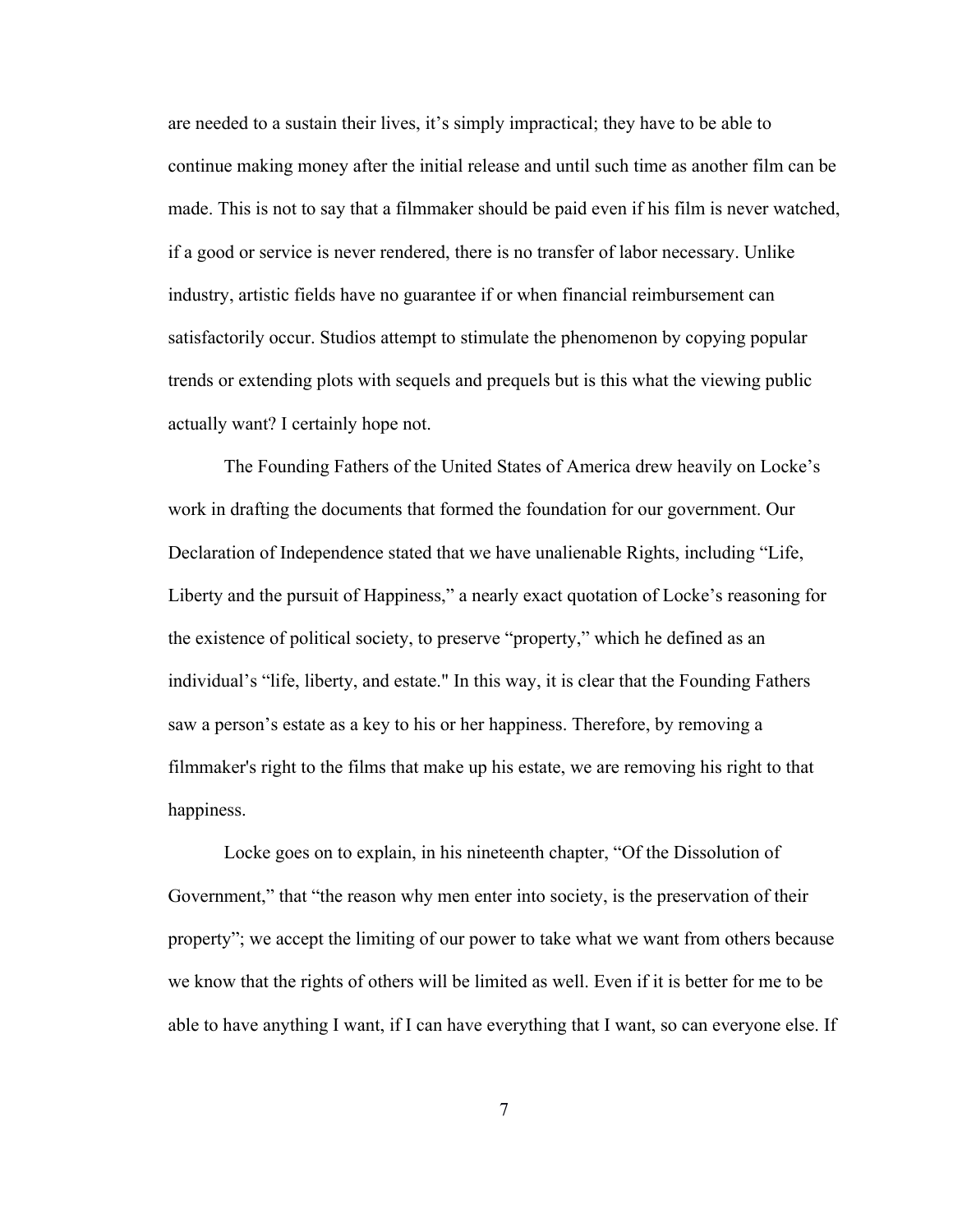are needed to a sustain their lives, it's simply impractical; they have to be able to continue making money after the initial release and until such time as another film can be made. This is not to say that a filmmaker should be paid even if his film is never watched, if a good or service is never rendered, there is no transfer of labor necessary. Unlike industry, artistic fields have no guarantee if or when financial reimbursement can satisfactorily occur. Studios attempt to stimulate the phenomenon by copying popular trends or extending plots with sequels and prequels but is this what the viewing public actually want? I certainly hope not.

The Founding Fathers of the United States of America drew heavily on Locke's work in drafting the documents that formed the foundation for our government. Our Declaration of Independence stated that we have unalienable Rights, including "Life, Liberty and the pursuit of Happiness," a nearly exact quotation of Locke's reasoning for the existence of political society, to preserve "property," which he defined as an individual's "life, liberty, and estate." In this way, it is clear that the Founding Fathers saw a person's estate as a key to his or her happiness. Therefore, by removing a filmmaker's right to the films that make up his estate, we are removing his right to that happiness.

Locke goes on to explain, in his nineteenth chapter, "Of the Dissolution of Government," that "the reason why men enter into society, is the preservation of their property"; we accept the limiting of our power to take what we want from others because we know that the rights of others will be limited as well. Even if it is better for me to be able to have anything I want, if I can have everything that I want, so can everyone else. If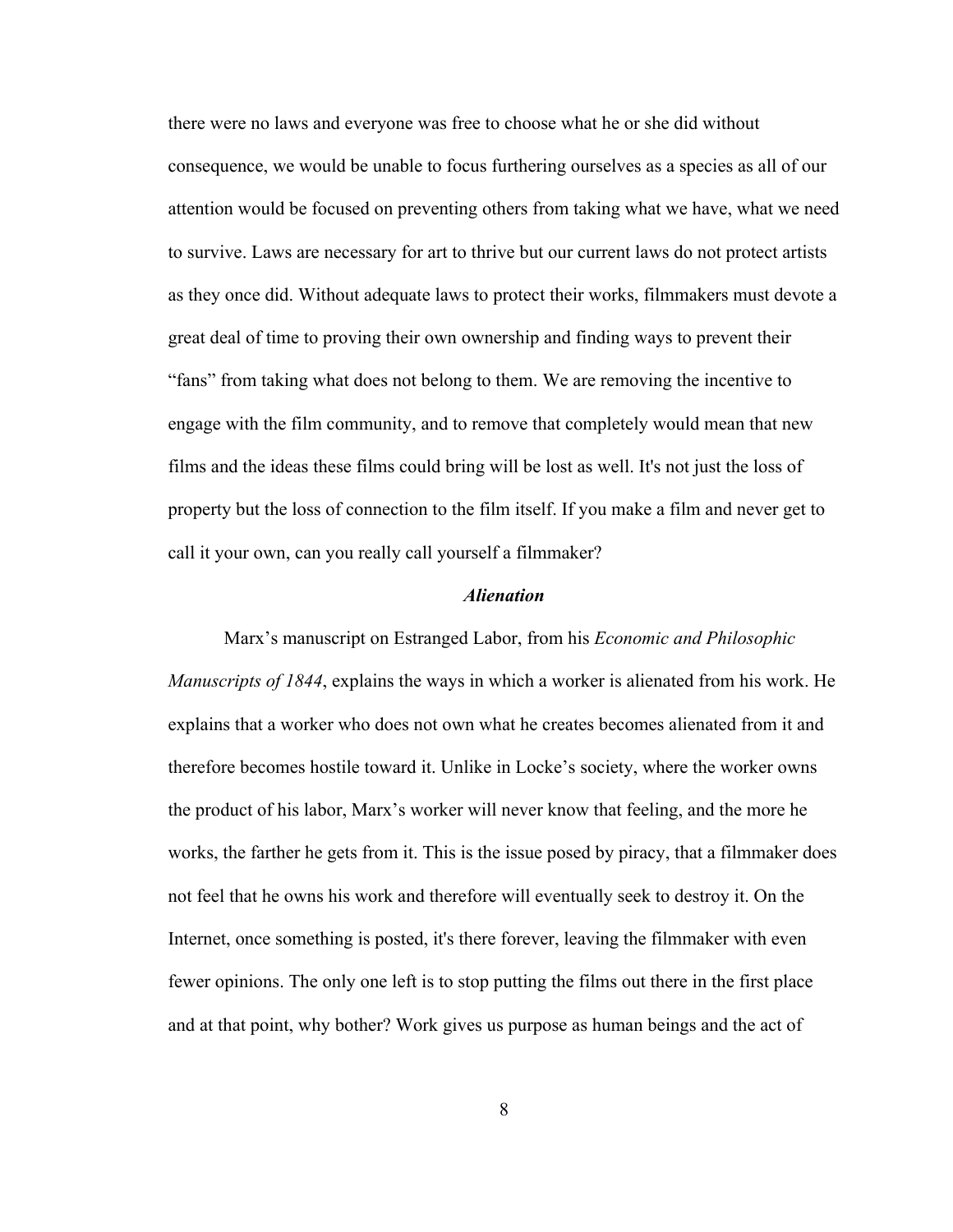there were no laws and everyone was free to choose what he or she did without consequence, we would be unable to focus furthering ourselves as a species as all of our attention would be focused on preventing others from taking what we have, what we need to survive. Laws are necessary for art to thrive but our current laws do not protect artists as they once did. Without adequate laws to protect their works, filmmakers must devote a great deal of time to proving their own ownership and finding ways to prevent their "fans" from taking what does not belong to them. We are removing the incentive to engage with the film community, and to remove that completely would mean that new films and the ideas these films could bring will be lost as well. It's not just the loss of property but the loss of connection to the film itself. If you make a film and never get to call it your own, can you really call yourself a filmmaker?

### *Alienation*

Marx's manuscript on Estranged Labor, from his *Economic and Philosophic Manuscripts of 1844*, explains the ways in which a worker is alienated from his work. He explains that a worker who does not own what he creates becomes alienated from it and therefore becomes hostile toward it. Unlike in Locke's society, where the worker owns the product of his labor, Marx's worker will never know that feeling, and the more he works, the farther he gets from it. This is the issue posed by piracy, that a filmmaker does not feel that he owns his work and therefore will eventually seek to destroy it. On the Internet, once something is posted, it's there forever, leaving the filmmaker with even fewer opinions. The only one left is to stop putting the films out there in the first place and at that point, why bother? Work gives us purpose as human beings and the act of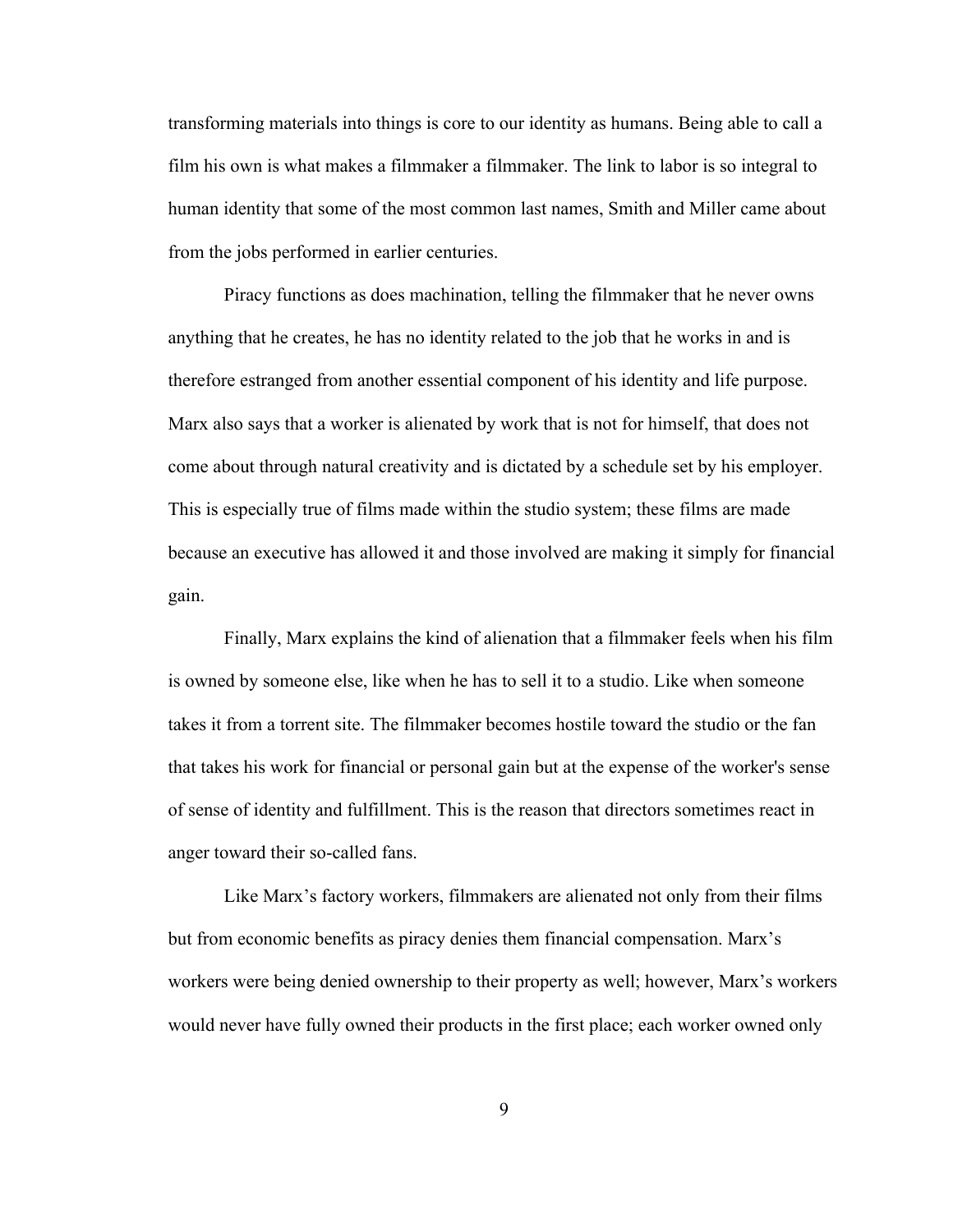transforming materials into things is core to our identity as humans. Being able to call a film his own is what makes a filmmaker a filmmaker. The link to labor is so integral to human identity that some of the most common last names, Smith and Miller came about from the jobs performed in earlier centuries.

Piracy functions as does machination, telling the filmmaker that he never owns anything that he creates, he has no identity related to the job that he works in and is therefore estranged from another essential component of his identity and life purpose. Marx also says that a worker is alienated by work that is not for himself, that does not come about through natural creativity and is dictated by a schedule set by his employer. This is especially true of films made within the studio system; these films are made because an executive has allowed it and those involved are making it simply for financial gain.

Finally, Marx explains the kind of alienation that a filmmaker feels when his film is owned by someone else, like when he has to sell it to a studio. Like when someone takes it from a torrent site. The filmmaker becomes hostile toward the studio or the fan that takes his work for financial or personal gain but at the expense of the worker's sense of sense of identity and fulfillment. This is the reason that directors sometimes react in anger toward their so-called fans.

Like Marx's factory workers, filmmakers are alienated not only from their films but from economic benefits as piracy denies them financial compensation. Marx's workers were being denied ownership to their property as well; however, Marx's workers would never have fully owned their products in the first place; each worker owned only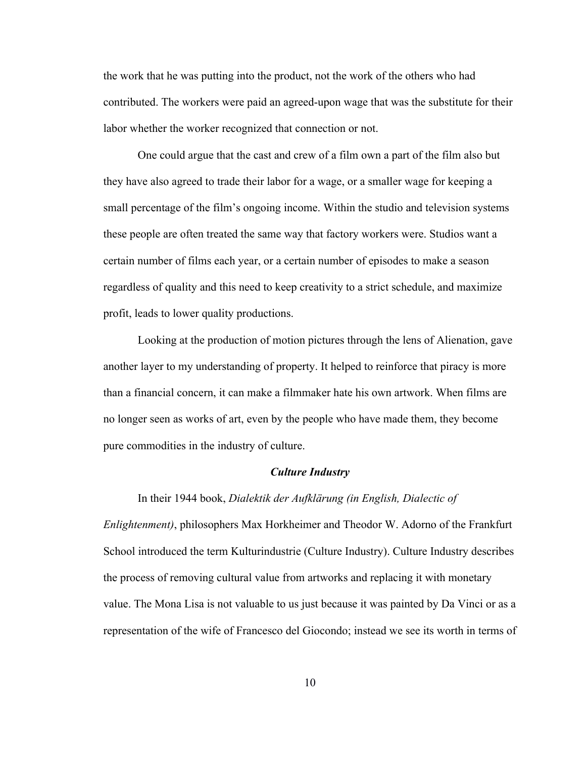the work that he was putting into the product, not the work of the others who had contributed. The workers were paid an agreed-upon wage that was the substitute for their labor whether the worker recognized that connection or not.

One could argue that the cast and crew of a film own a part of the film also but they have also agreed to trade their labor for a wage, or a smaller wage for keeping a small percentage of the film's ongoing income. Within the studio and television systems these people are often treated the same way that factory workers were. Studios want a certain number of films each year, or a certain number of episodes to make a season regardless of quality and this need to keep creativity to a strict schedule, and maximize profit, leads to lower quality productions.

Looking at the production of motion pictures through the lens of Alienation, gave another layer to my understanding of property. It helped to reinforce that piracy is more than a financial concern, it can make a filmmaker hate his own artwork. When films are no longer seen as works of art, even by the people who have made them, they become pure commodities in the industry of culture.

### ***Culture Industry***

In their 1944 book, *Dialektik der Aufklärung (in English, Dialectic of Enlightenment)*, philosophers Max Horkheimer and Theodor W. Adorno of the Frankfurt School introduced the term Kulturindustrie (Culture Industry). Culture Industry describes the process of removing cultural value from artworks and replacing it with monetary value. The Mona Lisa is not valuable to us just because it was painted by Da Vinci or as a representation of the wife of Francesco del Giocondo; instead we see its worth in terms of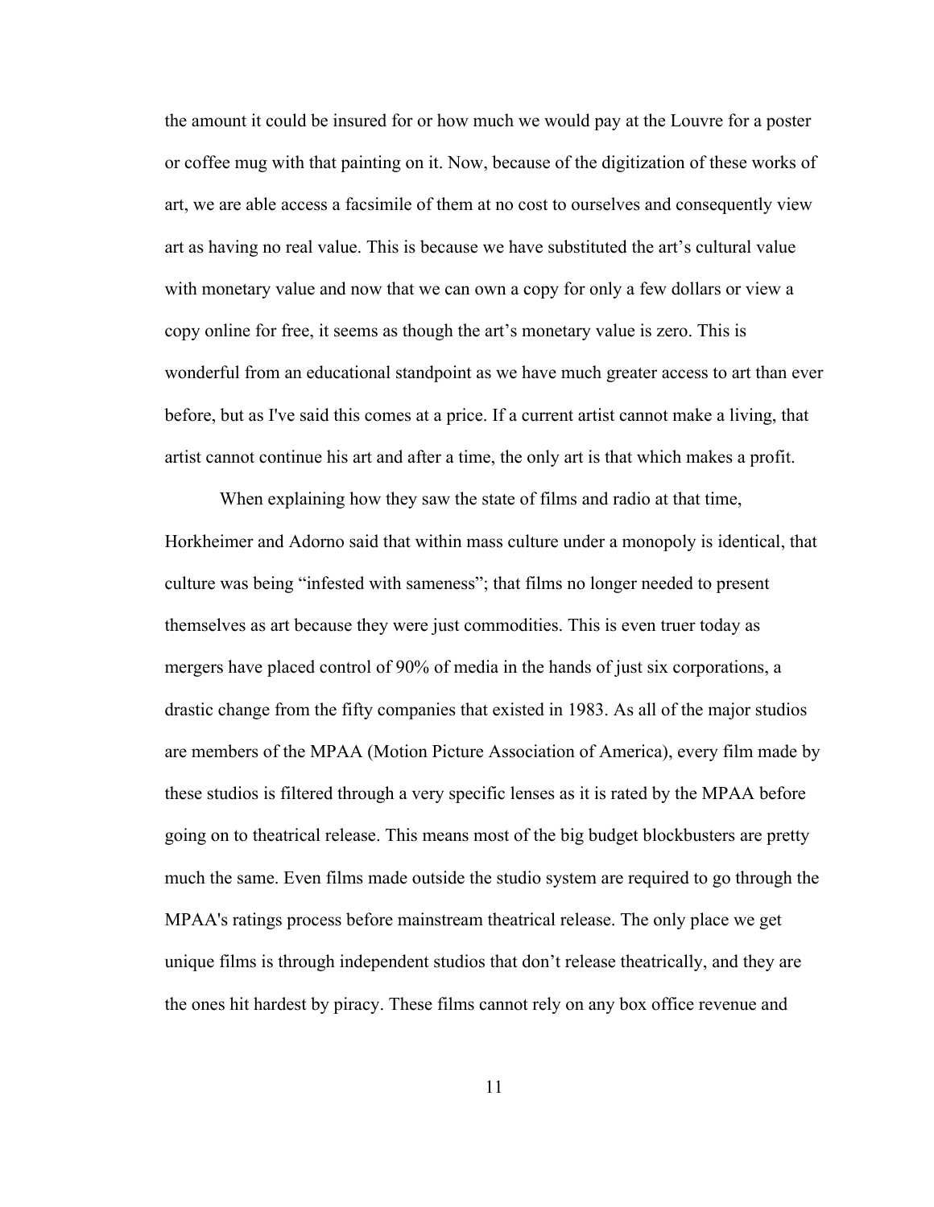the amount it could be insured for or how much we would pay at the Louvre for a poster or coffee mug with that painting on it. Now, because of the digitization of these works of art, we are able access a facsimile of them at no cost to ourselves and consequently view art as having no real value. This is because we have substituted the art's cultural value with monetary value and now that we can own a copy for only a few dollars or view a copy online for free, it seems as though the art's monetary value is zero. This is wonderful from an educational standpoint as we have much greater access to art than ever before, but as I've said this comes at a price. If a current artist cannot make a living, that artist cannot continue his art and after a time, the only art is that which makes a profit.

When explaining how they saw the state of films and radio at that time, Horkheimer and Adorno said that within mass culture under a monopoly is identical, that culture was being "infested with sameness"; that films no longer needed to present themselves as art because they were just commodities. This is even truer today as mergers have placed control of 90% of media in the hands of just six corporations, a drastic change from the fifty companies that existed in 1983. As all of the major studios are members of the MPAA (Motion Picture Association of America), every film made by these studios is filtered through a very specific lenses as it is rated by the MPAA before going on to theatrical release. This means most of the big budget blockbusters are pretty much the same. Even films made outside the studio system are required to go through the MPAA's ratings process before mainstream theatrical release. The only place we get unique films is through independent studios that don't release theatrically, and they are the ones hit hardest by piracy. These films cannot rely on any box office revenue and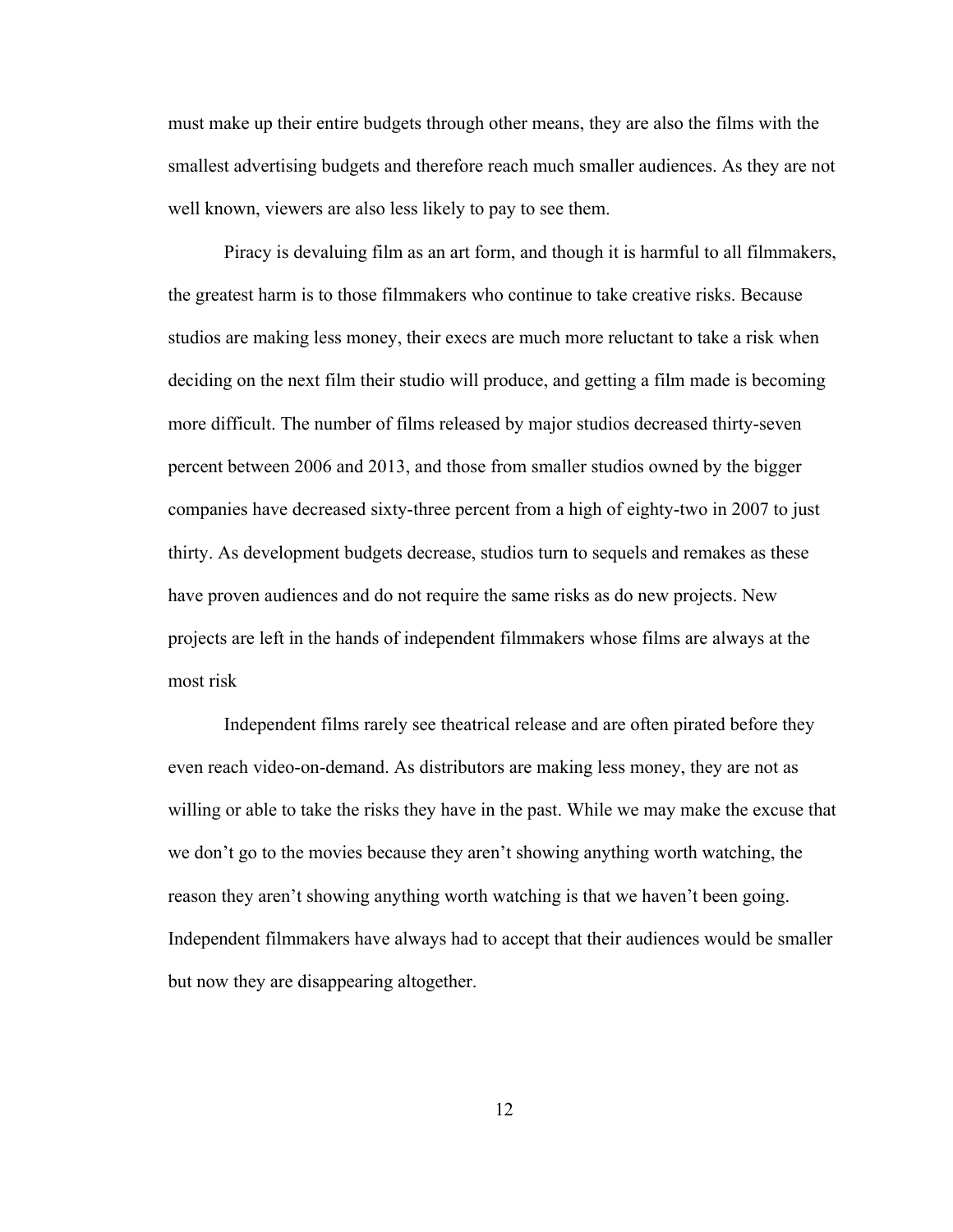must make up their entire budgets through other means, they are also the films with the smallest advertising budgets and therefore reach much smaller audiences. As they are not well known, viewers are also less likely to pay to see them.

Piracy is devaluing film as an art form, and though it is harmful to all filmmakers, the greatest harm is to those filmmakers who continue to take creative risks. Because studios are making less money, their execs are much more reluctant to take a risk when deciding on the next film their studio will produce, and getting a film made is becoming more difficult. The number of films released by major studios decreased thirty-seven percent between 2006 and 2013, and those from smaller studios owned by the bigger companies have decreased sixty-three percent from a high of eighty-two in 2007 to just thirty. As development budgets decrease, studios turn to sequels and remakes as these have proven audiences and do not require the same risks as do new projects. New projects are left in the hands of independent filmmakers whose films are always at the most risk

Independent films rarely see theatrical release and are often pirated before they even reach video-on-demand. As distributors are making less money, they are not as willing or able to take the risks they have in the past. While we may make the excuse that we don't go to the movies because they aren't showing anything worth watching, the reason they aren't showing anything worth watching is that we haven't been going. Independent filmmakers have always had to accept that their audiences would be smaller but now they are disappearing altogether.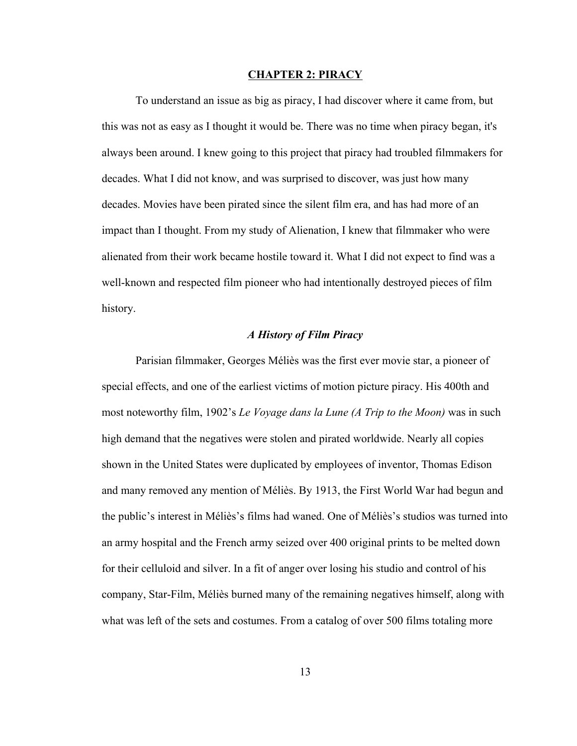## CHAPTER 2: PIRACY

To understand an issue as big as piracy, I had discover where it came from, but this was not as easy as I thought it would be. There was no time when piracy began, it's always been around. I knew going to this project that piracy had troubled filmmakers for decades. What I did not know, and was surprised to discover, was just how many decades. Movies have been pirated since the silent film era, and has had more of an impact than I thought. From my study of Alienation, I knew that filmmaker who were alienated from their work became hostile toward it. What I did not expect to find was a well-known and respected film pioneer who had intentionally destroyed pieces of film history.

### *A History of Film Piracy*

Parisian filmmaker, Georges Méliès was the first ever movie star, a pioneer of special effects, and one of the earliest victims of motion picture piracy. His 400th and most noteworthy film, 1902's *Le Voyage dans la Lune (A Trip to the Moon)* was in such high demand that the negatives were stolen and pirated worldwide. Nearly all copies shown in the United States were duplicated by employees of inventor, Thomas Edison and many removed any mention of Méliès. By 1913, the First World War had begun and the public's interest in Méliès's films had waned. One of Méliès's studios was turned into an army hospital and the French army seized over 400 original prints to be melted down for their celluloid and silver. In a fit of anger over losing his studio and control of his company, Star-Film, Méliès burned many of the remaining negatives himself, along with what was left of the sets and costumes. From a catalog of over 500 films totaling more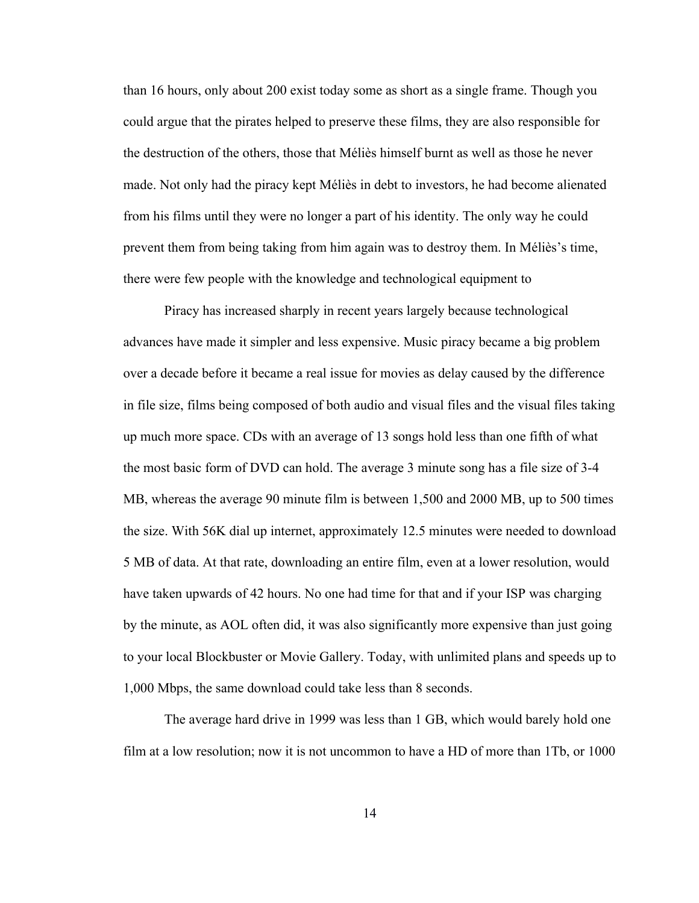than 16 hours, only about 200 exist today some as short as a single frame. Though you could argue that the pirates helped to preserve these films, they are also responsible for the destruction of the others, those that Méliès himself burnt as well as those he never made. Not only had the piracy kept Méliès in debt to investors, he had become alienated from his films until they were no longer a part of his identity. The only way he could prevent them from being taking from him again was to destroy them. In Méliès's time, there were few people with the knowledge and technological equipment to

Piracy has increased sharply in recent years largely because technological advances have made it simpler and less expensive. Music piracy became a big problem over a decade before it became a real issue for movies as delay caused by the difference in file size, films being composed of both audio and visual files and the visual files taking up much more space. CDs with an average of 13 songs hold less than one fifth of what the most basic form of DVD can hold. The average 3 minute song has a file size of 3-4 MB, whereas the average 90 minute film is between 1,500 and 2000 MB, up to 500 times the size. With 56K dial up internet, approximately 12.5 minutes were needed to download 5 MB of data. At that rate, downloading an entire film, even at a lower resolution, would have taken upwards of 42 hours. No one had time for that and if your ISP was charging by the minute, as AOL often did, it was also significantly more expensive than just going to your local Blockbuster or Movie Gallery. Today, with unlimited plans and speeds up to 1,000 Mbps, the same download could take less than 8 seconds.

The average hard drive in 1999 was less than 1 GB, which would barely hold one film at a low resolution; now it is not uncommon to have a HD of more than 1Tb, or 1000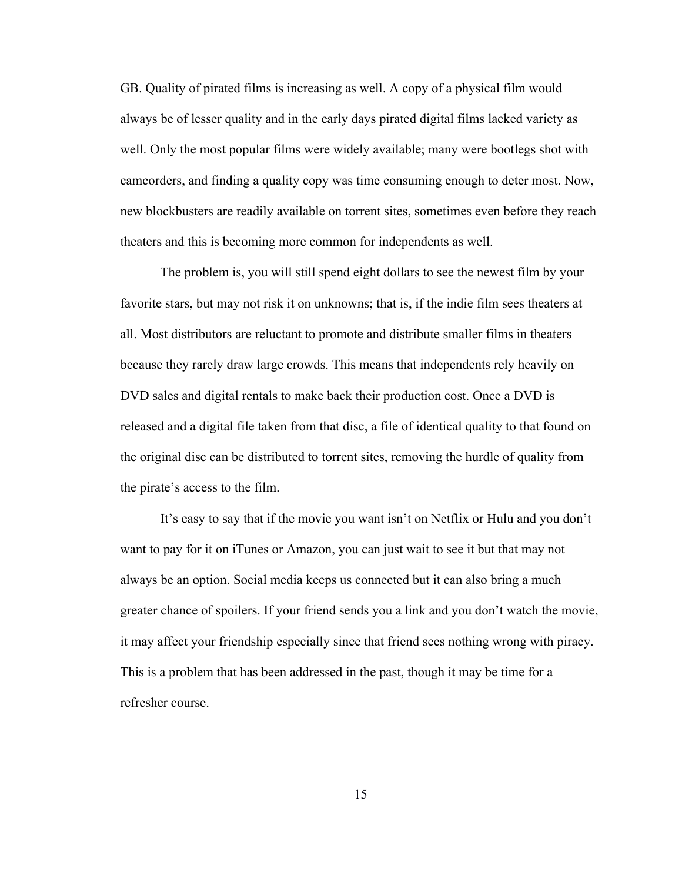GB. Quality of pirated films is increasing as well. A copy of a physical film would always be of lesser quality and in the early days pirated digital films lacked variety as well. Only the most popular films were widely available; many were bootlegs shot with camcorders, and finding a quality copy was time consuming enough to deter most. Now, new blockbusters are readily available on torrent sites, sometimes even before they reach theaters and this is becoming more common for independents as well.

The problem is, you will still spend eight dollars to see the newest film by your favorite stars, but may not risk it on unknowns; that is, if the indie film sees theaters at all. Most distributors are reluctant to promote and distribute smaller films in theaters because they rarely draw large crowds. This means that independents rely heavily on DVD sales and digital rentals to make back their production cost. Once a DVD is released and a digital file taken from that disc, a file of identical quality to that found on the original disc can be distributed to torrent sites, removing the hurdle of quality from the pirate's access to the film.

It's easy to say that if the movie you want isn't on Netflix or Hulu and you don't want to pay for it on iTunes or Amazon, you can just wait to see it but that may not always be an option. Social media keeps us connected but it can also bring a much greater chance of spoilers. If your friend sends you a link and you don't watch the movie, it may affect your friendship especially since that friend sees nothing wrong with piracy. This is a problem that has been addressed in the past, though it may be time for a refresher course.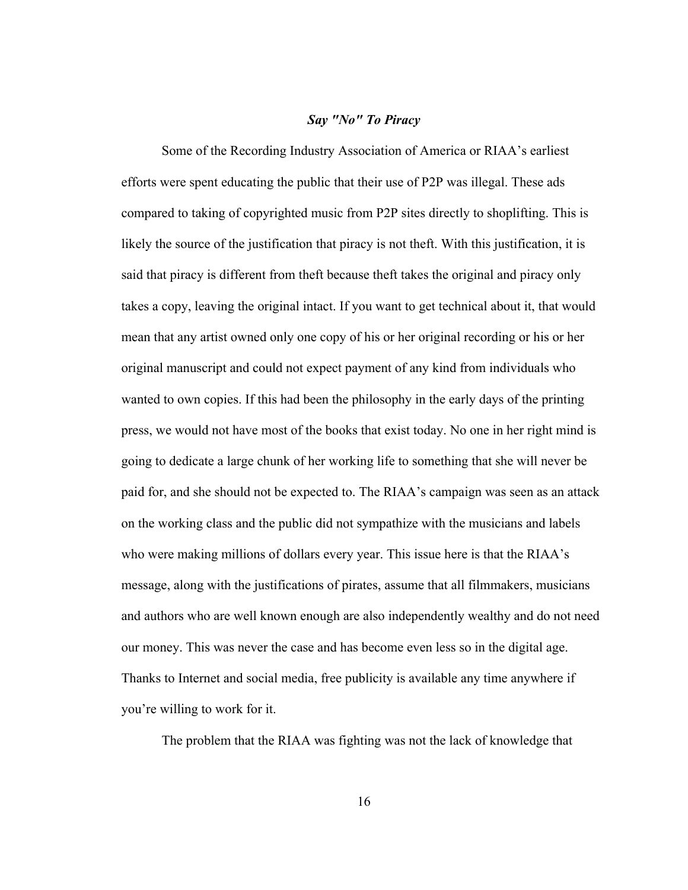### ***Say "No" To Piracy***

Some of the Recording Industry Association of America or RIAA's earliest efforts were spent educating the public that their use of P2P was illegal. These ads compared to taking of copyrighted music from P2P sites directly to shoplifting. This is likely the source of the justification that piracy is not theft. With this justification, it is said that piracy is different from theft because theft takes the original and piracy only takes a copy, leaving the original intact. If you want to get technical about it, that would mean that any artist owned only one copy of his or her original recording or his or her original manuscript and could not expect payment of any kind from individuals who wanted to own copies. If this had been the philosophy in the early days of the printing press, we would not have most of the books that exist today. No one in her right mind is going to dedicate a large chunk of her working life to something that she will never be paid for, and she should not be expected to. The RIAA's campaign was seen as an attack on the working class and the public did not sympathize with the musicians and labels who were making millions of dollars every year. This issue here is that the RIAA's message, along with the justifications of pirates, assume that all filmmakers, musicians and authors who are well known enough are also independently wealthy and do not need our money. This was never the case and has become even less so in the digital age. Thanks to Internet and social media, free publicity is available any time anywhere if you're willing to work for it.

The problem that the RIAA was fighting was not the lack of knowledge that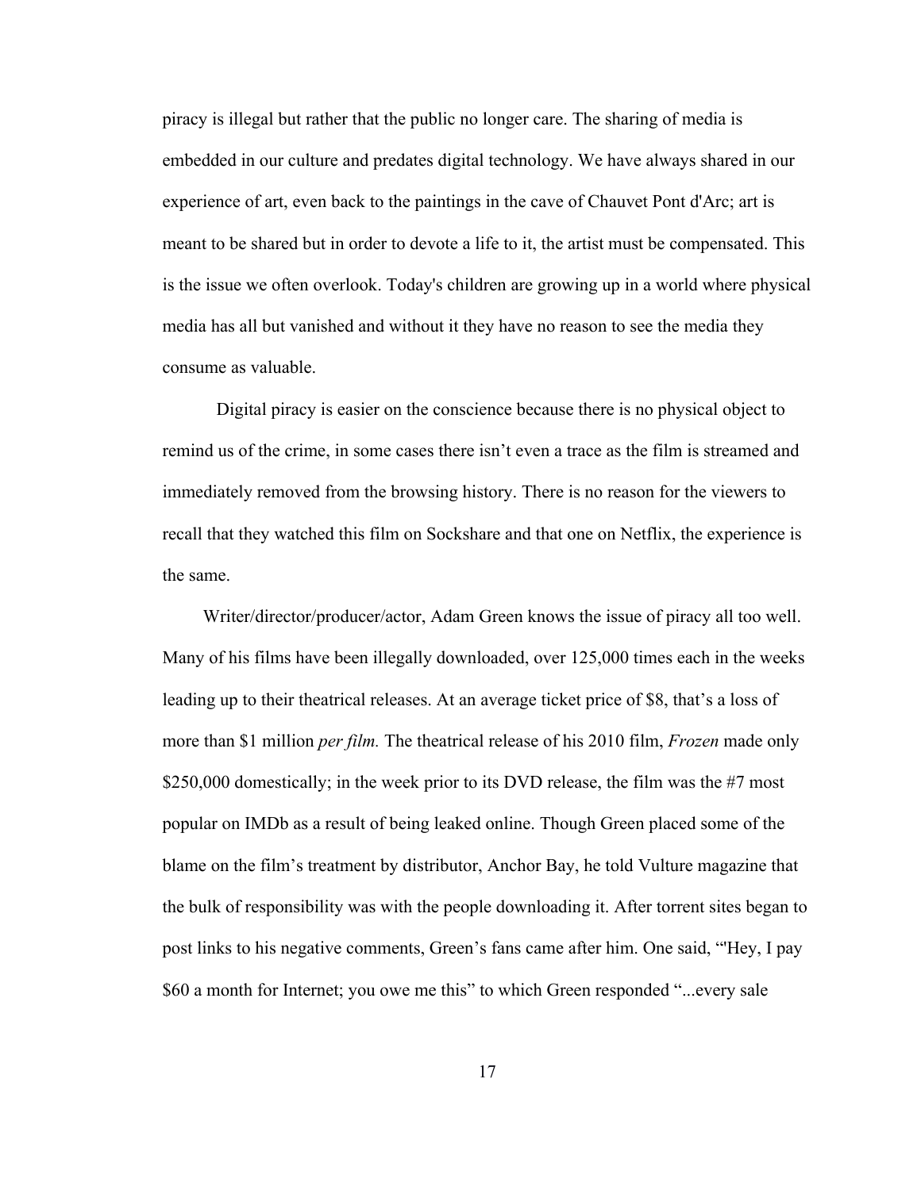piracy is illegal but rather that the public no longer care. The sharing of media is embedded in our culture and predates digital technology. We have always shared in our experience of art, even back to the paintings in the cave of Chauvet Pont d'Arc; art is meant to be shared but in order to devote a life to it, the artist must be compensated. This is the issue we often overlook. Today's children are growing up in a world where physical media has all but vanished and without it they have no reason to see the media they consume as valuable.

Digital piracy is easier on the conscience because there is no physical object to remind us of the crime, in some cases there isn't even a trace as the film is streamed and immediately removed from the browsing history. There is no reason for the viewers to recall that they watched this film on Sockshare and that one on Netflix, the experience is the same.

Writer/director/producer/actor, Adam Green knows the issue of piracy all too well. Many of his films have been illegally downloaded, over 125,000 times each in the weeks leading up to their theatrical releases. At an average ticket price of $8, that's a loss of more than $1 million *per film.* The theatrical release of his 2010 film, *Frozen* made only $250,000 domestically; in the week prior to its DVD release, the film was the #7 most popular on IMDb as a result of being leaked online. Though Green placed some of the blame on the film's treatment by distributor, Anchor Bay, he told Vulture magazine that the bulk of responsibility was with the people downloading it. After torrent sites began to post links to his negative comments, Green's fans came after him. One said, "'Hey, I pay $60 a month for Internet; you owe me this" to which Green responded "...every sale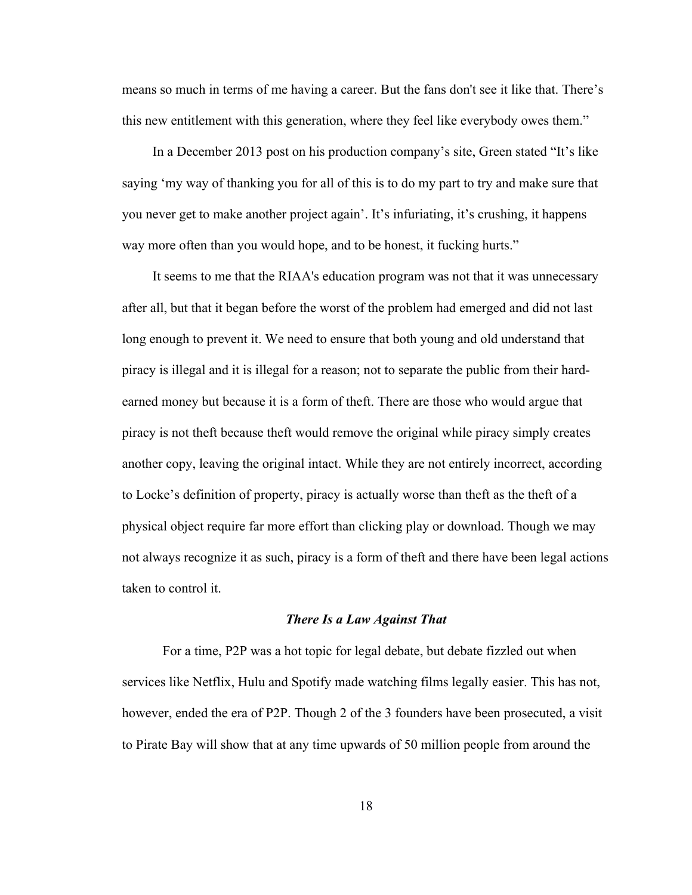means so much in terms of me having a career. But the fans don't see it like that. There's this new entitlement with this generation, where they feel like everybody owes them."

In a December 2013 post on his production company's site, Green stated "It's like saying 'my way of thanking you for all of this is to do my part to try and make sure that you never get to make another project again'. It's infuriating, it's crushing, it happens way more often than you would hope, and to be honest, it fucking hurts."

It seems to me that the RIAA's education program was not that it was unnecessary after all, but that it began before the worst of the problem had emerged and did not last long enough to prevent it. We need to ensure that both young and old understand that piracy is illegal and it is illegal for a reason; not to separate the public from their hard-earned money but because it is a form of theft. There are those who would argue that piracy is not theft because theft would remove the original while piracy simply creates another copy, leaving the original intact. While they are not entirely incorrect, according to Locke's definition of property, piracy is actually worse than theft as the theft of a physical object require far more effort than clicking play or download. Though we may not always recognize it as such, piracy is a form of theft and there have been legal actions taken to control it.

### ***There Is a Law Against That***

For a time, P2P was a hot topic for legal debate, but debate fizzled out when services like Netflix, Hulu and Spotify made watching films legally easier. This has not, however, ended the era of P2P. Though 2 of the 3 founders have been prosecuted, a visit to Pirate Bay will show that at any time upwards of 50 million people from around the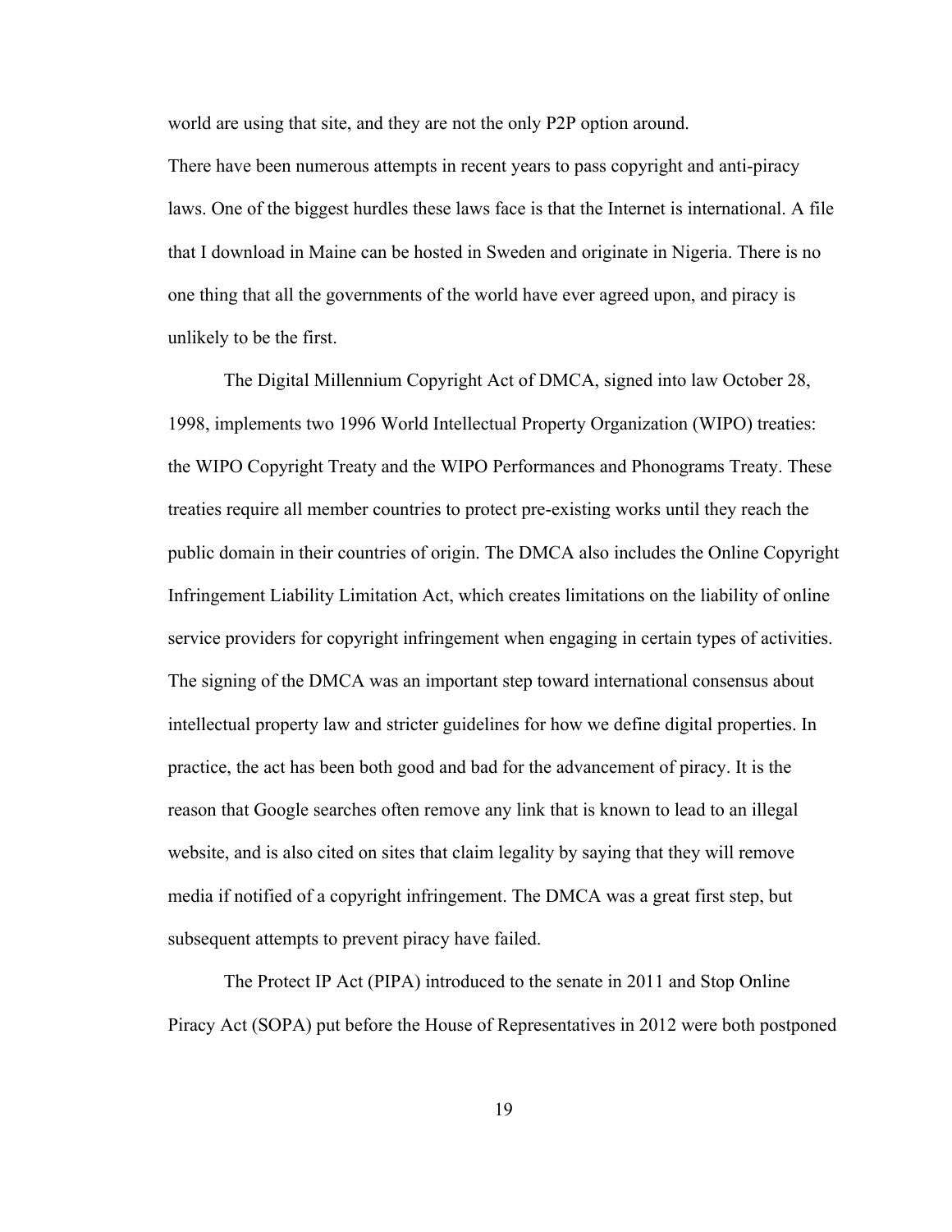world are using that site, and they are not the only P2P option around.

There have been numerous attempts in recent years to pass copyright and anti-piracy laws. One of the biggest hurdles these laws face is that the Internet is international. A file that I download in Maine can be hosted in Sweden and originate in Nigeria. There is no one thing that all the governments of the world have ever agreed upon, and piracy is unlikely to be the first.

The Digital Millennium Copyright Act of DMCA, signed into law October 28, 1998, implements two 1996 World Intellectual Property Organization (WIPO) treaties: the WIPO Copyright Treaty and the WIPO Performances and Phonograms Treaty. These treaties require all member countries to protect pre-existing works until they reach the public domain in their countries of origin. The DMCA also includes the Online Copyright Infringement Liability Limitation Act, which creates limitations on the liability of online service providers for copyright infringement when engaging in certain types of activities. The signing of the DMCA was an important step toward international consensus about intellectual property law and stricter guidelines for how we define digital properties. In practice, the act has been both good and bad for the advancement of piracy. It is the reason that Google searches often remove any link that is known to lead to an illegal website, and is also cited on sites that claim legality by saying that they will remove media if notified of a copyright infringement. The DMCA was a great first step, but subsequent attempts to prevent piracy have failed.

The Protect IP Act (PIPA) introduced to the senate in 2011 and Stop Online Piracy Act (SOPA) put before the House of Representatives in 2012 were both postponed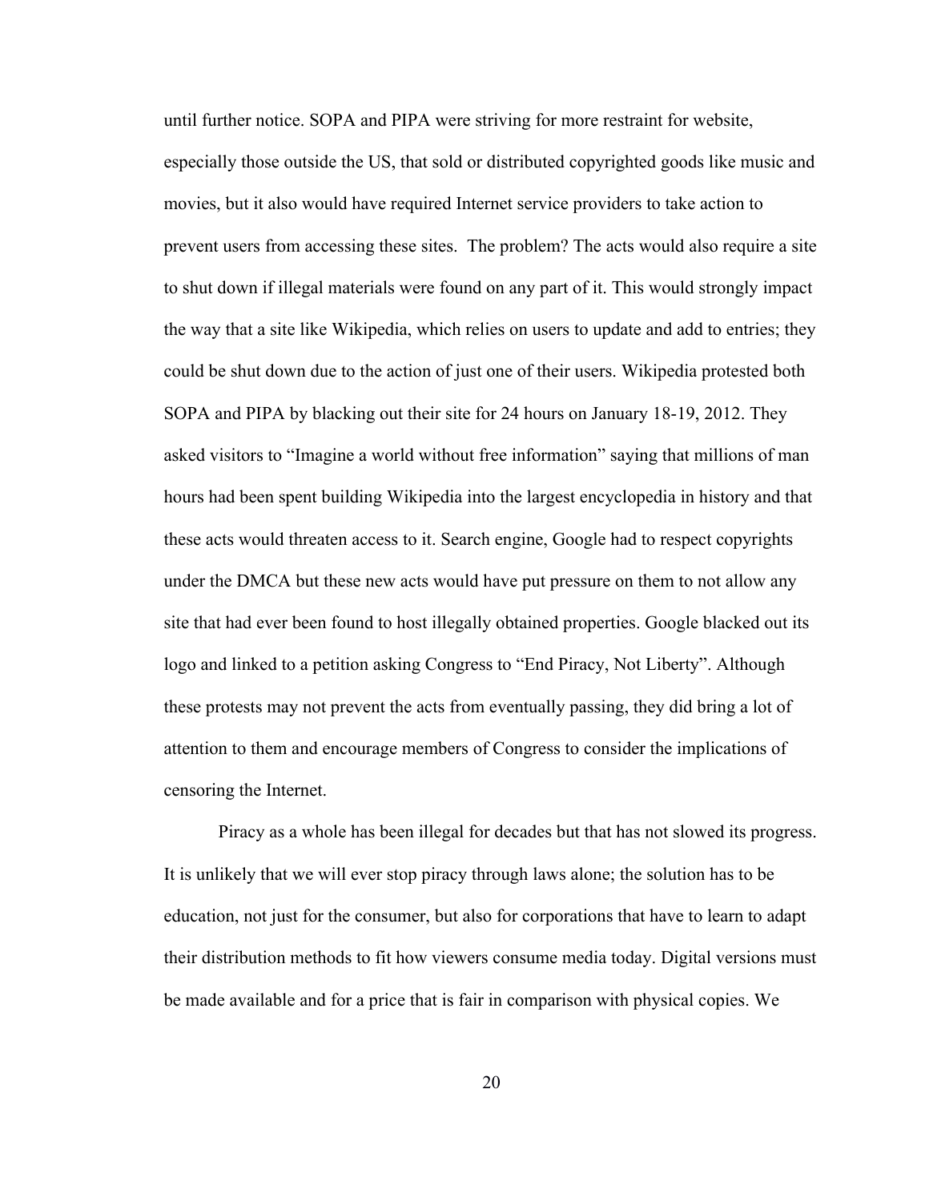until further notice. SOPA and PIPA were striving for more restraint for website, especially those outside the US, that sold or distributed copyrighted goods like music and movies, but it also would have required Internet service providers to take action to prevent users from accessing these sites. The problem? The acts would also require a site to shut down if illegal materials were found on any part of it. This would strongly impact the way that a site like Wikipedia, which relies on users to update and add to entries; they could be shut down due to the action of just one of their users. Wikipedia protested both SOPA and PIPA by blacking out their site for 24 hours on January 18-19, 2012. They asked visitors to "Imagine a world without free information" saying that millions of man hours had been spent building Wikipedia into the largest encyclopedia in history and that these acts would threaten access to it. Search engine, Google had to respect copyrights under the DMCA but these new acts would have put pressure on them to not allow any site that had ever been found to host illegally obtained properties. Google blacked out its logo and linked to a petition asking Congress to "End Piracy, Not Liberty". Although these protests may not prevent the acts from eventually passing, they did bring a lot of attention to them and encourage members of Congress to consider the implications of censoring the Internet.

Piracy as a whole has been illegal for decades but that has not slowed its progress. It is unlikely that we will ever stop piracy through laws alone; the solution has to be education, not just for the consumer, but also for corporations that have to learn to adapt their distribution methods to fit how viewers consume media today. Digital versions must be made available and for a price that is fair in comparison with physical copies. We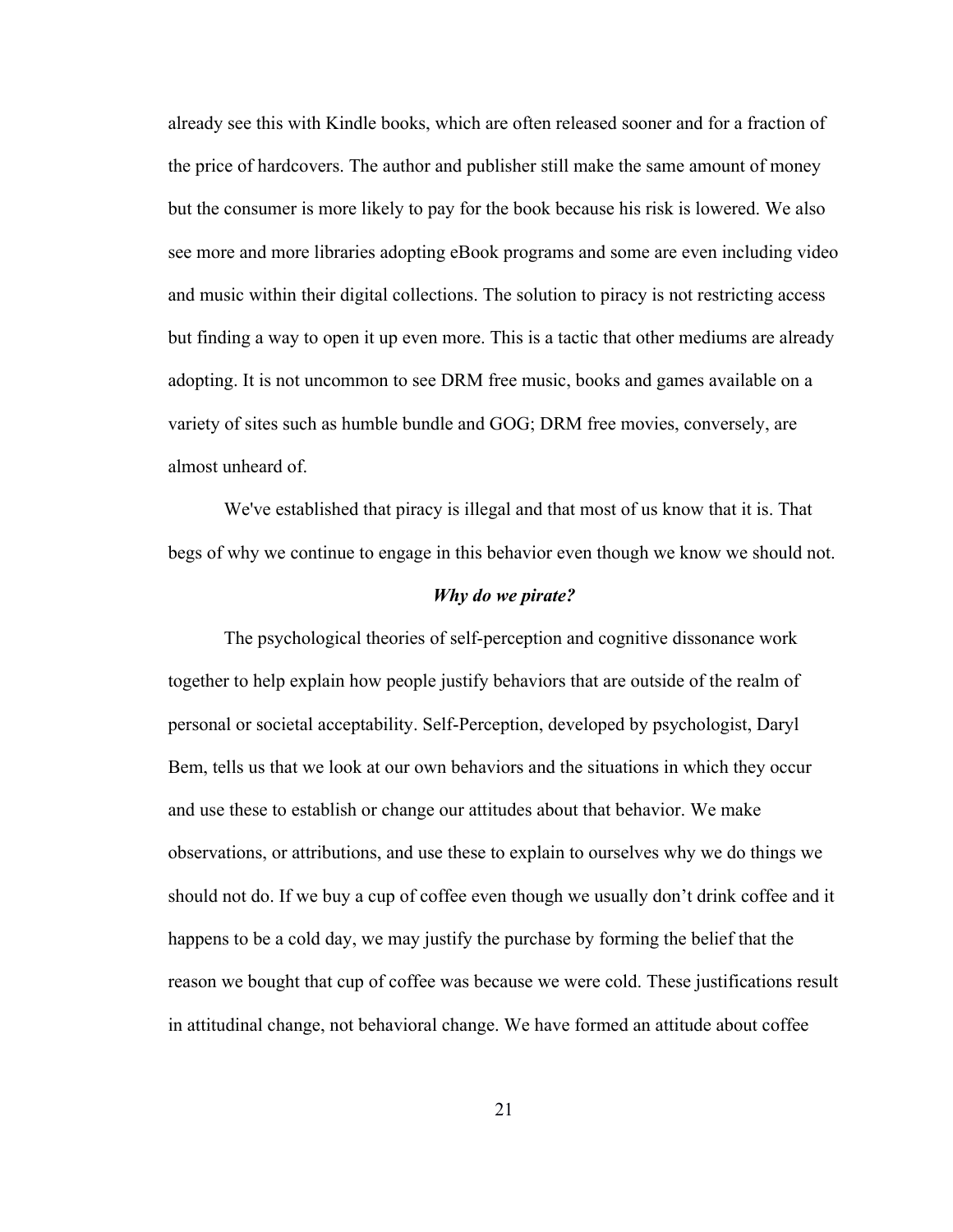already see this with Kindle books, which are often released sooner and for a fraction of the price of hardcovers. The author and publisher still make the same amount of money but the consumer is more likely to pay for the book because his risk is lowered. We also see more and more libraries adopting eBook programs and some are even including video and music within their digital collections. The solution to piracy is not restricting access but finding a way to open it up even more. This is a tactic that other mediums are already adopting. It is not uncommon to see DRM free music, books and games available on a variety of sites such as humble bundle and GOG; DRM free movies, conversely, are almost unheard of.

We've established that piracy is illegal and that most of us know that it is. That begs of why we continue to engage in this behavior even though we know we should not.

### *Why do we pirate?*

The psychological theories of self-perception and cognitive dissonance work together to help explain how people justify behaviors that are outside of the realm of personal or societal acceptability. Self-Perception, developed by psychologist, Daryl Bem, tells us that we look at our own behaviors and the situations in which they occur and use these to establish or change our attitudes about that behavior. We make observations, or attributions, and use these to explain to ourselves why we do things we should not do. If we buy a cup of coffee even though we usually don't drink coffee and it happens to be a cold day, we may justify the purchase by forming the belief that the reason we bought that cup of coffee was because we were cold. These justifications result in attitudinal change, not behavioral change. We have formed an attitude about coffee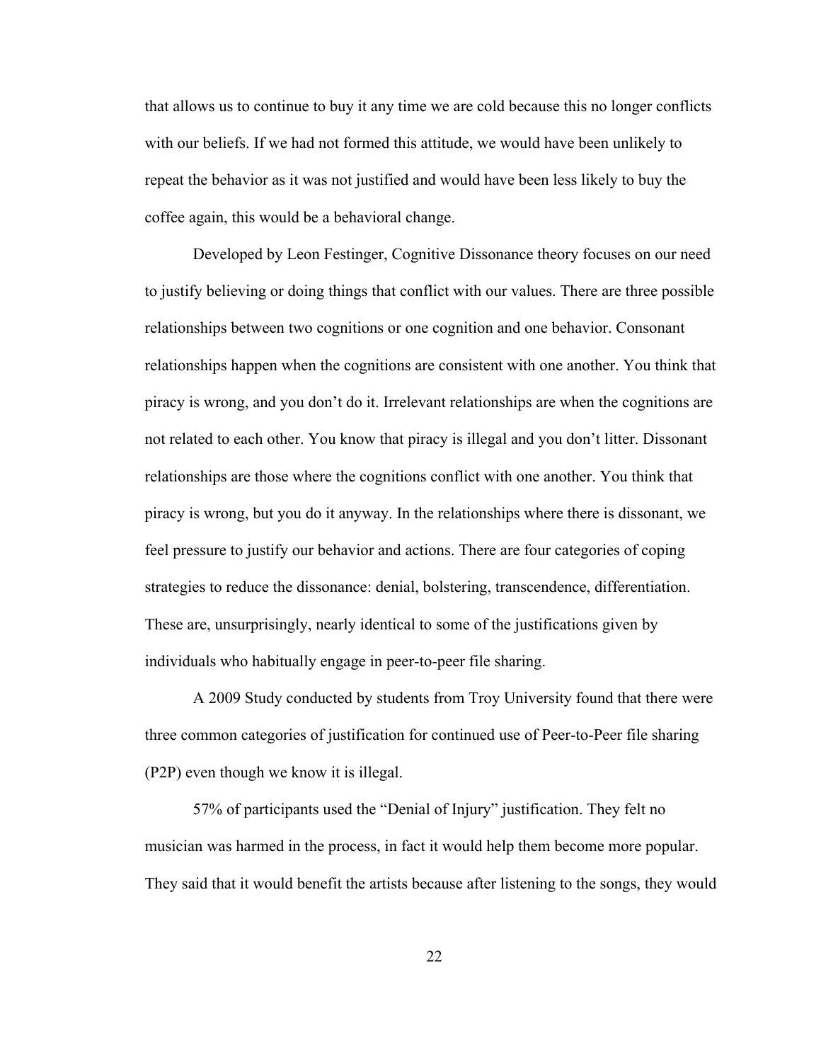that allows us to continue to buy it any time we are cold because this no longer conflicts with our beliefs. If we had not formed this attitude, we would have been unlikely to repeat the behavior as it was not justified and would have been less likely to buy the coffee again, this would be a behavioral change.

Developed by Leon Festinger, Cognitive Dissonance theory focuses on our need to justify believing or doing things that conflict with our values. There are three possible relationships between two cognitions or one cognition and one behavior. Consonant relationships happen when the cognitions are consistent with one another. You think that piracy is wrong, and you don't do it. Irrelevant relationships are when the cognitions are not related to each other. You know that piracy is illegal and you don't litter. Dissonant relationships are those where the cognitions conflict with one another. You think that piracy is wrong, but you do it anyway. In the relationships where there is dissonant, we feel pressure to justify our behavior and actions. There are four categories of coping strategies to reduce the dissonance: denial, bolstering, transcendence, differentiation. These are, unsurprisingly, nearly identical to some of the justifications given by individuals who habitually engage in peer-to-peer file sharing.

A 2009 Study conducted by students from Troy University found that there were three common categories of justification for continued use of Peer-to-Peer file sharing (P2P) even though we know it is illegal.

57% of participants used the "Denial of Injury" justification. They felt no musician was harmed in the process, in fact it would help them become more popular. They said that it would benefit the artists because after listening to the songs, they would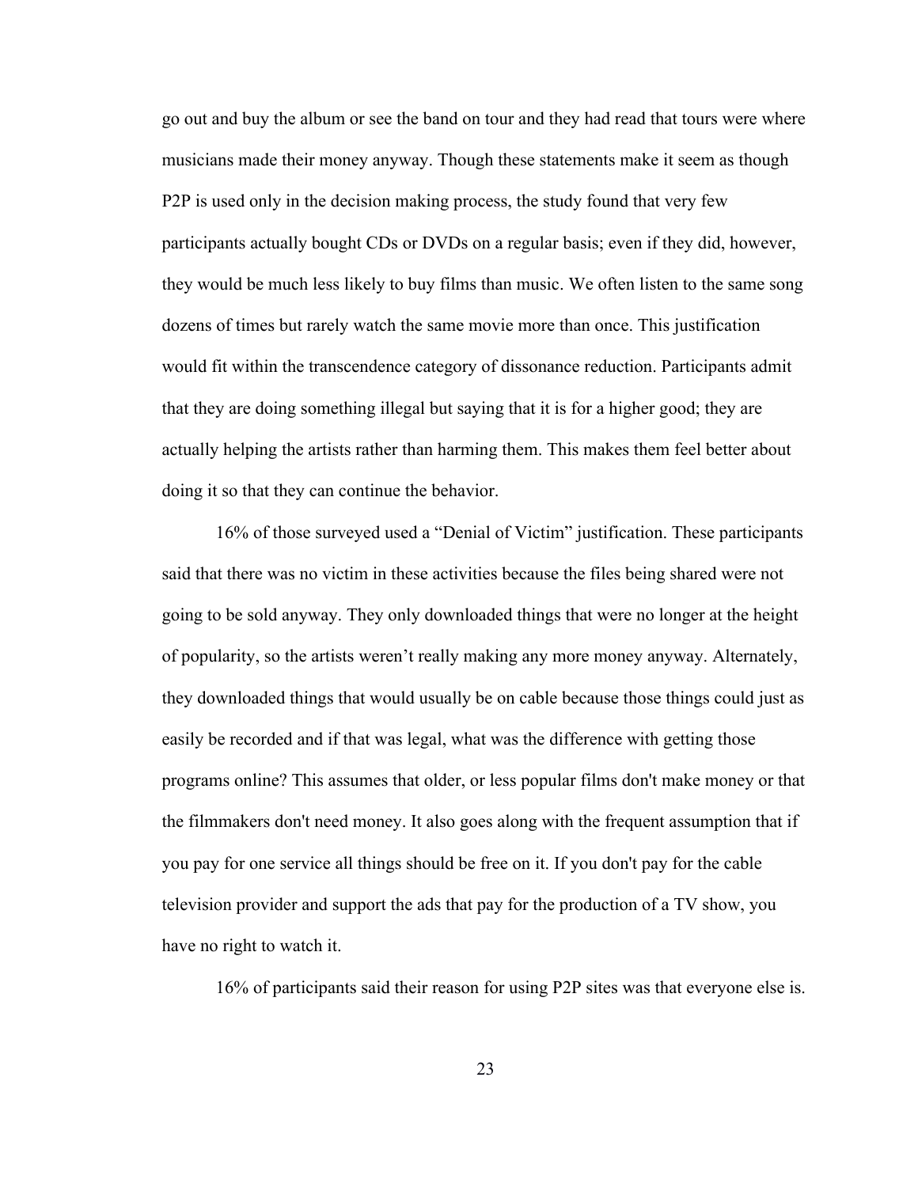go out and buy the album or see the band on tour and they had read that tours were where musicians made their money anyway. Though these statements make it seem as though P2P is used only in the decision making process, the study found that very few participants actually bought CDs or DVDs on a regular basis; even if they did, however, they would be much less likely to buy films than music. We often listen to the same song dozens of times but rarely watch the same movie more than once. This justification would fit within the transcendence category of dissonance reduction. Participants admit that they are doing something illegal but saying that it is for a higher good; they are actually helping the artists rather than harming them. This makes them feel better about doing it so that they can continue the behavior.

16% of those surveyed used a "Denial of Victim" justification. These participants said that there was no victim in these activities because the files being shared were not going to be sold anyway. They only downloaded things that were no longer at the height of popularity, so the artists weren't really making any more money anyway. Alternately, they downloaded things that would usually be on cable because those things could just as easily be recorded and if that was legal, what was the difference with getting those programs online? This assumes that older, or less popular films don't make money or that the filmmakers don't need money. It also goes along with the frequent assumption that if you pay for one service all things should be free on it. If you don't pay for the cable television provider and support the ads that pay for the production of a TV show, you have no right to watch it.

16% of participants said their reason for using P2P sites was that everyone else is.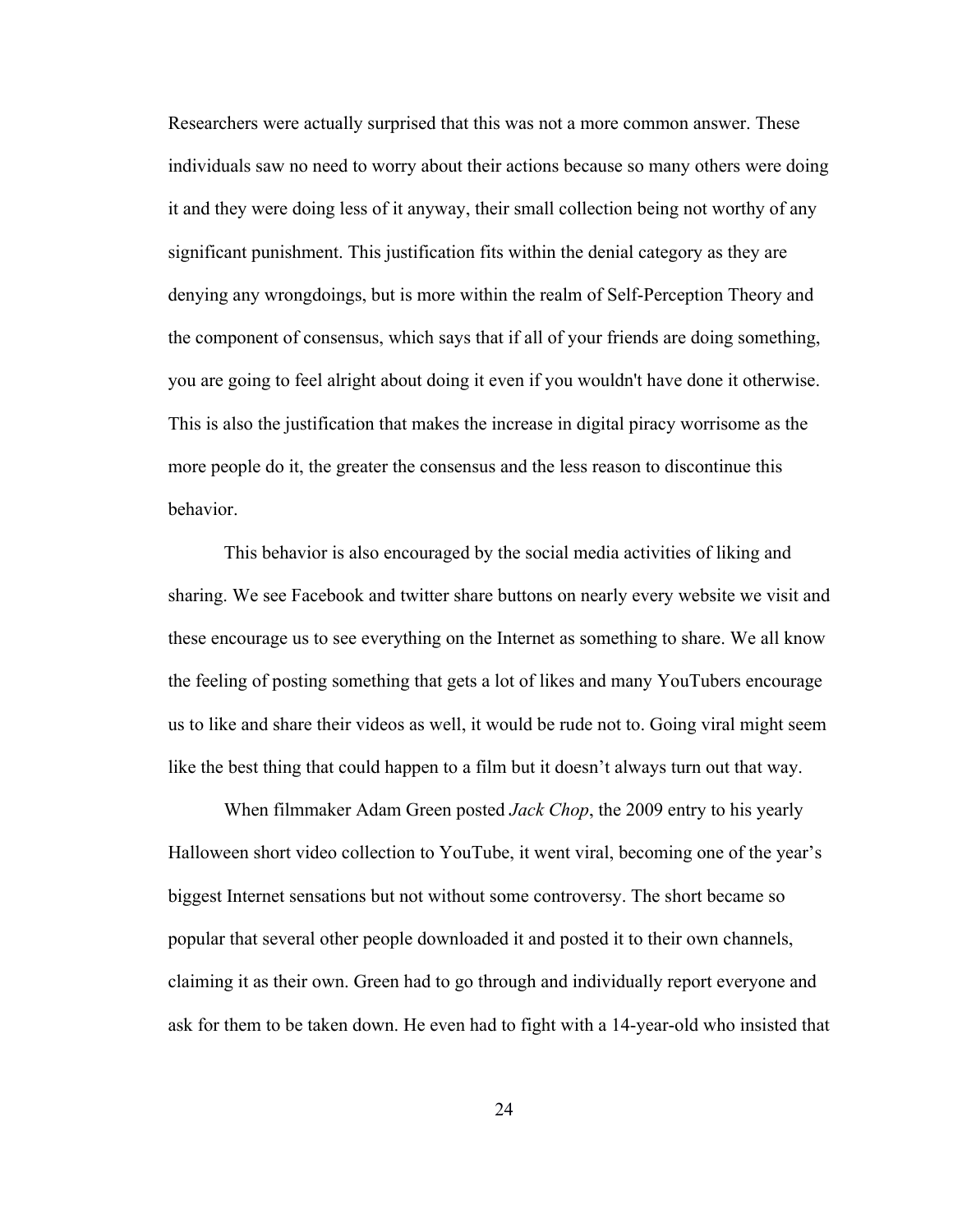Researchers were actually surprised that this was not a more common answer. These individuals saw no need to worry about their actions because so many others were doing it and they were doing less of it anyway, their small collection being not worthy of any significant punishment. This justification fits within the denial category as they are denying any wrongdoings, but is more within the realm of Self-Perception Theory and the component of consensus, which says that if all of your friends are doing something, you are going to feel alright about doing it even if you wouldn't have done it otherwise. This is also the justification that makes the increase in digital piracy worrisome as the more people do it, the greater the consensus and the less reason to discontinue this behavior.

This behavior is also encouraged by the social media activities of liking and sharing. We see Facebook and twitter share buttons on nearly every website we visit and these encourage us to see everything on the Internet as something to share. We all know the feeling of posting something that gets a lot of likes and many YouTubers encourage us to like and share their videos as well, it would be rude not to. Going viral might seem like the best thing that could happen to a film but it doesn't always turn out that way.

When filmmaker Adam Green posted *Jack Chop*, the 2009 entry to his yearly Halloween short video collection to YouTube, it went viral, becoming one of the year's biggest Internet sensations but not without some controversy. The short became so popular that several other people downloaded it and posted it to their own channels, claiming it as their own. Green had to go through and individually report everyone and ask for them to be taken down. He even had to fight with a 14-year-old who insisted that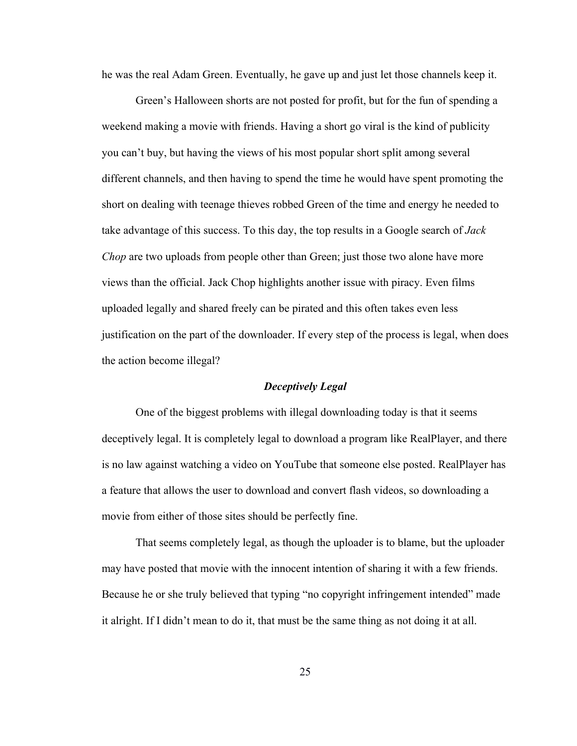he was the real Adam Green. Eventually, he gave up and just let those channels keep it.

Green's Halloween shorts are not posted for profit, but for the fun of spending a weekend making a movie with friends. Having a short go viral is the kind of publicity you can't buy, but having the views of his most popular short split among several different channels, and then having to spend the time he would have spent promoting the short on dealing with teenage thieves robbed Green of the time and energy he needed to take advantage of this success. To this day, the top results in a Google search of *Jack Chop* are two uploads from people other than Green; just those two alone have more views than the official. Jack Chop highlights another issue with piracy. Even films uploaded legally and shared freely can be pirated and this often takes even less justification on the part of the downloader. If every step of the process is legal, when does the action become illegal?

### *Deceptively Legal*

One of the biggest problems with illegal downloading today is that it seems deceptively legal. It is completely legal to download a program like RealPlayer, and there is no law against watching a video on YouTube that someone else posted. RealPlayer has a feature that allows the user to download and convert flash videos, so downloading a movie from either of those sites should be perfectly fine.

That seems completely legal, as though the uploader is to blame, but the uploader may have posted that movie with the innocent intention of sharing it with a few friends. Because he or she truly believed that typing "no copyright infringement intended" made it alright. If I didn't mean to do it, that must be the same thing as not doing it at all.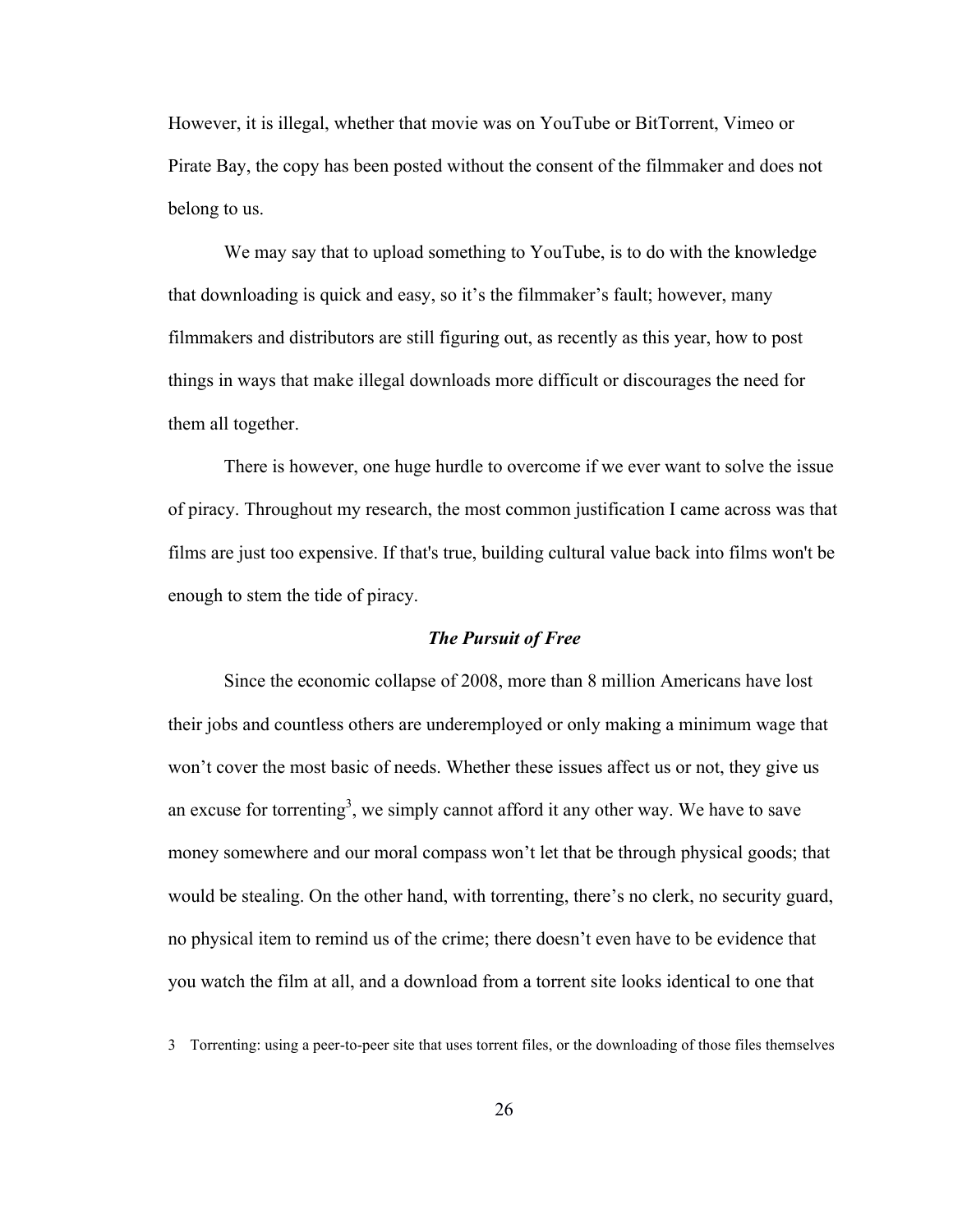However, it is illegal, whether that movie was on YouTube or BitTorrent, Vimeo or Pirate Bay, the copy has been posted without the consent of the filmmaker and does not belong to us.

We may say that to upload something to YouTube, is to do with the knowledge that downloading is quick and easy, so it's the filmmaker's fault; however, many filmmakers and distributors are still figuring out, as recently as this year, how to post things in ways that make illegal downloads more difficult or discourages the need for them all together.

There is however, one huge hurdle to overcome if we ever want to solve the issue of piracy. Throughout my research, the most common justification I came across was that films are just too expensive. If that's true, building cultural value back into films won't be enough to stem the tide of piracy.

### ***The Pursuit of Free***

Since the economic collapse of 2008, more than 8 million Americans have lost their jobs and countless others are underemployed or only making a minimum wage that won't cover the most basic of needs. Whether these issues affect us or not, they give us an excuse for torrenting[3], we simply cannot afford it any other way. We have to save money somewhere and our moral compass won't let that be through physical goods; that would be stealing. On the other hand, with torrenting, there's no clerk, no security guard, no physical item to remind us of the crime; there doesn't even have to be evidence that you watch the film at all, and a download from a torrent site looks identical to one that

3 Torrenting: using a peer-to-peer site that uses torrent files, or the downloading of those files themselves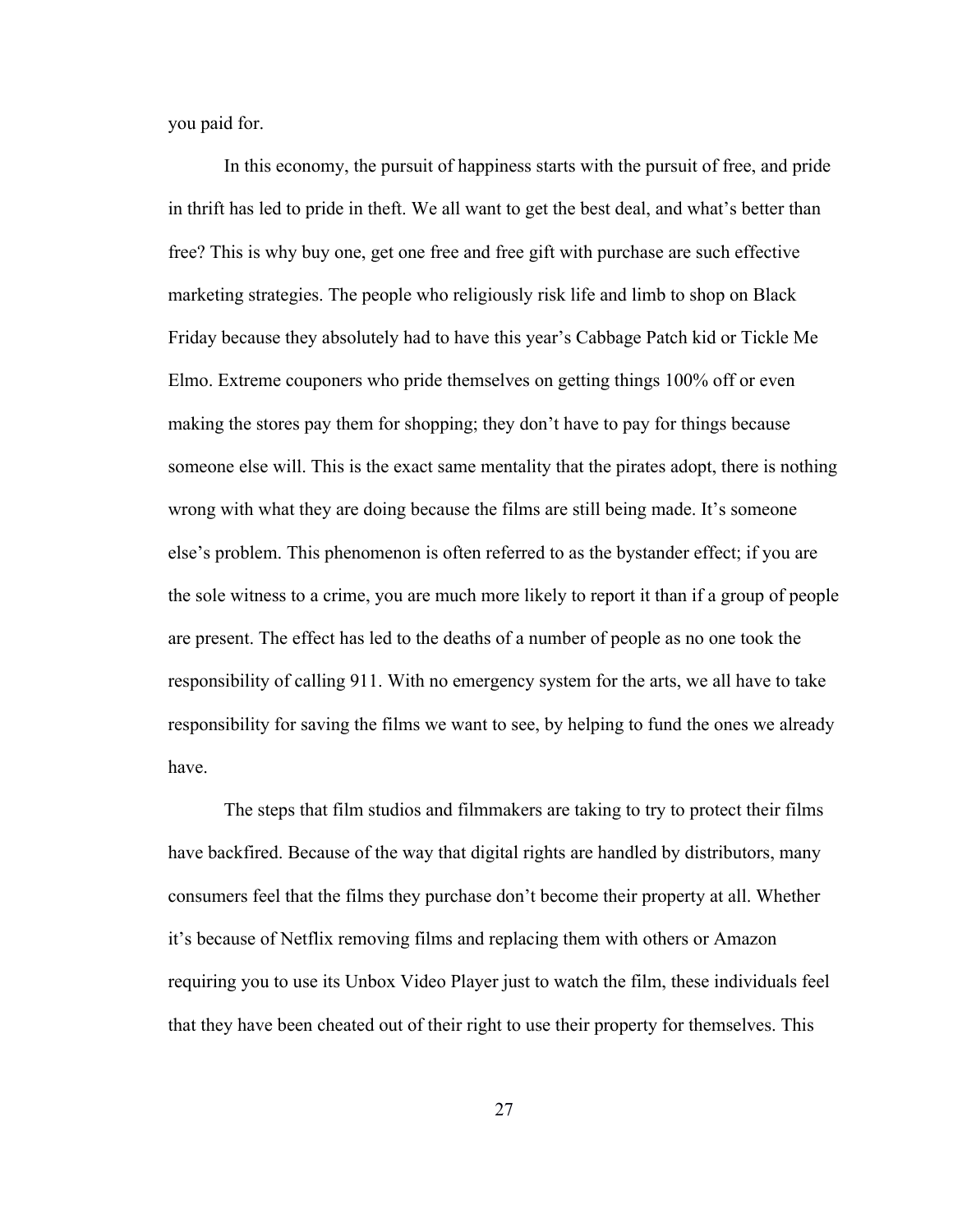you paid for.

In this economy, the pursuit of happiness starts with the pursuit of free, and pride in thrift has led to pride in theft. We all want to get the best deal, and what's better than free? This is why buy one, get one free and free gift with purchase are such effective marketing strategies. The people who religiously risk life and limb to shop on Black Friday because they absolutely had to have this year's Cabbage Patch kid or Tickle Me Elmo. Extreme couponers who pride themselves on getting things 100% off or even making the stores pay them for shopping; they don't have to pay for things because someone else will. This is the exact same mentality that the pirates adopt, there is nothing wrong with what they are doing because the films are still being made. It's someone else's problem. This phenomenon is often referred to as the bystander effect; if you are the sole witness to a crime, you are much more likely to report it than if a group of people are present. The effect has led to the deaths of a number of people as no one took the responsibility of calling 911. With no emergency system for the arts, we all have to take responsibility for saving the films we want to see, by helping to fund the ones we already have.

The steps that film studios and filmmakers are taking to try to protect their films have backfired. Because of the way that digital rights are handled by distributors, many consumers feel that the films they purchase don't become their property at all. Whether it's because of Netflix removing films and replacing them with others or Amazon requiring you to use its Unbox Video Player just to watch the film, these individuals feel that they have been cheated out of their right to use their property for themselves. This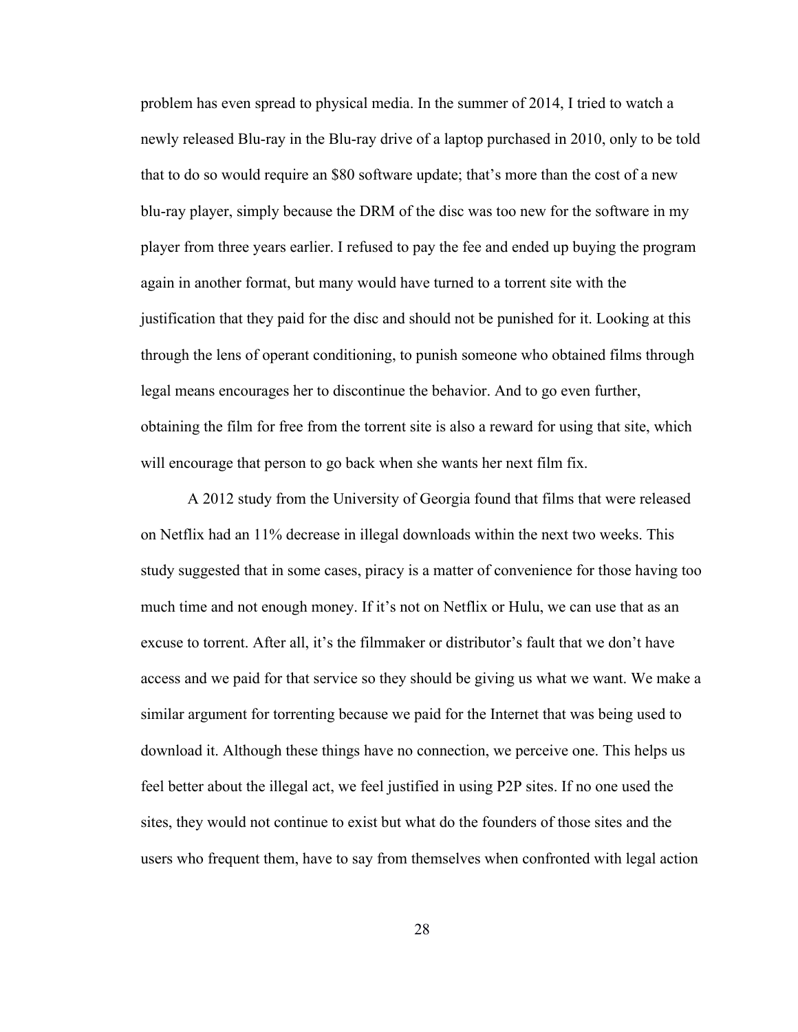problem has even spread to physical media. In the summer of 2014, I tried to watch a newly released Blu-ray in the Blu-ray drive of a laptop purchased in 2010, only to be told that to do so would require an $80 software update; that's more than the cost of a new blu-ray player, simply because the DRM of the disc was too new for the software in my player from three years earlier. I refused to pay the fee and ended up buying the program again in another format, but many would have turned to a torrent site with the justification that they paid for the disc and should not be punished for it. Looking at this through the lens of operant conditioning, to punish someone who obtained films through legal means encourages her to discontinue the behavior. And to go even further, obtaining the film for free from the torrent site is also a reward for using that site, which will encourage that person to go back when she wants her next film fix.

A 2012 study from the University of Georgia found that films that were released on Netflix had an 11% decrease in illegal downloads within the next two weeks. This study suggested that in some cases, piracy is a matter of convenience for those having too much time and not enough money. If it's not on Netflix or Hulu, we can use that as an excuse to torrent. After all, it's the filmmaker or distributor's fault that we don't have access and we paid for that service so they should be giving us what we want. We make a similar argument for torrenting because we paid for the Internet that was being used to download it. Although these things have no connection, we perceive one. This helps us feel better about the illegal act, we feel justified in using P2P sites. If no one used the sites, they would not continue to exist but what do the founders of those sites and the users who frequent them, have to say from themselves when confronted with legal action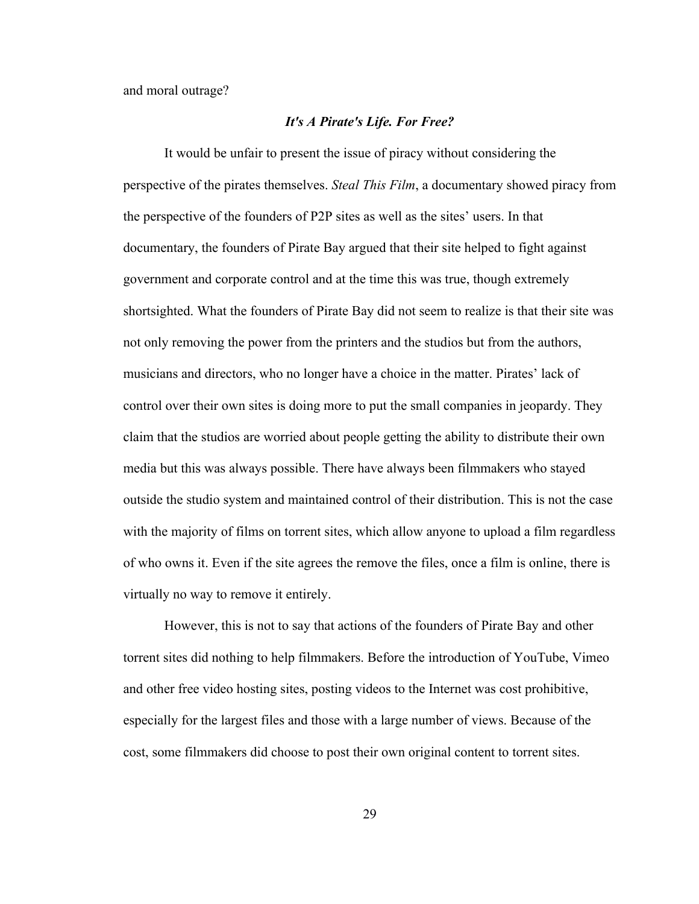and moral outrage?

### *It's A Pirate's Life. For Free?*

It would be unfair to present the issue of piracy without considering the perspective of the pirates themselves. *Steal This Film*, a documentary showed piracy from the perspective of the founders of P2P sites as well as the sites' users. In that documentary, the founders of Pirate Bay argued that their site helped to fight against government and corporate control and at the time this was true, though extremely shortsighted. What the founders of Pirate Bay did not seem to realize is that their site was not only removing the power from the printers and the studios but from the authors, musicians and directors, who no longer have a choice in the matter. Pirates' lack of control over their own sites is doing more to put the small companies in jeopardy. They claim that the studios are worried about people getting the ability to distribute their own media but this was always possible. There have always been filmmakers who stayed outside the studio system and maintained control of their distribution. This is not the case with the majority of films on torrent sites, which allow anyone to upload a film regardless of who owns it. Even if the site agrees the remove the files, once a film is online, there is virtually no way to remove it entirely.

However, this is not to say that actions of the founders of Pirate Bay and other torrent sites did nothing to help filmmakers. Before the introduction of YouTube, Vimeo and other free video hosting sites, posting videos to the Internet was cost prohibitive, especially for the largest files and those with a large number of views. Because of the cost, some filmmakers did choose to post their own original content to torrent sites.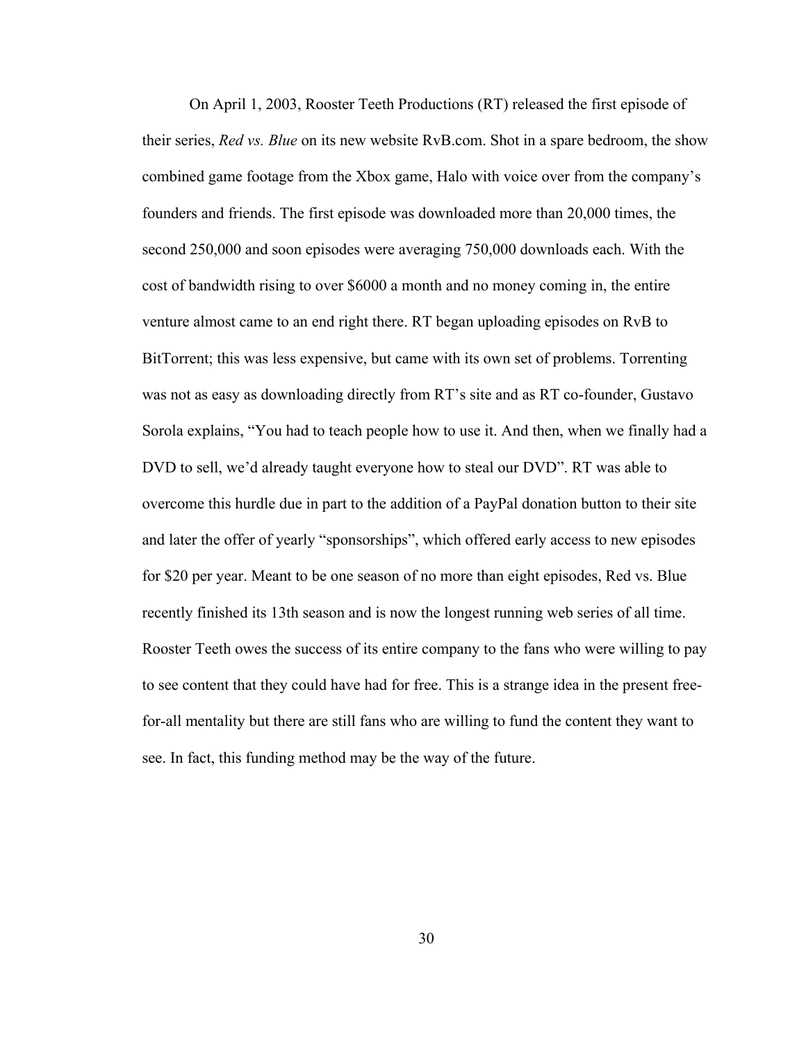On April 1, 2003, Rooster Teeth Productions (RT) released the first episode of their series, *Red vs. Blue* on its new website RvB.com. Shot in a spare bedroom, the show combined game footage from the Xbox game, Halo with voice over from the company's founders and friends. The first episode was downloaded more than 20,000 times, the second 250,000 and soon episodes were averaging 750,000 downloads each. With the cost of bandwidth rising to over $6000 a month and no money coming in, the entire venture almost came to an end right there. RT began uploading episodes on RvB to BitTorrent; this was less expensive, but came with its own set of problems. Torrenting was not as easy as downloading directly from RT's site and as RT co-founder, Gustavo Sorola explains, "You had to teach people how to use it. And then, when we finally had a DVD to sell, we'd already taught everyone how to steal our DVD". RT was able to overcome this hurdle due in part to the addition of a PayPal donation button to their site and later the offer of yearly "sponsorships", which offered early access to new episodes for $20 per year. Meant to be one season of no more than eight episodes, Red vs. Blue recently finished its 13th season and is now the longest running web series of all time. Rooster Teeth owes the success of its entire company to the fans who were willing to pay to see content that they could have had for free. This is a strange idea in the present free-for-all mentality but there are still fans who are willing to fund the content they want to see. In fact, this funding method may be the way of the future.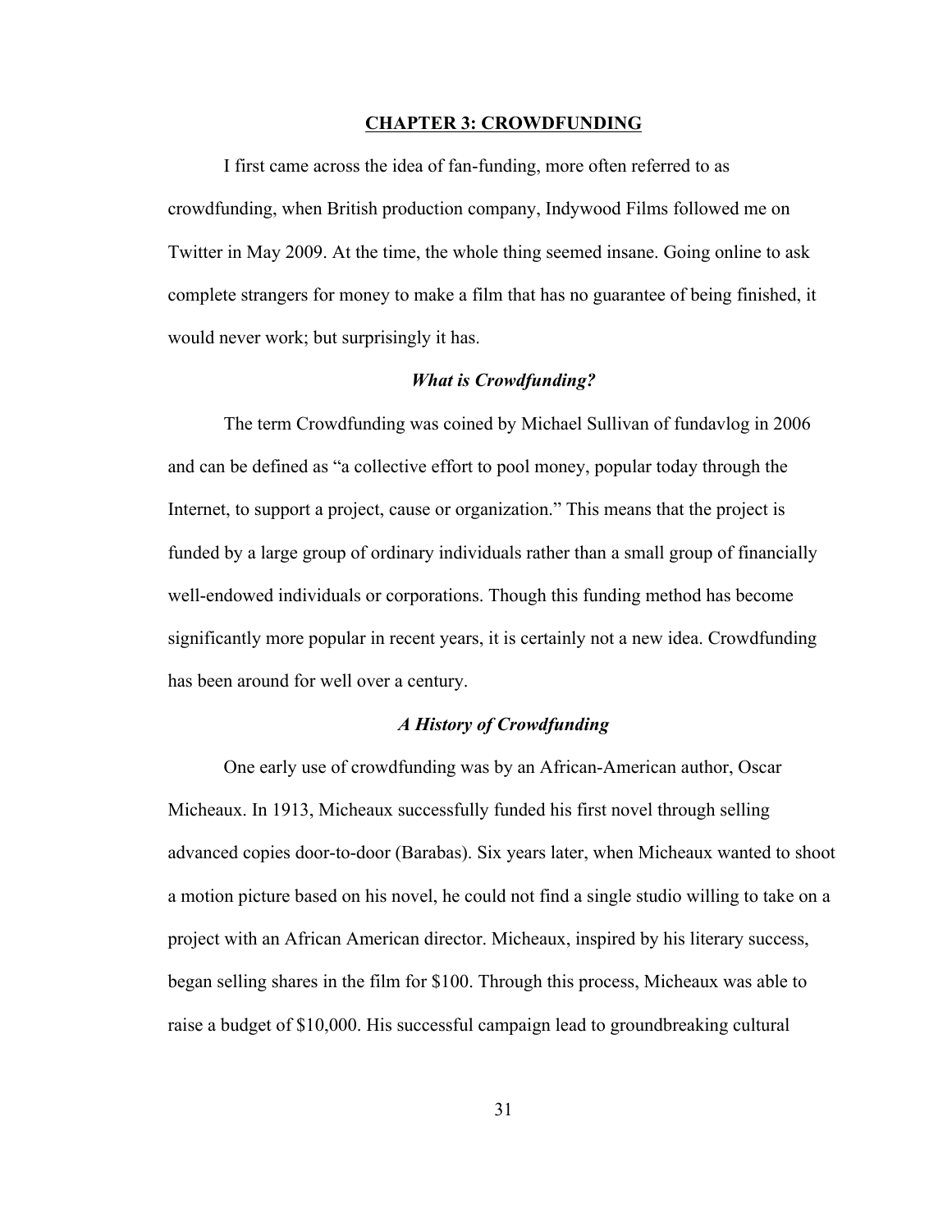## CHAPTER 3: CROWDFUNDING

I first came across the idea of fan-funding, more often referred to as crowdfunding, when British production company, Indywood Films followed me on Twitter in May 2009. At the time, the whole thing seemed insane. Going online to ask complete strangers for money to make a film that has no guarantee of being finished, it would never work; but surprisingly it has.

### *What is Crowdfunding?*

The term Crowdfunding was coined by Michael Sullivan of fundavlog in 2006 and can be defined as "a collective effort to pool money, popular today through the Internet, to support a project, cause or organization." This means that the project is funded by a large group of ordinary individuals rather than a small group of financially well-endowed individuals or corporations. Though this funding method has become significantly more popular in recent years, it is certainly not a new idea. Crowdfunding has been around for well over a century.

### *A History of Crowdfunding*

One early use of crowdfunding was by an African-American author, Oscar Micheaux. In 1913, Micheaux successfully funded his first novel through selling advanced copies door-to-door (Barabas). Six years later, when Micheaux wanted to shoot a motion picture based on his novel, he could not find a single studio willing to take on a project with an African American director. Micheaux, inspired by his literary success, began selling shares in the film for $100. Through this process, Micheaux was able to raise a budget of $10,000. His successful campaign lead to groundbreaking cultural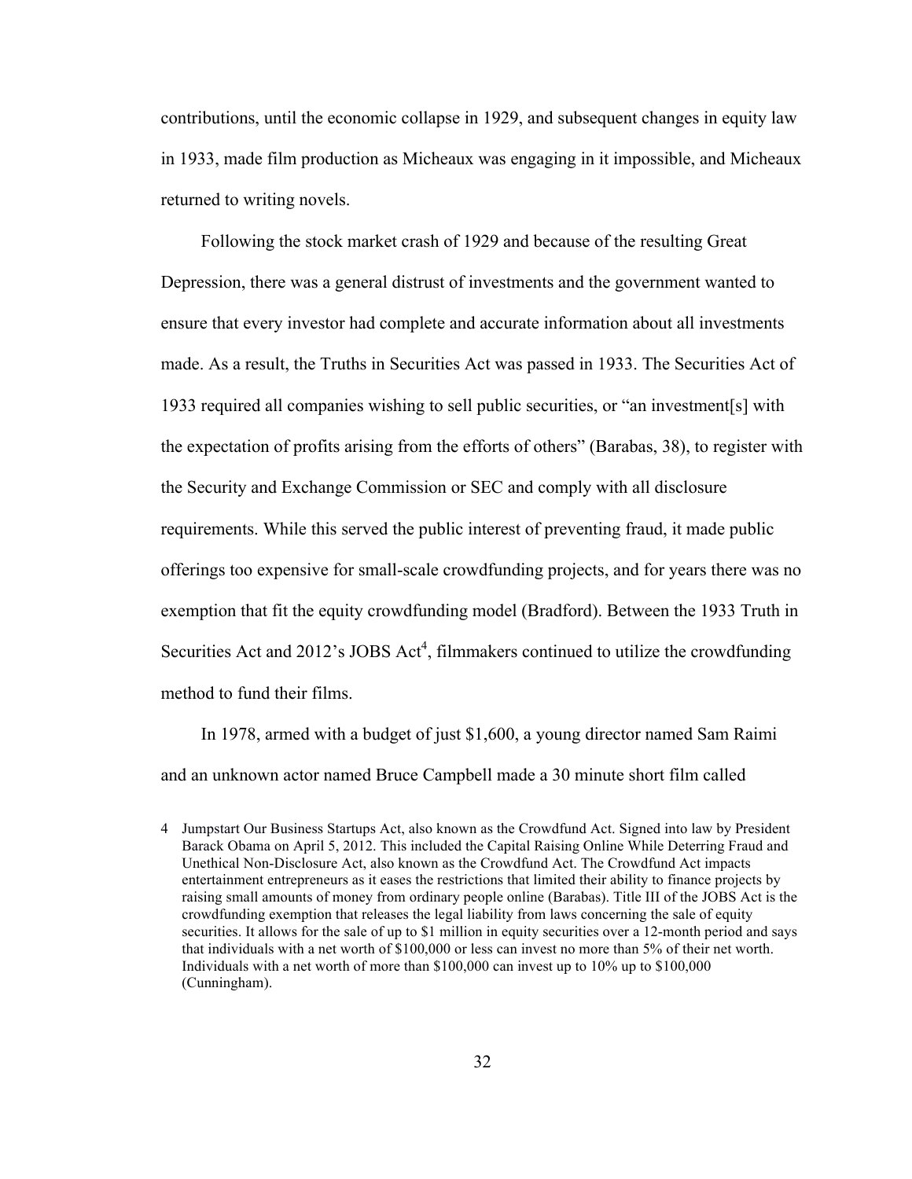contributions, until the economic collapse in 1929, and subsequent changes in equity law in 1933, made film production as Micheaux was engaging in it impossible, and Micheaux returned to writing novels.

Following the stock market crash of 1929 and because of the resulting Great Depression, there was a general distrust of investments and the government wanted to ensure that every investor had complete and accurate information about all investments made. As a result, the Truths in Securities Act was passed in 1933. The Securities Act of 1933 required all companies wishing to sell public securities, or "an investment[s] with the expectation of profits arising from the efforts of others" (Barabas, 38), to register with the Security and Exchange Commission or SEC and comply with all disclosure requirements. While this served the public interest of preventing fraud, it made public offerings too expensive for small-scale crowdfunding projects, and for years there was no exemption that fit the equity crowdfunding model (Bradford). Between the 1933 Truth in Securities Act and 2012's JOBS Act[4], filmmakers continued to utilize the crowdfunding method to fund their films.

In 1978, armed with a budget of just $1,600, a young director named Sam Raimi and an unknown actor named Bruce Campbell made a 30 minute short film called

4 Jumpstart Our Business Startups Act, also known as the Crowdfund Act. Signed into law by President Barack Obama on April 5, 2012. This included the Capital Raising Online While Deterring Fraud and Unethical Non-Disclosure Act, also known as the Crowdfund Act. The Crowdfund Act impacts entertainment entrepreneurs as it eases the restrictions that limited their ability to finance projects by raising small amounts of money from ordinary people online (Barabas). Title III of the JOBS Act is the crowdfunding exemption that releases the legal liability from laws concerning the sale of equity securities. It allows for the sale of up to $1 million in equity securities over a 12-month period and says that individuals with a net worth of $100,000 or less can invest no more than 5% of their net worth. Individuals with a net worth of more than $100,000 can invest up to 10% up to $100,000 (Cunningham).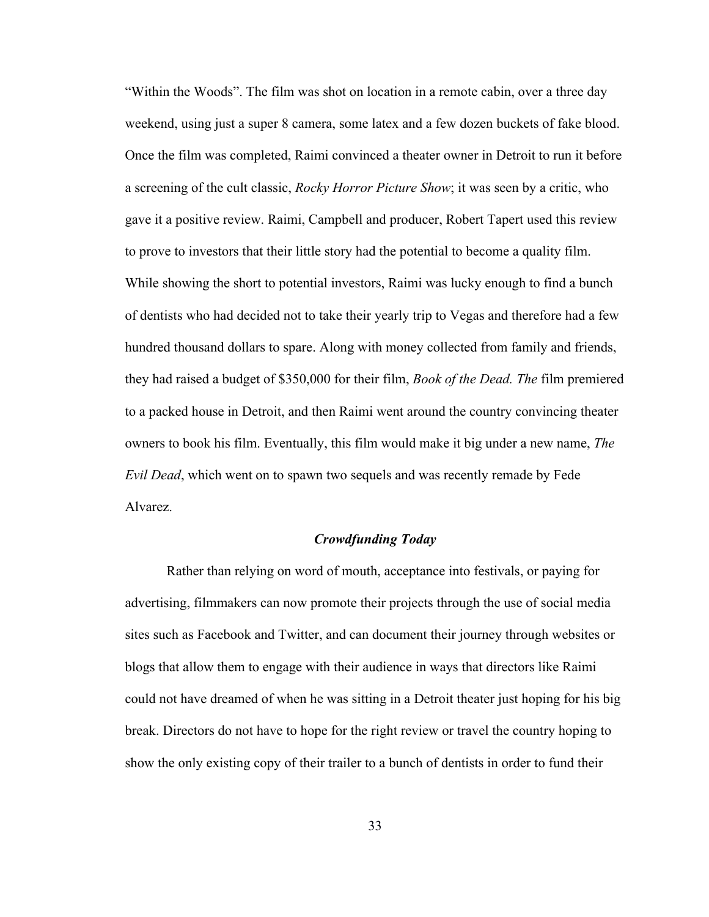"Within the Woods". The film was shot on location in a remote cabin, over a three day weekend, using just a super 8 camera, some latex and a few dozen buckets of fake blood. Once the film was completed, Raimi convinced a theater owner in Detroit to run it before a screening of the cult classic, *Rocky Horror Picture Show*; it was seen by a critic, who gave it a positive review. Raimi, Campbell and producer, Robert Tapert used this review to prove to investors that their little story had the potential to become a quality film. While showing the short to potential investors, Raimi was lucky enough to find a bunch of dentists who had decided not to take their yearly trip to Vegas and therefore had a few hundred thousand dollars to spare. Along with money collected from family and friends, they had raised a budget of $350,000 for their film, *Book of the Dead. The* film premiered to a packed house in Detroit, and then Raimi went around the country convincing theater owners to book his film. Eventually, this film would make it big under a new name, *The Evil Dead*, which went on to spawn two sequels and was recently remade by Fede Alvarez.

### *Crowdfunding Today*

Rather than relying on word of mouth, acceptance into festivals, or paying for advertising, filmmakers can now promote their projects through the use of social media sites such as Facebook and Twitter, and can document their journey through websites or blogs that allow them to engage with their audience in ways that directors like Raimi could not have dreamed of when he was sitting in a Detroit theater just hoping for his big break. Directors do not have to hope for the right review or travel the country hoping to show the only existing copy of their trailer to a bunch of dentists in order to fund their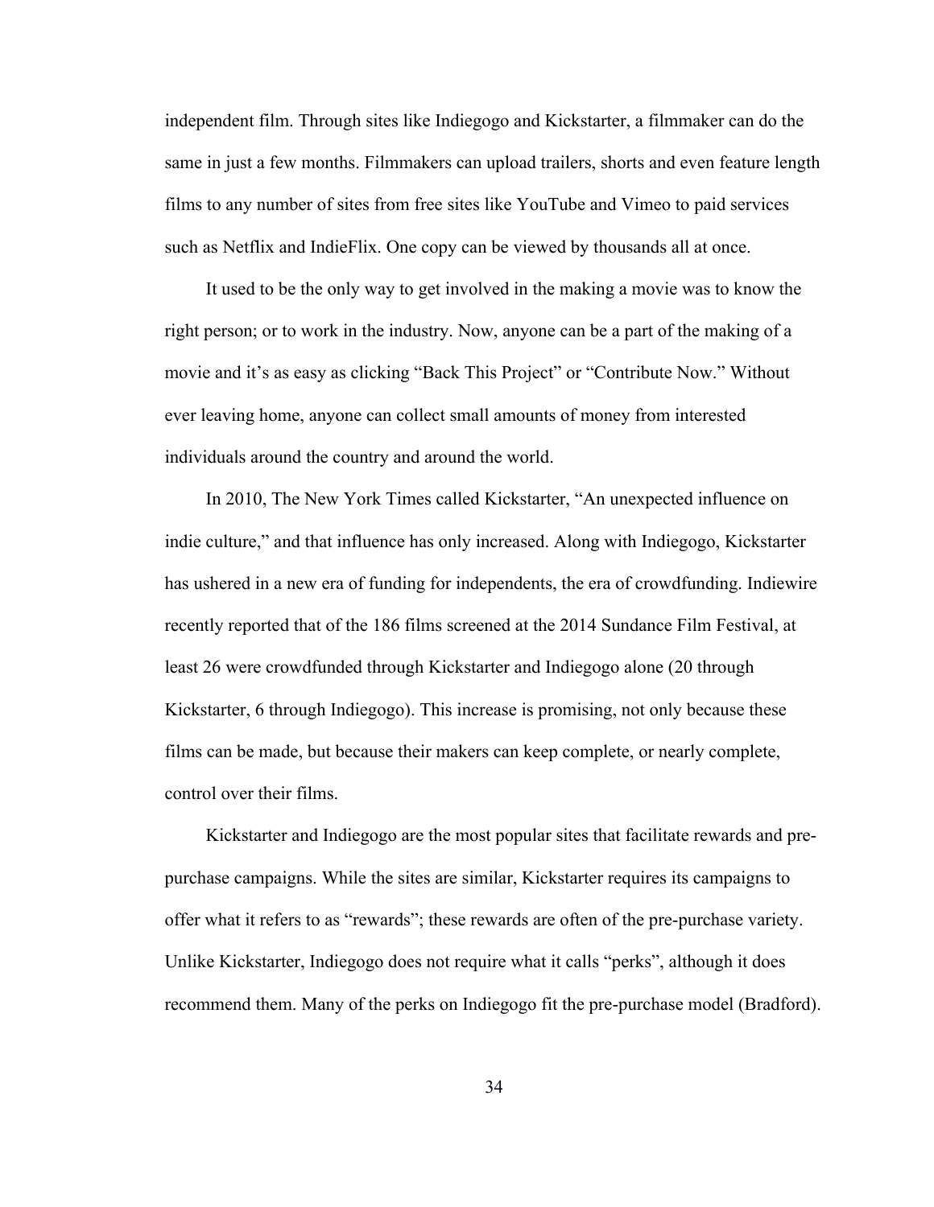independent film. Through sites like Indiegogo and Kickstarter, a filmmaker can do the same in just a few months. Filmmakers can upload trailers, shorts and even feature length films to any number of sites from free sites like YouTube and Vimeo to paid services such as Netflix and IndieFlix. One copy can be viewed by thousands all at once.

It used to be the only way to get involved in the making a movie was to know the right person; or to work in the industry. Now, anyone can be a part of the making of a movie and it's as easy as clicking "Back This Project" or "Contribute Now." Without ever leaving home, anyone can collect small amounts of money from interested individuals around the country and around the world.

In 2010, The New York Times called Kickstarter, "An unexpected influence on indie culture," and that influence has only increased. Along with Indiegogo, Kickstarter has ushered in a new era of funding for independents, the era of crowdfunding. Indiewire recently reported that of the 186 films screened at the 2014 Sundance Film Festival, at least 26 were crowdfunded through Kickstarter and Indiegogo alone (20 through Kickstarter, 6 through Indiegogo). This increase is promising, not only because these films can be made, but because their makers can keep complete, or nearly complete, control over their films.

Kickstarter and Indiegogo are the most popular sites that facilitate rewards and pre-purchase campaigns. While the sites are similar, Kickstarter requires its campaigns to offer what it refers to as "rewards"; these rewards are often of the pre-purchase variety. Unlike Kickstarter, Indiegogo does not require what it calls "perks", although it does recommend them. Many of the perks on Indiegogo fit the pre-purchase model (Bradford).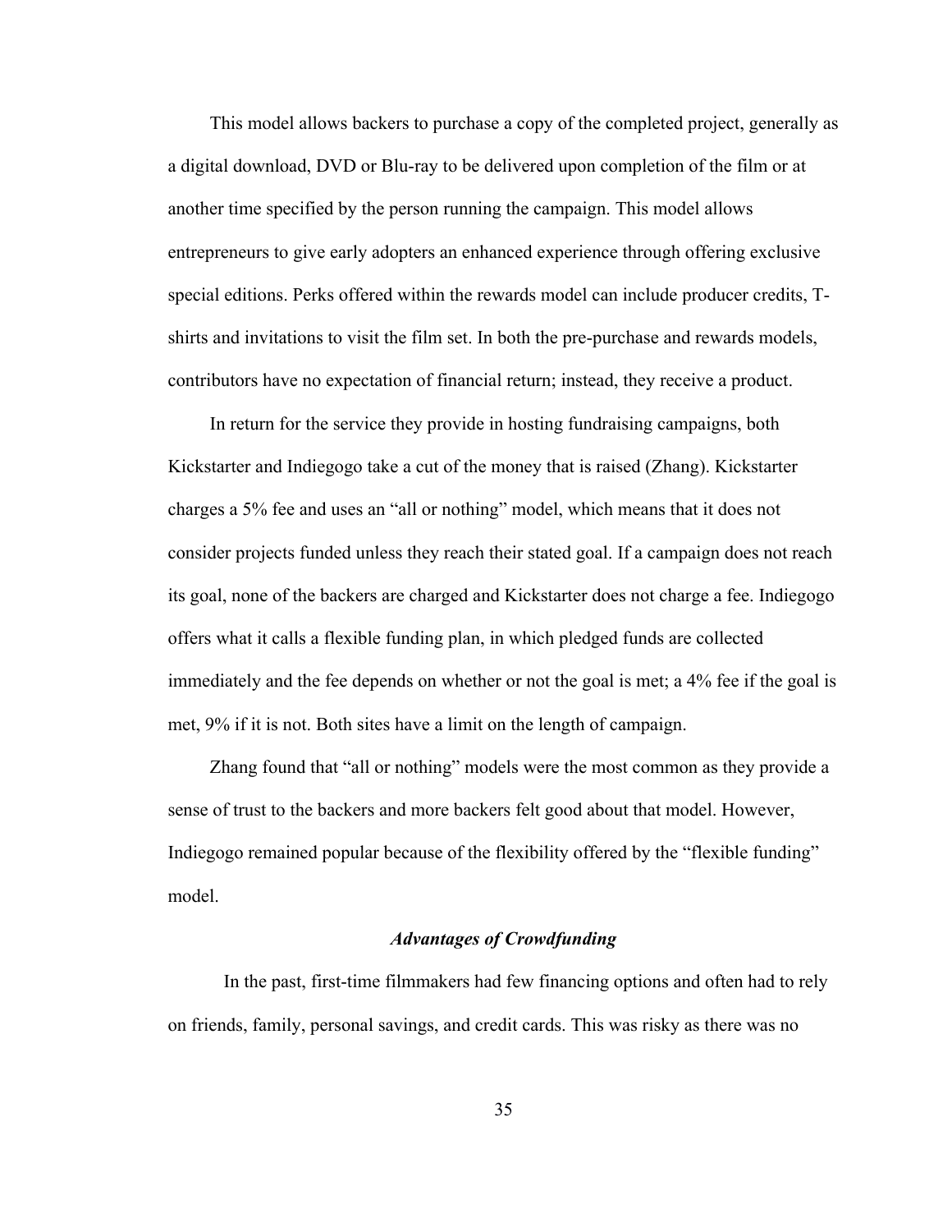This model allows backers to purchase a copy of the completed project, generally as a digital download, DVD or Blu-ray to be delivered upon completion of the film or at another time specified by the person running the campaign. This model allows entrepreneurs to give early adopters an enhanced experience through offering exclusive special editions. Perks offered within the rewards model can include producer credits, T-shirts and invitations to visit the film set. In both the pre-purchase and rewards models, contributors have no expectation of financial return; instead, they receive a product.

In return for the service they provide in hosting fundraising campaigns, both Kickstarter and Indiegogo take a cut of the money that is raised (Zhang). Kickstarter charges a 5% fee and uses an "all or nothing" model, which means that it does not consider projects funded unless they reach their stated goal. If a campaign does not reach its goal, none of the backers are charged and Kickstarter does not charge a fee. Indiegogo offers what it calls a flexible funding plan, in which pledged funds are collected immediately and the fee depends on whether or not the goal is met; a 4% fee if the goal is met, 9% if it is not. Both sites have a limit on the length of campaign.

Zhang found that "all or nothing" models were the most common as they provide a sense of trust to the backers and more backers felt good about that model. However, Indiegogo remained popular because of the flexibility offered by the "flexible funding" model.

### *Advantages of Crowdfunding*

In the past, first-time filmmakers had few financing options and often had to rely on friends, family, personal savings, and credit cards. This was risky as there was no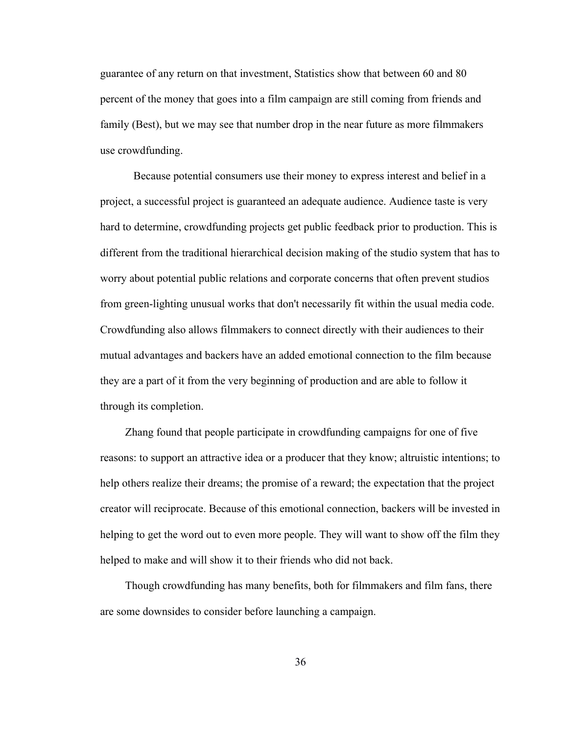guarantee of any return on that investment, Statistics show that between 60 and 80 percent of the money that goes into a film campaign are still coming from friends and family (Best), but we may see that number drop in the near future as more filmmakers use crowdfunding.

Because potential consumers use their money to express interest and belief in a project, a successful project is guaranteed an adequate audience. Audience taste is very hard to determine, crowdfunding projects get public feedback prior to production. This is different from the traditional hierarchical decision making of the studio system that has to worry about potential public relations and corporate concerns that often prevent studios from green-lighting unusual works that don't necessarily fit within the usual media code. Crowdfunding also allows filmmakers to connect directly with their audiences to their mutual advantages and backers have an added emotional connection to the film because they are a part of it from the very beginning of production and are able to follow it through its completion.

Zhang found that people participate in crowdfunding campaigns for one of five reasons: to support an attractive idea or a producer that they know; altruistic intentions; to help others realize their dreams; the promise of a reward; the expectation that the project creator will reciprocate. Because of this emotional connection, backers will be invested in helping to get the word out to even more people. They will want to show off the film they helped to make and will show it to their friends who did not back.

Though crowdfunding has many benefits, both for filmmakers and film fans, there are some downsides to consider before launching a campaign.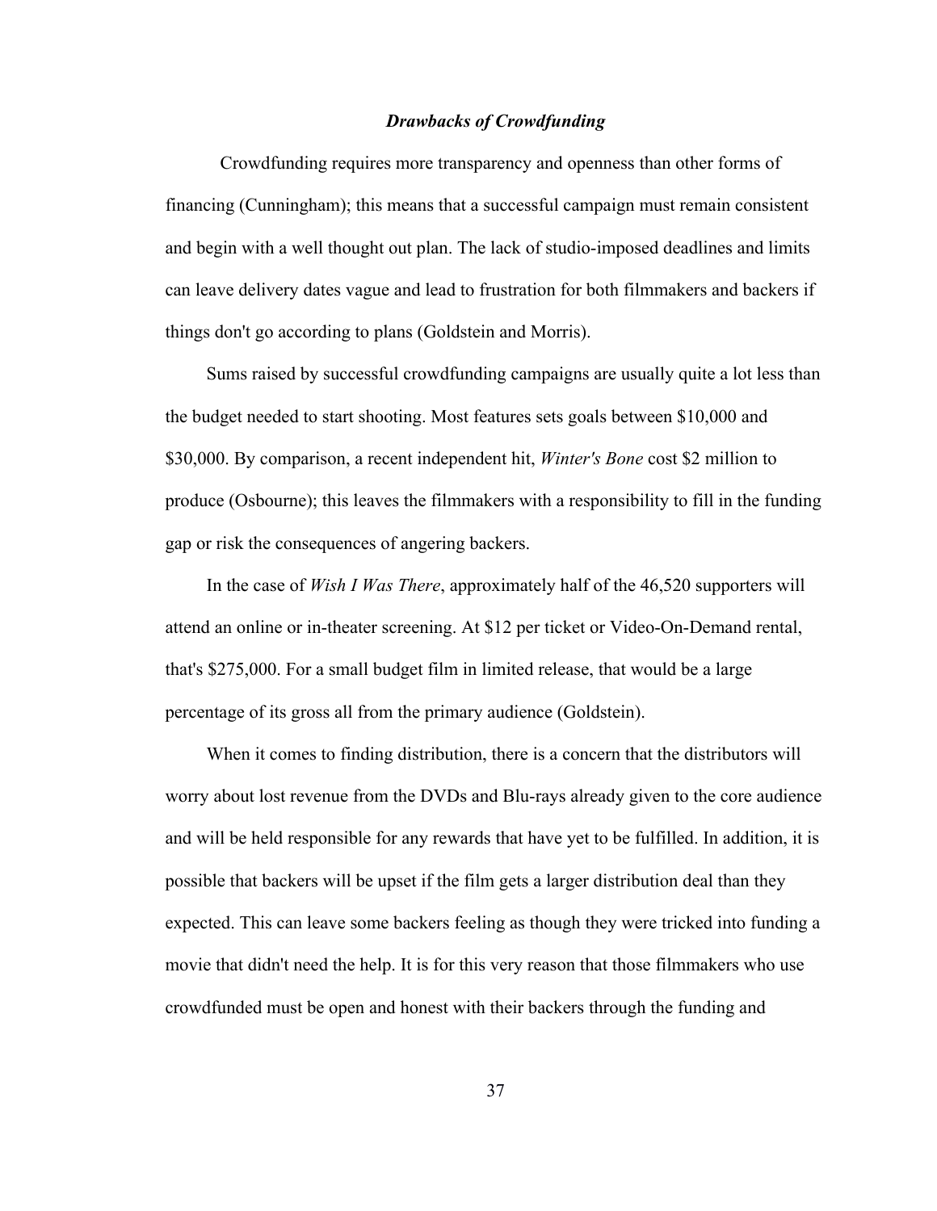### ***Drawbacks of Crowdfunding***

Crowdfunding requires more transparency and openness than other forms of financing (Cunningham); this means that a successful campaign must remain consistent and begin with a well thought out plan. The lack of studio-imposed deadlines and limits can leave delivery dates vague and lead to frustration for both filmmakers and backers if things don't go according to plans (Goldstein and Morris).

Sums raised by successful crowdfunding campaigns are usually quite a lot less than the budget needed to start shooting. Most features sets goals between $10,000 and $30,000. By comparison, a recent independent hit, *Winter's Bone* cost $2 million to produce (Osbourne); this leaves the filmmakers with a responsibility to fill in the funding gap or risk the consequences of angering backers.

In the case of *Wish I Was There*, approximately half of the 46,520 supporters will attend an online or in-theater screening. At $12 per ticket or Video-On-Demand rental, that's $275,000. For a small budget film in limited release, that would be a large percentage of its gross all from the primary audience (Goldstein).

When it comes to finding distribution, there is a concern that the distributors will worry about lost revenue from the DVDs and Blu-rays already given to the core audience and will be held responsible for any rewards that have yet to be fulfilled. In addition, it is possible that backers will be upset if the film gets a larger distribution deal than they expected. This can leave some backers feeling as though they were tricked into funding a movie that didn't need the help. It is for this very reason that those filmmakers who use crowdfunded must be open and honest with their backers through the funding and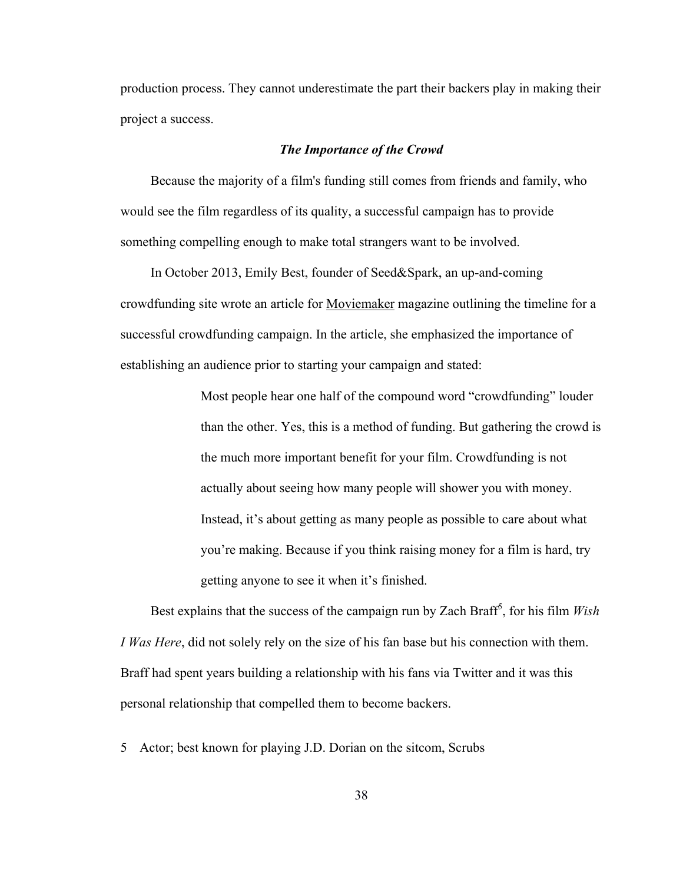production process. They cannot underestimate the part their backers play in making their project a success.

### ***The Importance of the Crowd***

Because the majority of a film's funding still comes from friends and family, who would see the film regardless of its quality, a successful campaign has to provide something compelling enough to make total strangers want to be involved.

In October 2013, Emily Best, founder of Seed&Spark, an up-and-coming crowdfunding site wrote an article for Moviemaker magazine outlining the timeline for a successful crowdfunding campaign. In the article, she emphasized the importance of establishing an audience prior to starting your campaign and stated:

> Most people hear one half of the compound word "crowdfunding" louder than the other. Yes, this is a method of funding. But gathering the crowd is the much more important benefit for your film. Crowdfunding is not actually about seeing how many people will shower you with money. Instead, it's about getting as many people as possible to care about what you're making. Because if you think raising money for a film is hard, try getting anyone to see it when it's finished.

Best explains that the success of the campaign run by Zach Braff[5], for his film *Wish I Was Here*, did not solely rely on the size of his fan base but his connection with them. Braff had spent years building a relationship with his fans via Twitter and it was this personal relationship that compelled them to become backers.

5 Actor; best known for playing J.D. Dorian on the sitcom, Scrubs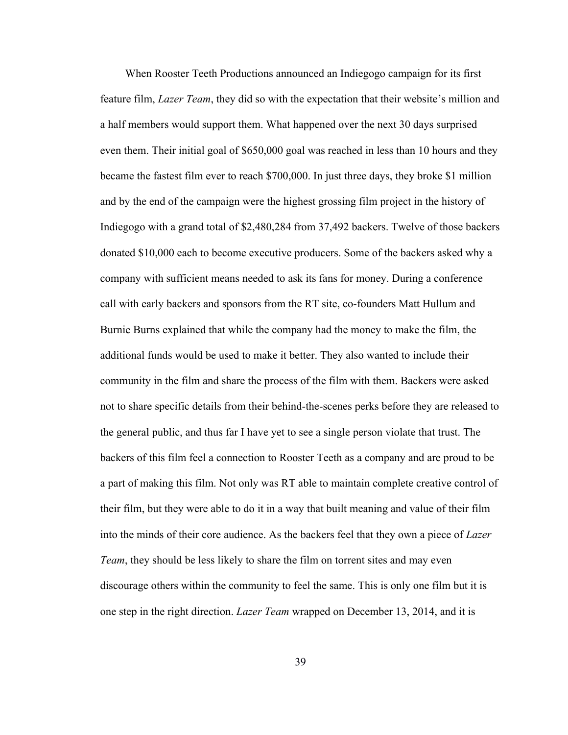When Rooster Teeth Productions announced an Indiegogo campaign for its first feature film, *Lazer Team*, they did so with the expectation that their website's million and a half members would support them. What happened over the next 30 days surprised even them. Their initial goal of $650,000 goal was reached in less than 10 hours and they became the fastest film ever to reach $700,000. In just three days, they broke $1 million and by the end of the campaign were the highest grossing film project in the history of Indiegogo with a grand total of $2,480,284 from 37,492 backers. Twelve of those backers donated $10,000 each to become executive producers. Some of the backers asked why a company with sufficient means needed to ask its fans for money. During a conference call with early backers and sponsors from the RT site, co-founders Matt Hullum and Burnie Burns explained that while the company had the money to make the film, the additional funds would be used to make it better. They also wanted to include their community in the film and share the process of the film with them. Backers were asked not to share specific details from their behind-the-scenes perks before they are released to the general public, and thus far I have yet to see a single person violate that trust. The backers of this film feel a connection to Rooster Teeth as a company and are proud to be a part of making this film. Not only was RT able to maintain complete creative control of their film, but they were able to do it in a way that built meaning and value of their film into the minds of their core audience. As the backers feel that they own a piece of *Lazer Team*, they should be less likely to share the film on torrent sites and may even discourage others within the community to feel the same. This is only one film but it is one step in the right direction. *Lazer Team* wrapped on December 13, 2014, and it is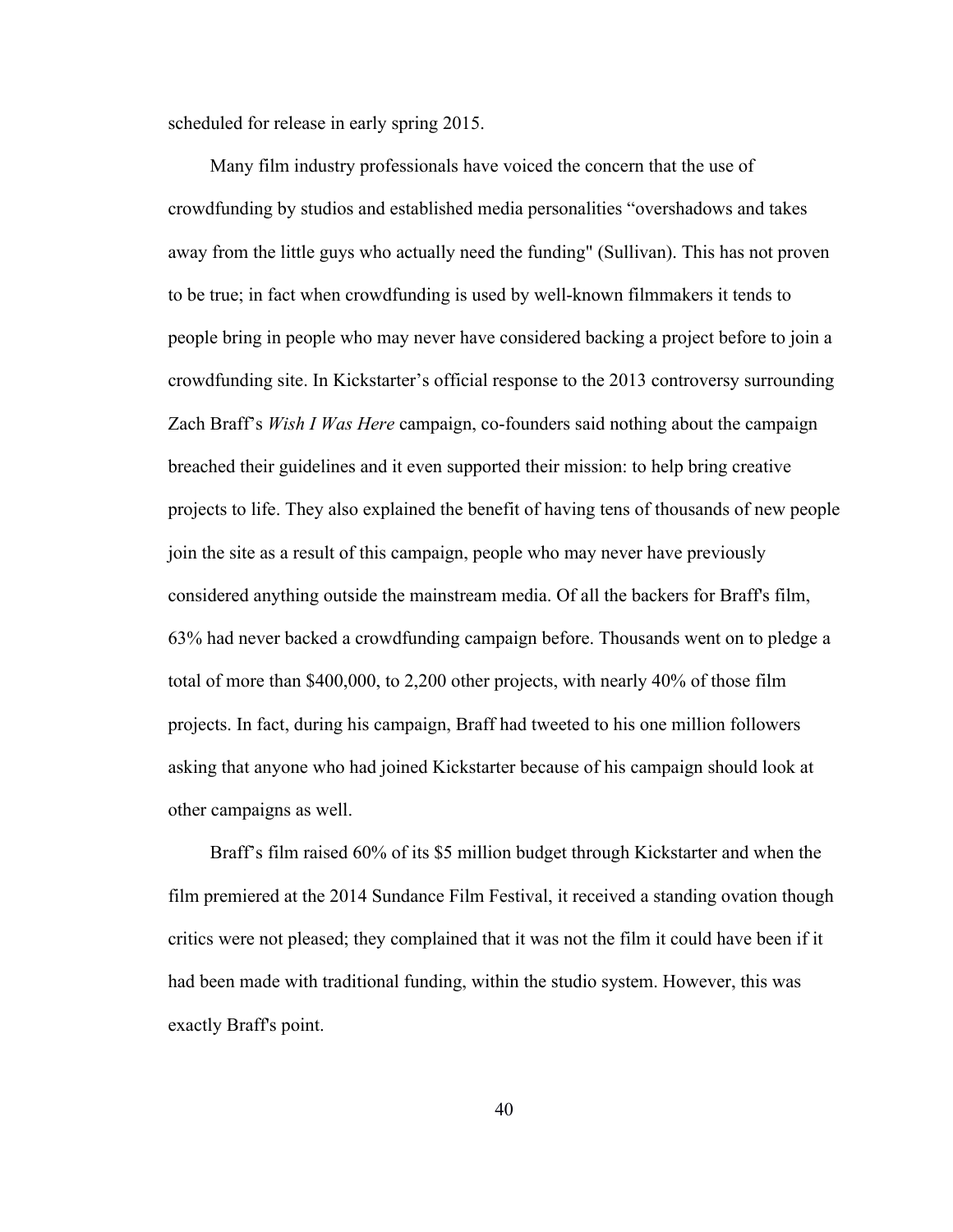scheduled for release in early spring 2015.

Many film industry professionals have voiced the concern that the use of crowdfunding by studios and established media personalities "overshadows and takes away from the little guys who actually need the funding" (Sullivan). This has not proven to be true; in fact when crowdfunding is used by well-known filmmakers it tends to people bring in people who may never have considered backing a project before to join a crowdfunding site. In Kickstarter's official response to the 2013 controversy surrounding Zach Braff's *Wish I Was Here* campaign, co-founders said nothing about the campaign breached their guidelines and it even supported their mission: to help bring creative projects to life. They also explained the benefit of having tens of thousands of new people join the site as a result of this campaign, people who may never have previously considered anything outside the mainstream media. Of all the backers for Braff's film, 63% had never backed a crowdfunding campaign before. Thousands went on to pledge a total of more than $400,000, to 2,200 other projects, with nearly 40% of those film projects. In fact, during his campaign, Braff had tweeted to his one million followers asking that anyone who had joined Kickstarter because of his campaign should look at other campaigns as well.

Braff's film raised 60% of its $5 million budget through Kickstarter and when the film premiered at the 2014 Sundance Film Festival, it received a standing ovation though critics were not pleased; they complained that it was not the film it could have been if it had been made with traditional funding, within the studio system. However, this was exactly Braff's point.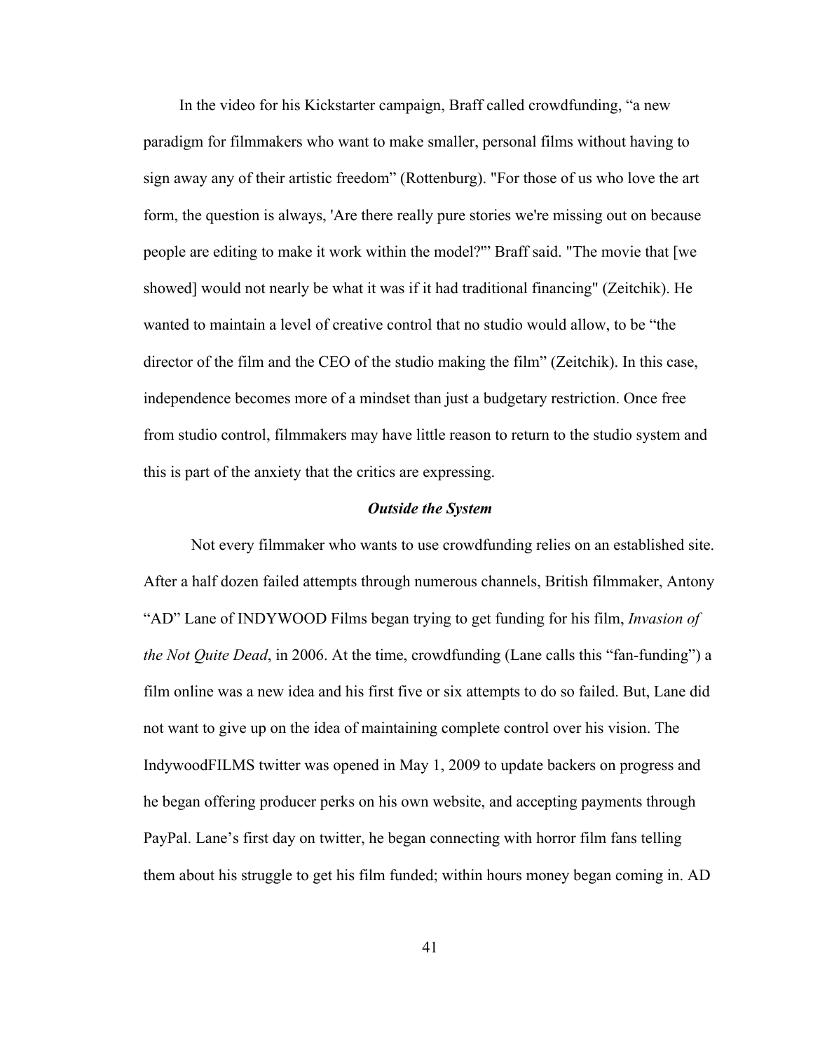In the video for his Kickstarter campaign, Braff called crowdfunding, “a new paradigm for filmmakers who want to make smaller, personal films without having to sign away any of their artistic freedom” (Rottenburg). "For those of us who love the art form, the question is always, 'Are there really pure stories we're missing out on because people are editing to make it work within the model?'” Braff said. "The movie that [we showed] would not nearly be what it was if it had traditional financing" (Zeitchik). He wanted to maintain a level of creative control that no studio would allow, to be “the director of the film and the CEO of the studio making the film” (Zeitchik). In this case, independence becomes more of a mindset than just a budgetary restriction. Once free from studio control, filmmakers may have little reason to return to the studio system and this is part of the anxiety that the critics are expressing.

### ***Outside the System***

Not every filmmaker who wants to use crowdfunding relies on an established site. After a half dozen failed attempts through numerous channels, British filmmaker, Antony “AD” Lane of INDYWOOD Films began trying to get funding for his film, *Invasion of the Not Quite Dead*, in 2006. At the time, crowdfunding (Lane calls this “fan-funding”) a film online was a new idea and his first five or six attempts to do so failed. But, Lane did not want to give up on the idea of maintaining complete control over his vision. The IndywoodFILMS twitter was opened in May 1, 2009 to update backers on progress and he began offering producer perks on his own website, and accepting payments through PayPal. Lane’s first day on twitter, he began connecting with horror film fans telling them about his struggle to get his film funded; within hours money began coming in. AD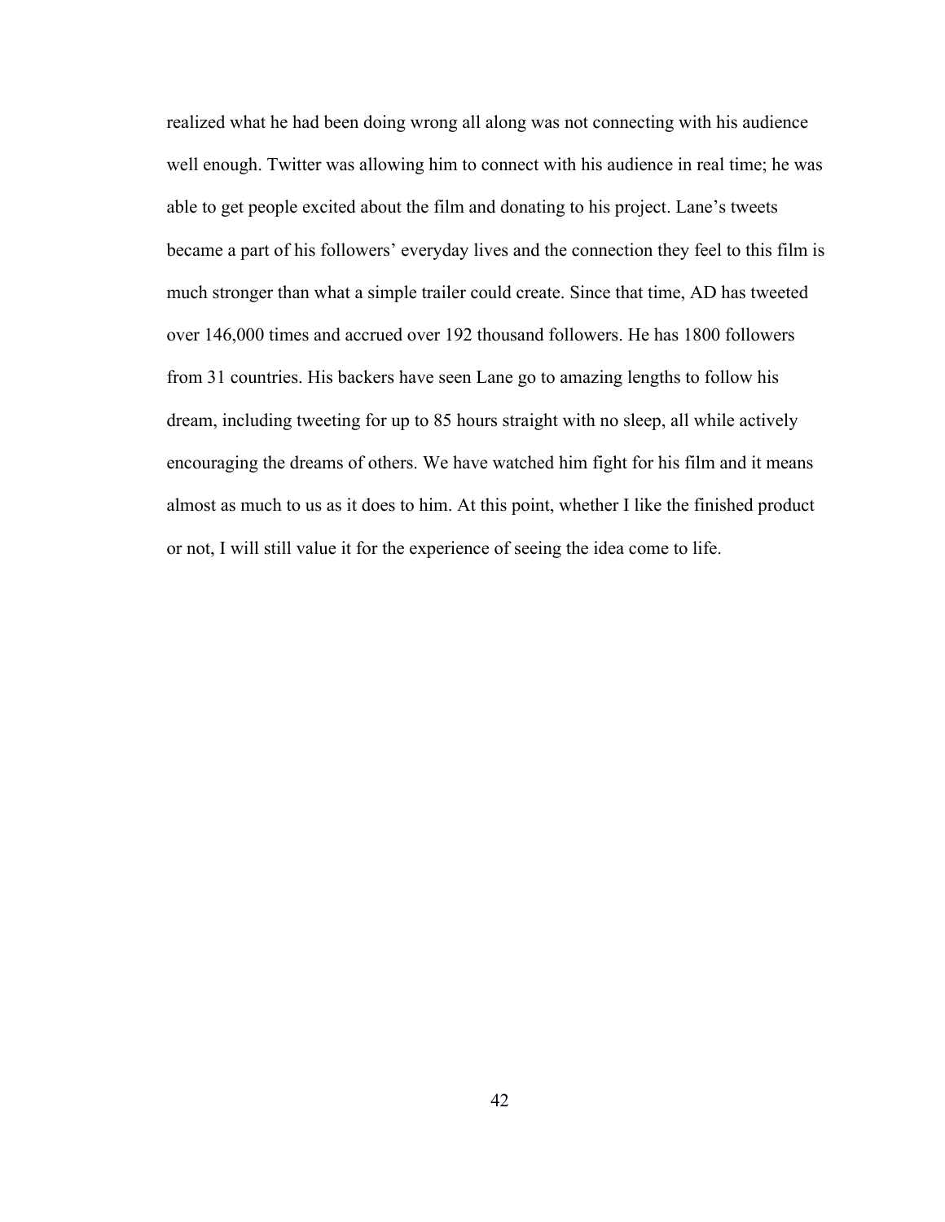realized what he had been doing wrong all along was not connecting with his audience well enough. Twitter was allowing him to connect with his audience in real time; he was able to get people excited about the film and donating to his project. Lane's tweets became a part of his followers' everyday lives and the connection they feel to this film is much stronger than what a simple trailer could create. Since that time, AD has tweeted over 146,000 times and accrued over 192 thousand followers. He has 1800 followers from 31 countries. His backers have seen Lane go to amazing lengths to follow his dream, including tweeting for up to 85 hours straight with no sleep, all while actively encouraging the dreams of others. We have watched him fight for his film and it means almost as much to us as it does to him. At this point, whether I like the finished product or not, I will still value it for the experience of seeing the idea come to life.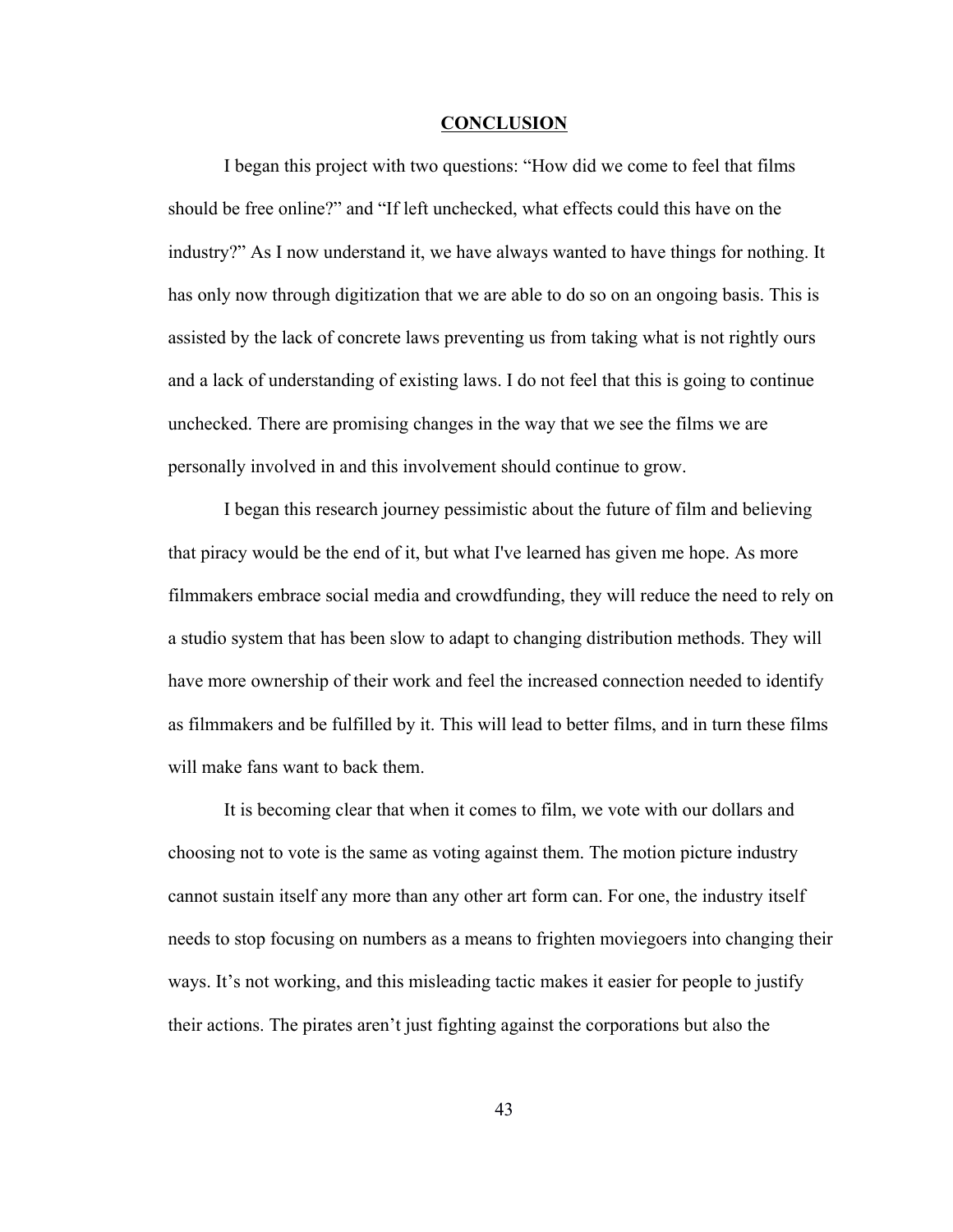# CONCLUSION

I began this project with two questions: "How did we come to feel that films should be free online?" and "If left unchecked, what effects could this have on the industry?" As I now understand it, we have always wanted to have things for nothing. It has only now through digitization that we are able to do so on an ongoing basis. This is assisted by the lack of concrete laws preventing us from taking what is not rightly ours and a lack of understanding of existing laws. I do not feel that this is going to continue unchecked. There are promising changes in the way that we see the films we are personally involved in and this involvement should continue to grow.

I began this research journey pessimistic about the future of film and believing that piracy would be the end of it, but what I've learned has given me hope. As more filmmakers embrace social media and crowdfunding, they will reduce the need to rely on a studio system that has been slow to adapt to changing distribution methods. They will have more ownership of their work and feel the increased connection needed to identify as filmmakers and be fulfilled by it. This will lead to better films, and in turn these films will make fans want to back them.

It is becoming clear that when it comes to film, we vote with our dollars and choosing not to vote is the same as voting against them. The motion picture industry cannot sustain itself any more than any other art form can. For one, the industry itself needs to stop focusing on numbers as a means to frighten moviegoers into changing their ways. It's not working, and this misleading tactic makes it easier for people to justify their actions. The pirates aren't just fighting against the corporations but also the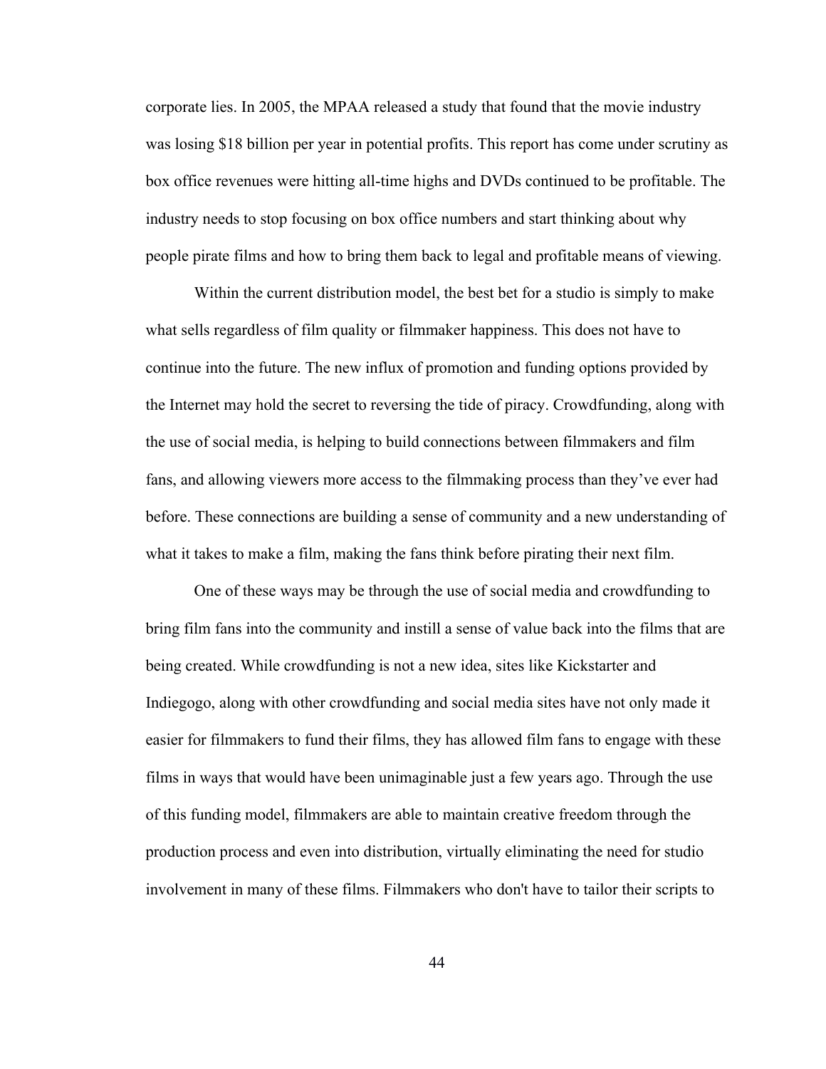corporate lies. In 2005, the MPAA released a study that found that the movie industry was losing $18 billion per year in potential profits. This report has come under scrutiny as box office revenues were hitting all-time highs and DVDs continued to be profitable. The industry needs to stop focusing on box office numbers and start thinking about why people pirate films and how to bring them back to legal and profitable means of viewing.

Within the current distribution model, the best bet for a studio is simply to make what sells regardless of film quality or filmmaker happiness. This does not have to continue into the future. The new influx of promotion and funding options provided by the Internet may hold the secret to reversing the tide of piracy. Crowdfunding, along with the use of social media, is helping to build connections between filmmakers and film fans, and allowing viewers more access to the filmmaking process than they've ever had before. These connections are building a sense of community and a new understanding of what it takes to make a film, making the fans think before pirating their next film.

One of these ways may be through the use of social media and crowdfunding to bring film fans into the community and instill a sense of value back into the films that are being created. While crowdfunding is not a new idea, sites like Kickstarter and Indiegogo, along with other crowdfunding and social media sites have not only made it easier for filmmakers to fund their films, they has allowed film fans to engage with these films in ways that would have been unimaginable just a few years ago. Through the use of this funding model, filmmakers are able to maintain creative freedom through the production process and even into distribution, virtually eliminating the need for studio involvement in many of these films. Filmmakers who don't have to tailor their scripts to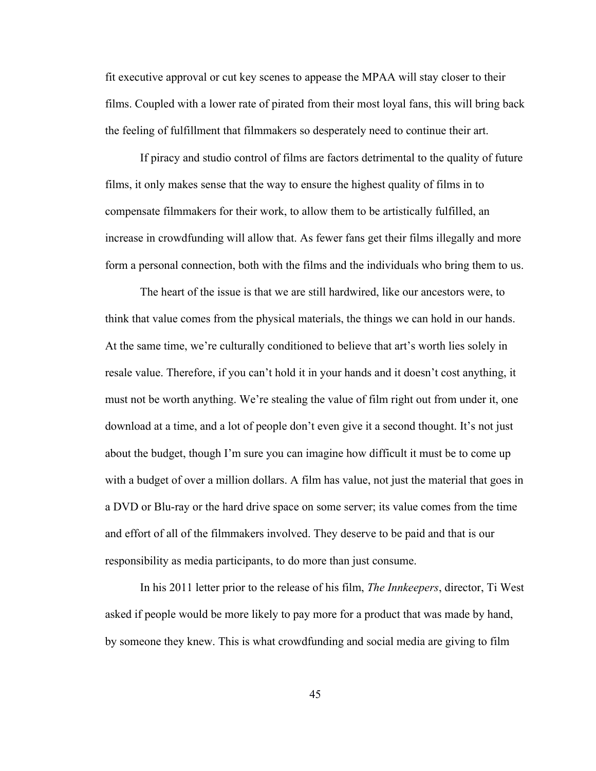fit executive approval or cut key scenes to appease the MPAA will stay closer to their films. Coupled with a lower rate of pirated from their most loyal fans, this will bring back the feeling of fulfillment that filmmakers so desperately need to continue their art.

If piracy and studio control of films are factors detrimental to the quality of future films, it only makes sense that the way to ensure the highest quality of films in to compensate filmmakers for their work, to allow them to be artistically fulfilled, an increase in crowdfunding will allow that. As fewer fans get their films illegally and more form a personal connection, both with the films and the individuals who bring them to us.

The heart of the issue is that we are still hardwired, like our ancestors were, to think that value comes from the physical materials, the things we can hold in our hands. At the same time, we're culturally conditioned to believe that art's worth lies solely in resale value. Therefore, if you can't hold it in your hands and it doesn't cost anything, it must not be worth anything. We're stealing the value of film right out from under it, one download at a time, and a lot of people don't even give it a second thought. It's not just about the budget, though I'm sure you can imagine how difficult it must be to come up with a budget of over a million dollars. A film has value, not just the material that goes in a DVD or Blu-ray or the hard drive space on some server; its value comes from the time and effort of all of the filmmakers involved. They deserve to be paid and that is our responsibility as media participants, to do more than just consume.

In his 2011 letter prior to the release of his film, *The Innkeepers*, director, Ti West asked if people would be more likely to pay more for a product that was made by hand, by someone they knew. This is what crowdfunding and social media are giving to film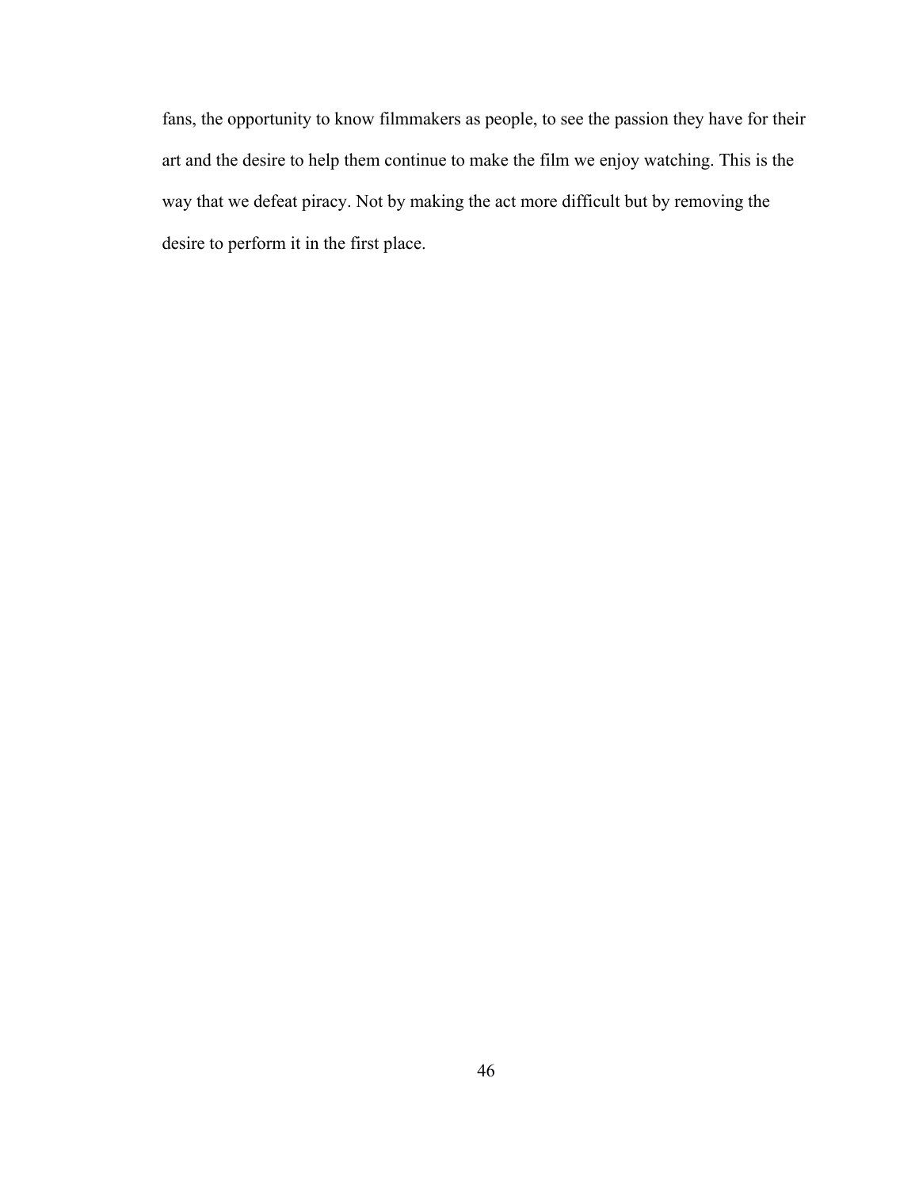fans, the opportunity to know filmmakers as people, to see the passion they have for their art and the desire to help them continue to make the film we enjoy watching. This is the way that we defeat piracy. Not by making the act more difficult but by removing the desire to perform it in the first place.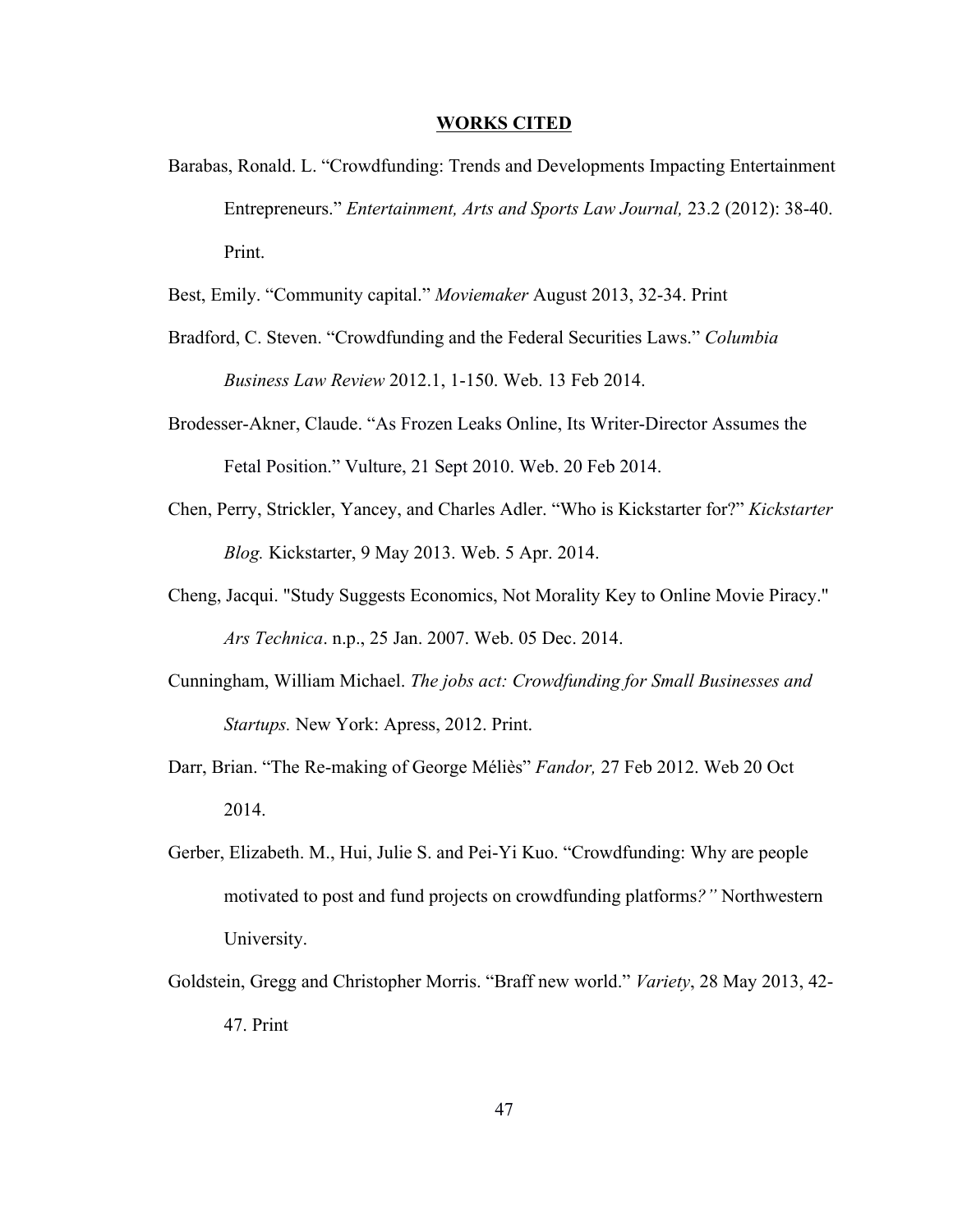# **WORKS CITED**

Barabas, Ronald. L. "Crowdfunding: Trends and Developments Impacting Entertainment Entrepreneurs." *Entertainment, Arts and Sports Law Journal,* 23.2 (2012): 38-40. Print.

Best, Emily. "Community capital." *Moviemaker* August 2013, 32-34. Print

Bradford, C. Steven. "Crowdfunding and the Federal Securities Laws." *Columbia Business Law Review* 2012.1, 1-150. Web. 13 Feb 2014.

Brodesser-Akner, Claude. "As Frozen Leaks Online, Its Writer-Director Assumes the Fetal Position." Vulture, 21 Sept 2010. Web. 20 Feb 2014.

Chen, Perry, Strickler, Yancey, and Charles Adler. "Who is Kickstarter for?" *Kickstarter Blog.* Kickstarter, 9 May 2013. Web. 5 Apr. 2014.

Cheng, Jacqui. "Study Suggests Economics, Not Morality Key to Online Movie Piracy." *Ars Technica*. n.p., 25 Jan. 2007. Web. 05 Dec. 2014.

Cunningham, William Michael. *The jobs act: Crowdfunding for Small Businesses and Startups.* New York: Apress, 2012. Print.

Darr, Brian. "The Re-making of George Méliès" *Fandor,* 27 Feb 2012. Web 20 Oct 2014.

Gerber, Elizabeth. M., Hui, Julie S. and Pei-Yi Kuo. "Crowdfunding: Why are people motivated to post and fund projects on crowdfunding platforms*?"* Northwestern University.

Goldstein, Gregg and Christopher Morris. "Braff new world." *Variety*, 28 May 2013, 42-47. Print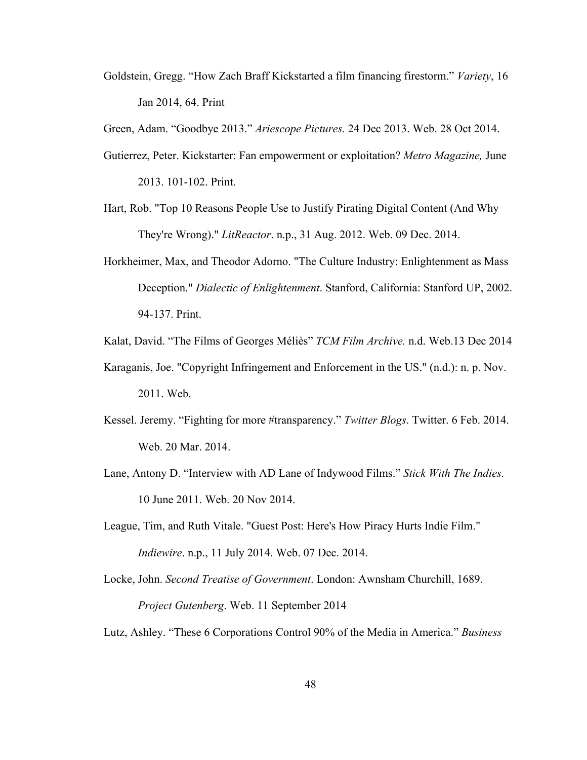Goldstein, Gregg. “How Zach Braff Kickstarted a film financing firestorm.” *Variety*, 16 Jan 2014, 64. Print

Green, Adam. “Goodbye 2013.” *Ariescope Pictures.* 24 Dec 2013. Web. 28 Oct 2014.

Gutierrez, Peter. Kickstarter: Fan empowerment or exploitation? *Metro Magazine,* June 2013. 101-102. Print.

Hart, Rob. "Top 10 Reasons People Use to Justify Pirating Digital Content (And Why They're Wrong)." *LitReactor*. n.p., 31 Aug. 2012. Web. 09 Dec. 2014.

Horkheimer, Max, and Theodor Adorno. "The Culture Industry: Enlightenment as Mass Deception." *Dialectic of Enlightenment*. Stanford, California: Stanford UP, 2002. 94-137. Print.

Kalat, David. “The Films of Georges Méliès” *TCM Film Archive.* n.d. Web.13 Dec 2014

Karaganis, Joe. "Copyright Infringement and Enforcement in the US." (n.d.): n. p. Nov. 2011. Web.

Kessel. Jeremy. “Fighting for more #transparency.” *Twitter Blogs*. Twitter. 6 Feb. 2014. Web. 20 Mar. 2014.

Lane, Antony D. “Interview with AD Lane of Indywood Films.” *Stick With The Indies.* 10 June 2011. Web. 20 Nov 2014.

League, Tim, and Ruth Vitale. "Guest Post: Here's How Piracy Hurts Indie Film." *Indiewire*. n.p., 11 July 2014. Web. 07 Dec. 2014.

Locke, John. *Second Treatise of Government*. London: Awnsham Churchill, 1689. *Project Gutenberg*. Web. 11 September 2014

Lutz, Ashley. “These 6 Corporations Control 90% of the Media in America.” *Business*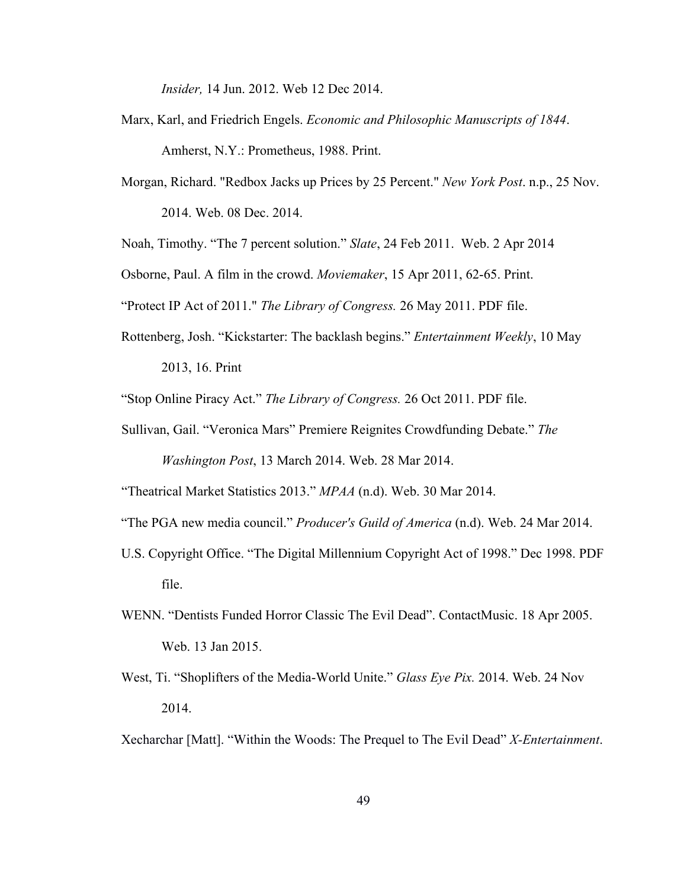*Insider,* 14 Jun. 2012. Web 12 Dec 2014.

Marx, Karl, and Friedrich Engels. *Economic and Philosophic Manuscripts of 1844*. Amherst, N.Y.: Prometheus, 1988. Print.

Morgan, Richard. "Redbox Jacks up Prices by 25 Percent." *New York Post*. n.p., 25 Nov. 2014. Web. 08 Dec. 2014.

Noah, Timothy. "The 7 percent solution." *Slate*, 24 Feb 2011. Web. 2 Apr 2014

Osborne, Paul. A film in the crowd. *Moviemaker*, 15 Apr 2011, 62-65. Print.

"Protect IP Act of 2011." *The Library of Congress.* 26 May 2011. PDF file.

Rottenberg, Josh. "Kickstarter: The backlash begins." *Entertainment Weekly*, 10 May 2013, 16. Print

"Stop Online Piracy Act." *The Library of Congress.* 26 Oct 2011. PDF file.

Sullivan, Gail. "Veronica Mars" Premiere Reignites Crowdfunding Debate." *The Washington Post*, 13 March 2014. Web. 28 Mar 2014.

"Theatrical Market Statistics 2013." *MPAA* (n.d). Web. 30 Mar 2014.

"The PGA new media council." *Producer's Guild of America* (n.d). Web. 24 Mar 2014.

U.S. Copyright Office. "The Digital Millennium Copyright Act of 1998." Dec 1998. PDF file.

WENN. "Dentists Funded Horror Classic The Evil Dead". ContactMusic. 18 Apr 2005. Web. 13 Jan 2015.

West, Ti. "Shoplifters of the Media-World Unite." *Glass Eye Pix.* 2014. Web. 24 Nov 2014.

Xecharchar [Matt]. "Within the Woods: The Prequel to The Evil Dead" *X-Entertainment*.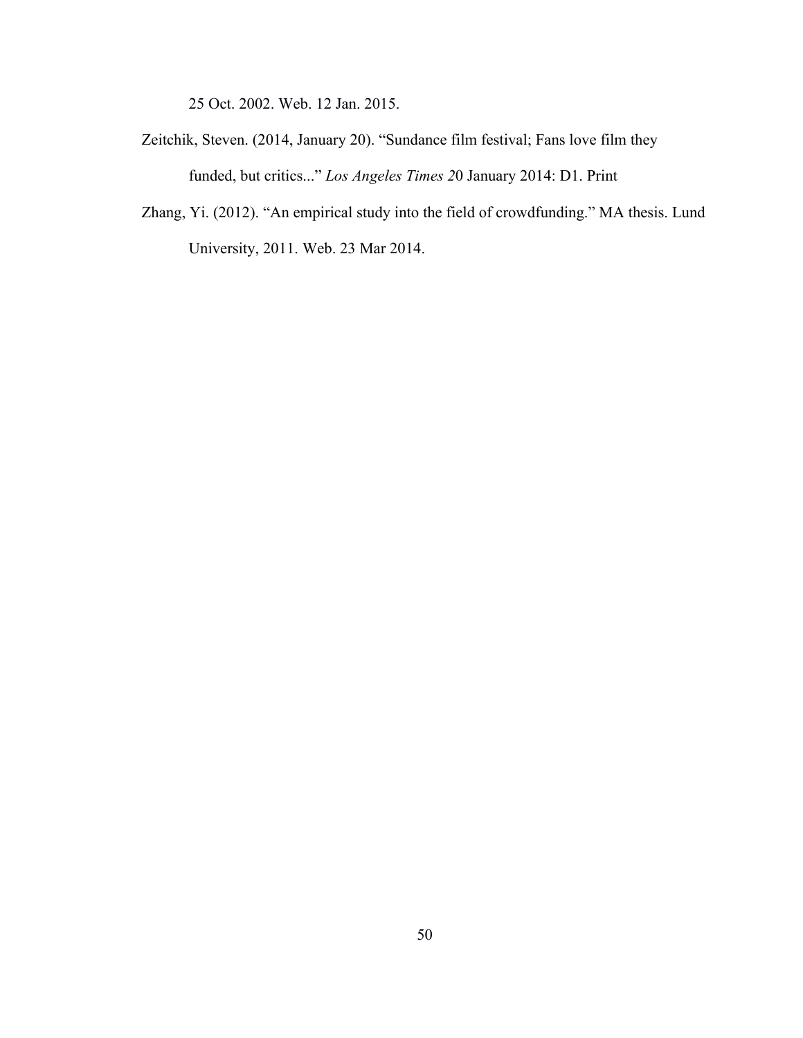25 Oct. 2002. Web. 12 Jan. 2015.

Zeitchik, Steven. (2014, January 20). "Sundance film festival; Fans love film they funded, but critics..." *Los Angeles Times 2*0 January 2014: D1. Print

Zhang, Yi. (2012). "An empirical study into the field of crowdfunding." MA thesis. Lund University, 2011. Web. 23 Mar 2014.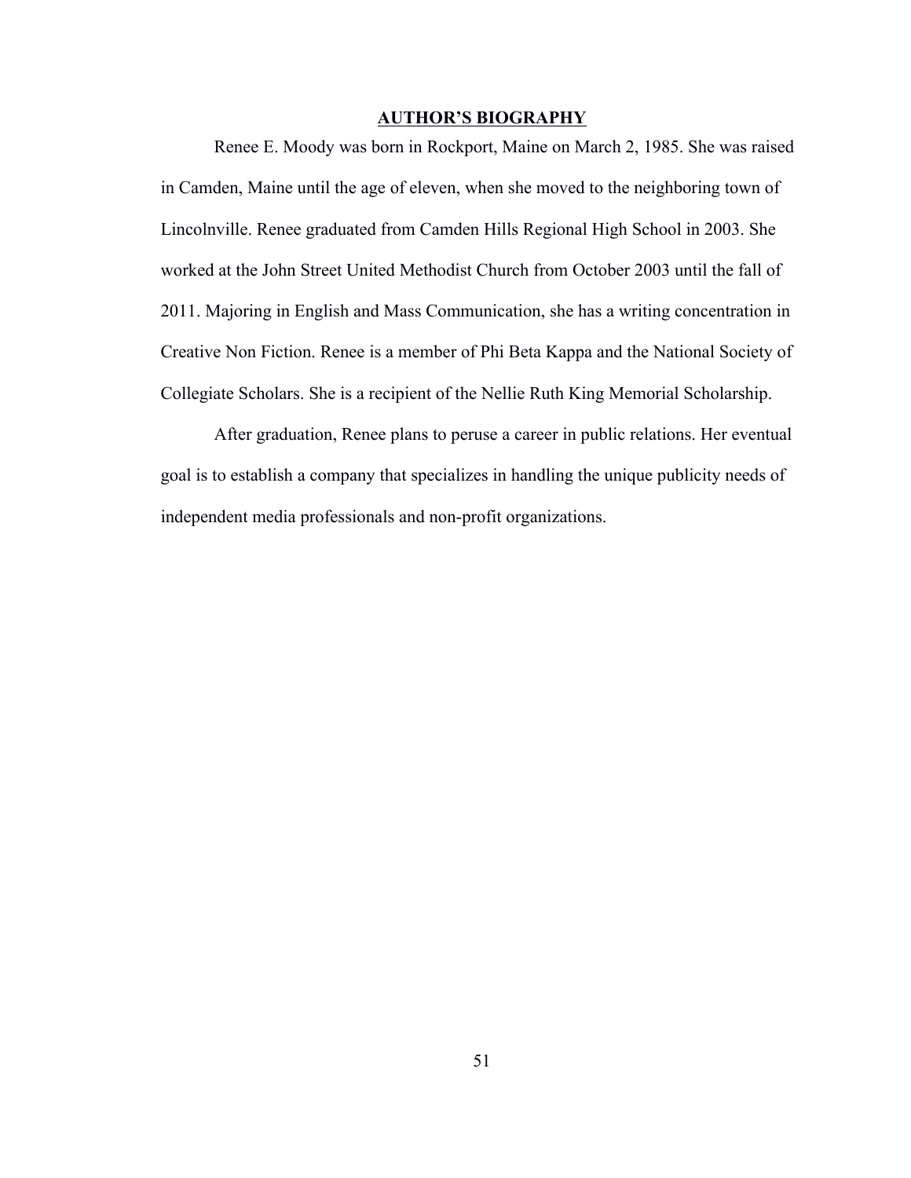## AUTHOR'S BIOGRAPHY

Renee E. Moody was born in Rockport, Maine on March 2, 1985. She was raised in Camden, Maine until the age of eleven, when she moved to the neighboring town of Lincolnville. Renee graduated from Camden Hills Regional High School in 2003. She worked at the John Street United Methodist Church from October 2003 until the fall of 2011. Majoring in English and Mass Communication, she has a writing concentration in Creative Non Fiction. Renee is a member of Phi Beta Kappa and the National Society of Collegiate Scholars. She is a recipient of the Nellie Ruth King Memorial Scholarship.

After graduation, Renee plans to peruse a career in public relations. Her eventual goal is to establish a company that specializes in handling the unique publicity needs of independent media professionals and non-profit organizations.